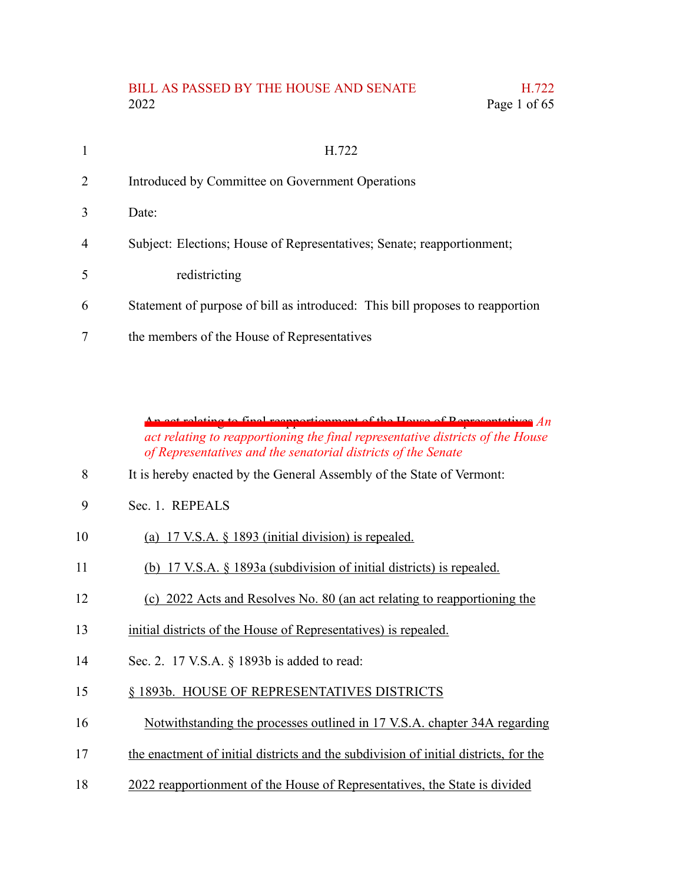H.722

Introduced by Committee on Government Operations

Date:

Subject: Elections; House of Representatives; Senate; reapportionment; redistricting

Statement of purpose of bill as introduced: This bill proposes to reapportion the members of the House of Representatives

~~An act relating to final reapportionment of the House of Representatives~~ *An act relating to reapportioning the final representative districts of the House of Representatives and the senatorial districts of the Senate*

It is hereby enacted by the General Assembly of the State of Vermont:

Sec. 1. REPEALS

(a) 17 V.S.A. § 1893 (initial division) is repealed.

(b) 17 V.S.A. § 1893a (subdivision of initial districts) is repealed.

(c) 2022 Acts and Resolves No. 80 (an act relating to reapportioning the initial districts of the House of Representatives) is repealed.

Sec. 2. 17 V.S.A. § 1893b is added to read:

§ 1893b. HOUSE OF REPRESENTATIVES DISTRICTS

Notwithstanding the processes outlined in 17 V.S.A. chapter 34A regarding the enactment of initial districts and the subdivision of initial districts, for the 2022 reapportionment of the House of Representatives, the State is divided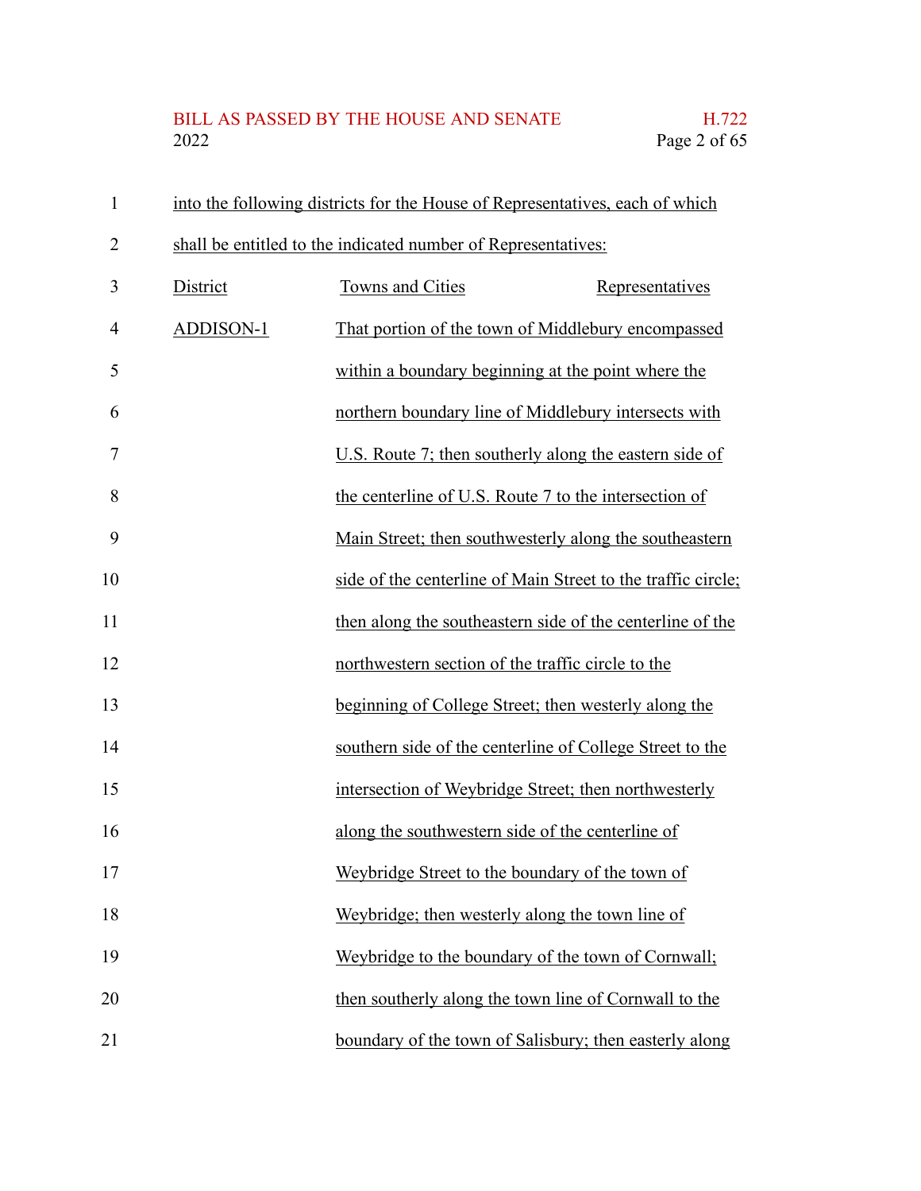into the following districts for the House of Representatives, each of which shall be entitled to the indicated number of Representatives:

| District | Towns and Cities | Representatives |
| --- | --- | --- |
| ADDISON-1 | That portion of the town of Middlebury encompassed within a boundary beginning at the point where the northern boundary line of Middlebury intersects with U.S. Route 7; then southerly along the eastern side of the centerline of U.S. Route 7 to the intersection of Main Street; then southwesterly along the southeastern side of the centerline of Main Street to the traffic circle; then along the southeastern side of the centerline of the northwestern section of the traffic circle to the beginning of College Street; then westerly along the southern side of the centerline of College Street to the intersection of Weybridge Street; then northwesterly along the southwestern side of the centerline of Weybridge Street to the boundary of the town of Weybridge; then westerly along the town line of Weybridge to the boundary of the town of Cornwall; then southerly along the town line of Cornwall to the boundary of the town of Salisbury; then easterly along | |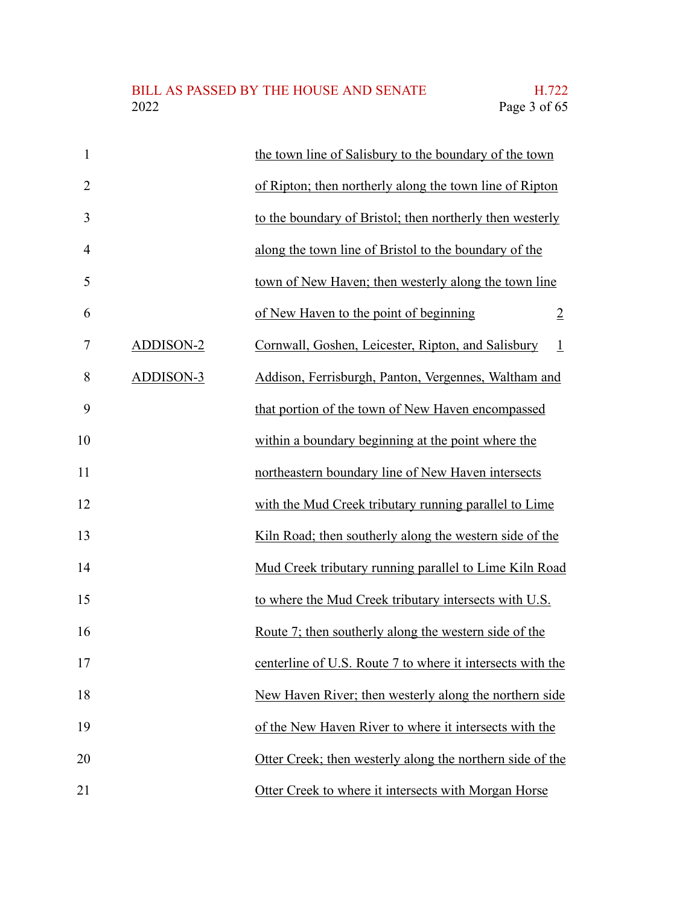| | | |
|---|---|---|
| | the town line of Salisbury to the boundary of the town of Ripton; then northerly along the town line of Ripton to the boundary of Bristol; then northerly then westerly along the town line of Bristol to the boundary of the town of New Haven; then westerly along the town line of New Haven to the point of beginning | 2 |
| ADDISON-2 | Cornwall, Goshen, Leicester, Ripton, and Salisbury | 1 |
| ADDISON-3 | Addison, Ferrisburgh, Panton, Vergennes, Waltham and that portion of the town of New Haven encompassed within a boundary beginning at the point where the northeastern boundary line of New Haven intersects with the Mud Creek tributary running parallel to Lime Kiln Road; then southerly along the western side of the Mud Creek tributary running parallel to Lime Kiln Road to where the Mud Creek tributary intersects with U.S. Route 7; then southerly along the western side of the centerline of U.S. Route 7 to where it intersects with the New Haven River; then westerly along the northern side of the New Haven River to where it intersects with the Otter Creek; then westerly along the northern side of the Otter Creek to where it intersects with Morgan Horse | |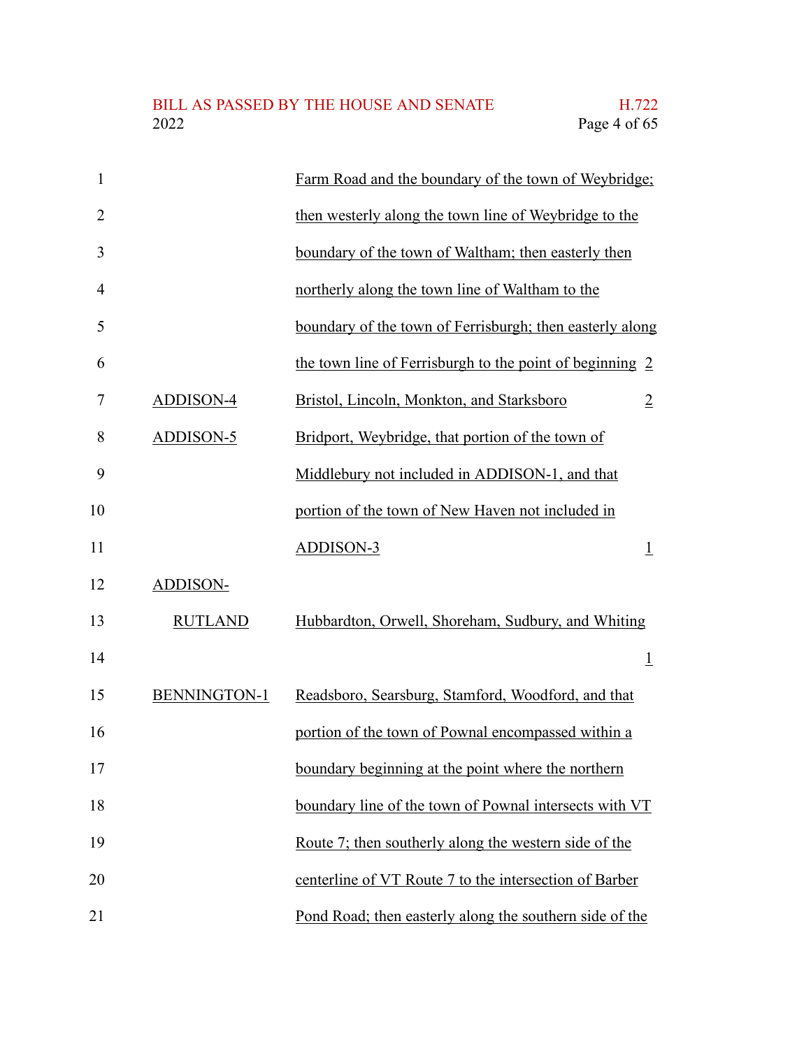| | | |
|---|---|---|
| | Farm Road and the boundary of the town of Weybridge; then westerly along the town line of Weybridge to the boundary of the town of Waltham; then easterly then northerly along the town line of Waltham to the boundary of the town of Ferrisburgh; then easterly along the town line of Ferrisburgh to the point of beginning | 2 |
| ADDISON-4 | Bristol, Lincoln, Monkton, and Starksboro | 2 |
| ADDISON-5 | Bridport, Weybridge, that portion of the town of Middlebury not included in ADDISON-1, and that portion of the town of New Haven not included in ADDISON-3 | 1 |
| ADDISON-RUTLAND | Hubbardton, Orwell, Shoreham, Sudbury, and Whiting | 1 |
| BENNINGTON-1 | Readsboro, Searsburg, Stamford, Woodford, and that portion of the town of Pownal encompassed within a boundary beginning at the point where the northern boundary line of the town of Pownal intersects with VT Route 7; then southerly along the western side of the centerline of VT Route 7 to the intersection of Barber Pond Road; then easterly along the southern side of the | |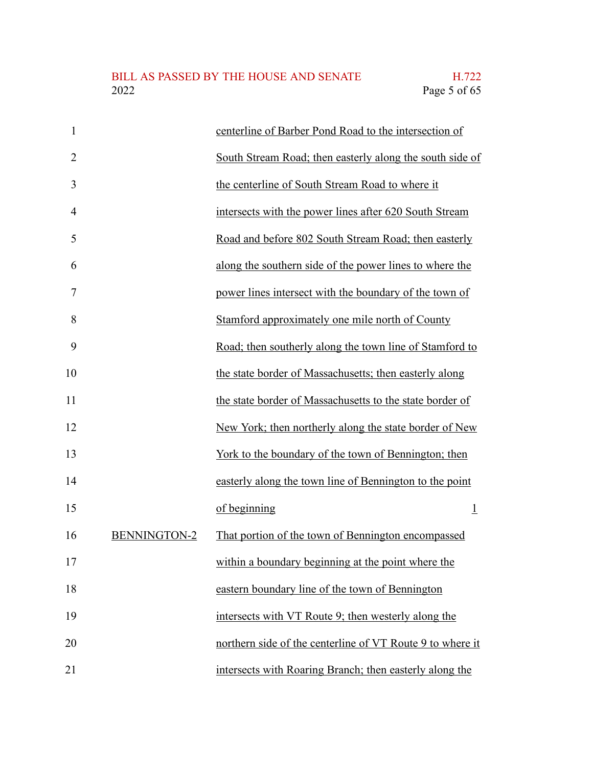centerline of Barber Pond Road to the intersection of South Stream Road; then easterly along the south side of the centerline of South Stream Road to where it intersects with the power lines after 620 South Stream Road and before 802 South Stream Road; then easterly along the southern side of the power lines to where the power lines intersect with the boundary of the town of Stamford approximately one mile north of County Road; then southerly along the town line of Stamford to the state border of Massachusetts; then easterly along the state border of Massachusetts to the state border of New York; then northerly along the state border of New York to the boundary of the town of Bennington; then easterly along the town line of Bennington to the point of beginning 1

BENNINGTON-2 That portion of the town of Bennington encompassed within a boundary beginning at the point where the eastern boundary line of the town of Bennington intersects with VT Route 9; then westerly along the northern side of the centerline of VT Route 9 to where it intersects with Roaring Branch; then easterly along the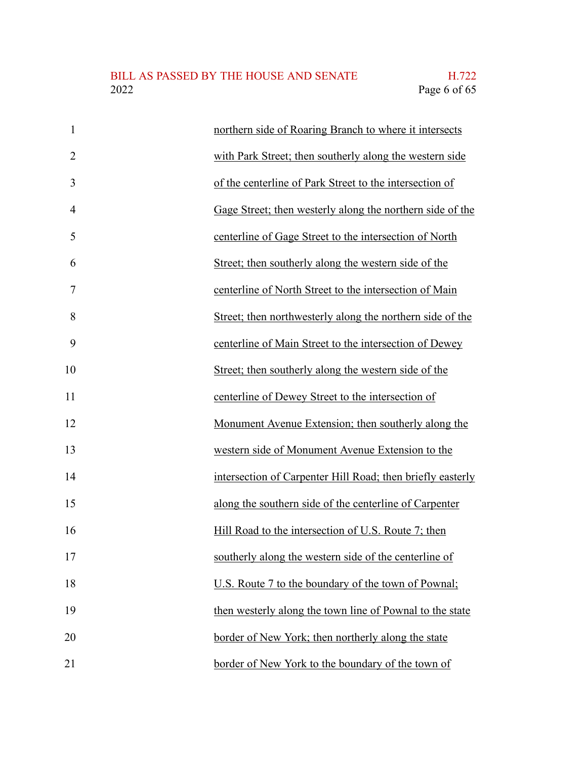northern side of Roaring Branch to where it intersects with Park Street; then southerly along the western side of the centerline of Park Street to the intersection of Gage Street; then westerly along the northern side of the centerline of Gage Street to the intersection of North Street; then southerly along the western side of the centerline of North Street to the intersection of Main Street; then northwesterly along the northern side of the centerline of Main Street to the intersection of Dewey Street; then southerly along the western side of the centerline of Dewey Street to the intersection of Monument Avenue Extension; then southerly along the western side of Monument Avenue Extension to the intersection of Carpenter Hill Road; then briefly easterly along the southern side of the centerline of Carpenter Hill Road to the intersection of U.S. Route 7; then southerly along the western side of the centerline of U.S. Route 7 to the boundary of the town of Pownal; then westerly along the town line of Pownal to the state border of New York; then northerly along the state border of New York to the boundary of the town of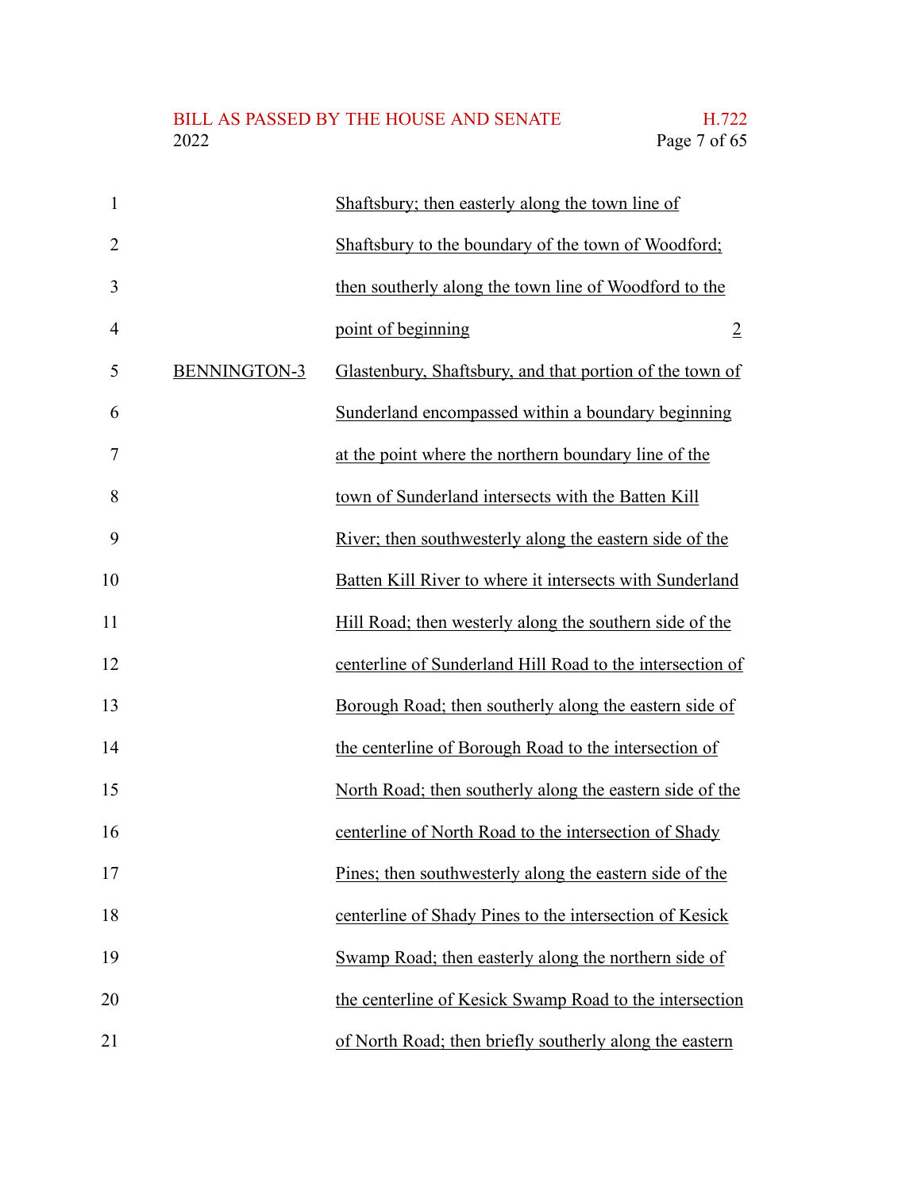| District | Description | Representatives |
|---|---|---|
| | Shaftsbury; then easterly along the town line of Shaftsbury to the boundary of the town of Woodford; then southerly along the town line of Woodford to the point of beginning | 2 |
| BENNINGTON-3 | Glastenbury, Shaftsbury, and that portion of the town of Sunderland encompassed within a boundary beginning at the point where the northern boundary line of the town of Sunderland intersects with the Batten Kill River; then southwesterly along the eastern side of the Batten Kill River to where it intersects with Sunderland Hill Road; then westerly along the southern side of the centerline of Sunderland Hill Road to the intersection of Borough Road; then southerly along the eastern side of the centerline of Borough Road to the intersection of North Road; then southerly along the eastern side of the centerline of North Road to the intersection of Shady Pines; then southwesterly along the eastern side of the centerline of Shady Pines to the intersection of Kesick Swamp Road; then easterly along the northern side of the centerline of Kesick Swamp Road to the intersection of North Road; then briefly southerly along the eastern | |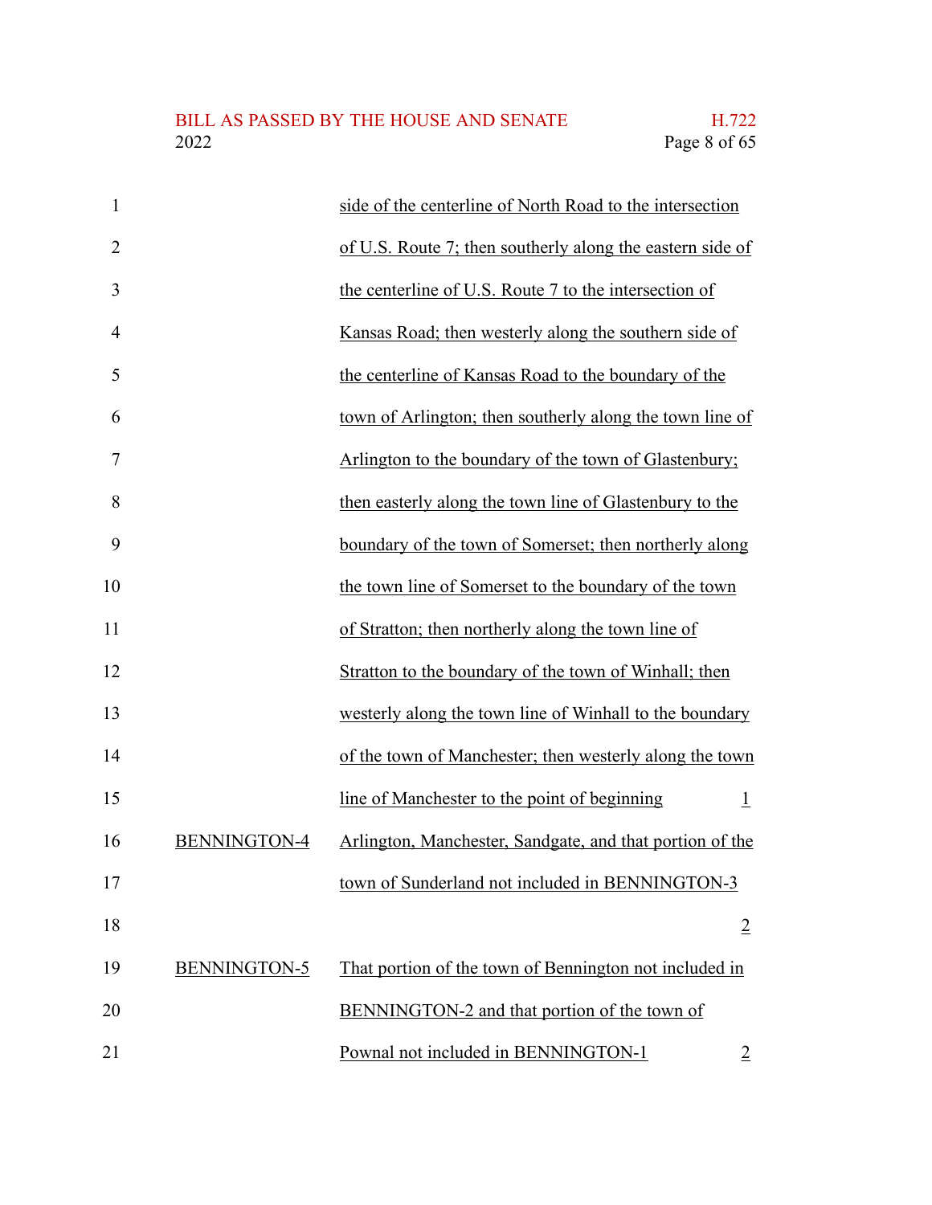| | | |
|---|---|---|
| | side of the centerline of North Road to the intersection of U.S. Route 7; then southerly along the eastern side of the centerline of U.S. Route 7 to the intersection of Kansas Road; then westerly along the southern side of the centerline of Kansas Road to the boundary of the town of Arlington; then southerly along the town line of Arlington to the boundary of the town of Glastenbury; then easterly along the town line of Glastenbury to the boundary of the town of Somerset; then northerly along the town line of Somerset to the boundary of the town of Stratton; then northerly along the town line of Stratton to the boundary of the town of Winhall; then westerly along the town line of Winhall to the boundary of the town of Manchester; then westerly along the town line of Manchester to the point of beginning | 1 |
| BENNINGTON-4 | Arlington, Manchester, Sandgate, and that portion of the town of Sunderland not included in BENNINGTON-3 | 2 |
| BENNINGTON-5 | That portion of the town of Bennington not included in BENNINGTON-2 and that portion of the town of Pownal not included in BENNINGTON-1 | 2 |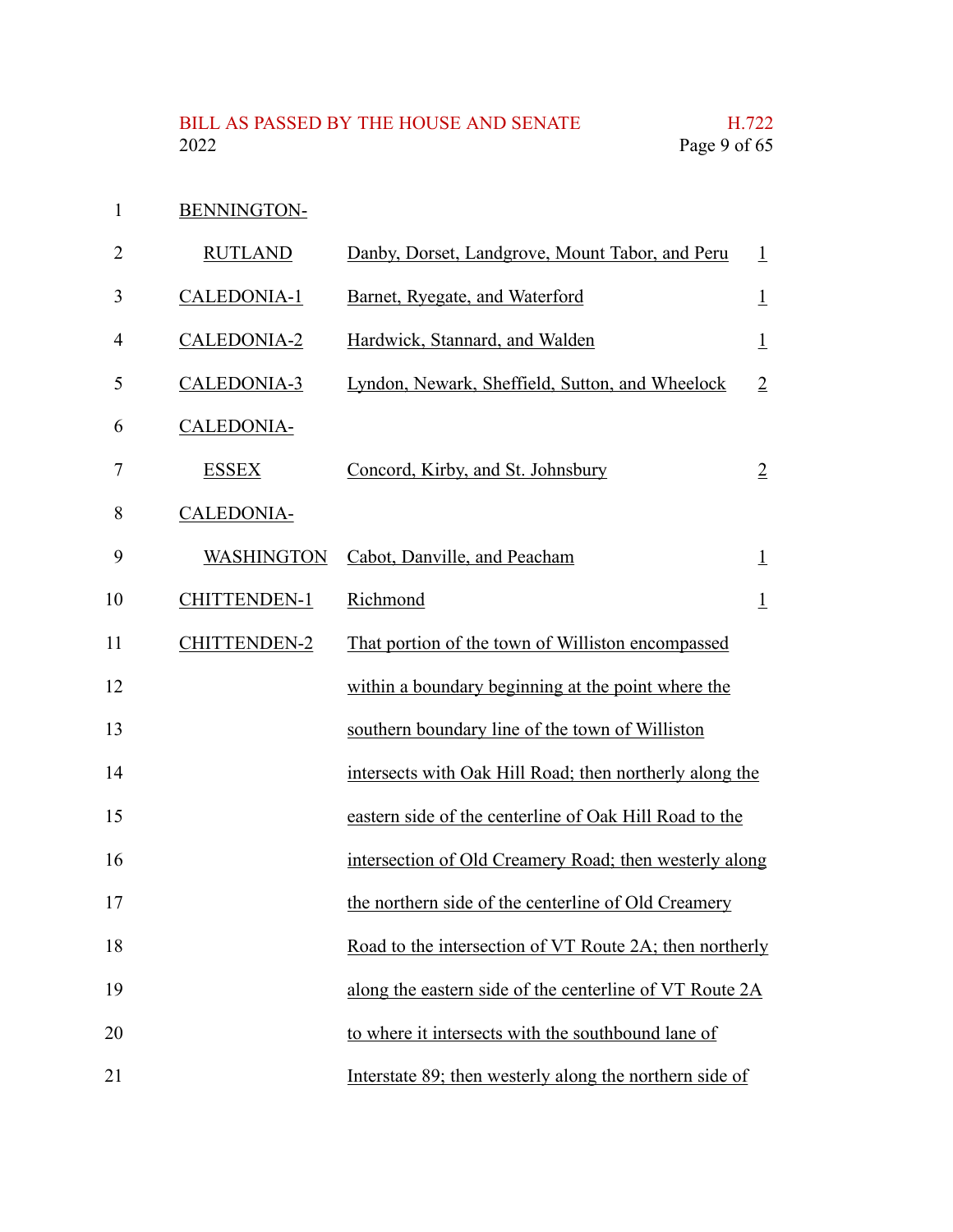| | | |
|---|---|---|
| BENNINGTON-RUTLAND | Danby, Dorset, Landgrove, Mount Tabor, and Peru | 1 |
| CALEDONIA-1 | Barnet, Ryegate, and Waterford | 1 |
| CALEDONIA-2 | Hardwick, Stannard, and Walden | 1 |
| CALEDONIA-3 | Lyndon, Newark, Sheffield, Sutton, and Wheelock | 2 |
| CALEDONIA-ESSEX | Concord, Kirby, and St. Johnsbury | 2 |
| CALEDONIA-WASHINGTON | Cabot, Danville, and Peacham | 1 |
| CHITTENDEN-1 | Richmond | 1 |
| CHITTENDEN-2 | That portion of the town of Williston encompassed within a boundary beginning at the point where the southern boundary line of the town of Williston intersects with Oak Hill Road; then northerly along the eastern side of the centerline of Oak Hill Road to the intersection of Old Creamery Road; then westerly along the northern side of the centerline of Old Creamery Road to the intersection of VT Route 2A; then northerly along the eastern side of the centerline of VT Route 2A to where it intersects with the southbound lane of Interstate 89; then westerly along the northern side of | |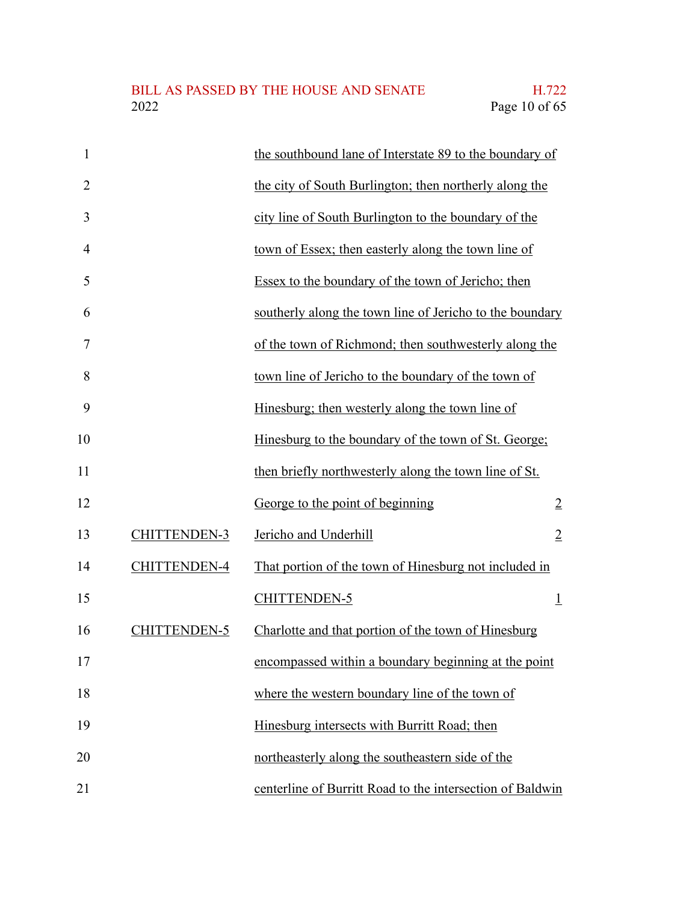| | | |
|---|---|---|
| | the southbound lane of Interstate 89 to the boundary of the city of South Burlington; then northerly along the city line of South Burlington to the boundary of the town of Essex; then easterly along the town line of Essex to the boundary of the town of Jericho; then southerly along the town line of Jericho to the boundary of the town of Richmond; then southwesterly along the town line of Jericho to the boundary of the town of Hinesburg; then westerly along the town line of Hinesburg to the boundary of the town of St. George; then briefly northwesterly along the town line of St. George to the point of beginning | 2 |
| CHITTENDEN-3 | Jericho and Underhill | 2 |
| CHITTENDEN-4 | That portion of the town of Hinesburg not included in CHITTENDEN-5 | 1 |
| CHITTENDEN-5 | Charlotte and that portion of the town of Hinesburg encompassed within a boundary beginning at the point where the western boundary line of the town of Hinesburg intersects with Burritt Road; then northeasterly along the southeastern side of the centerline of Burritt Road to the intersection of Baldwin | |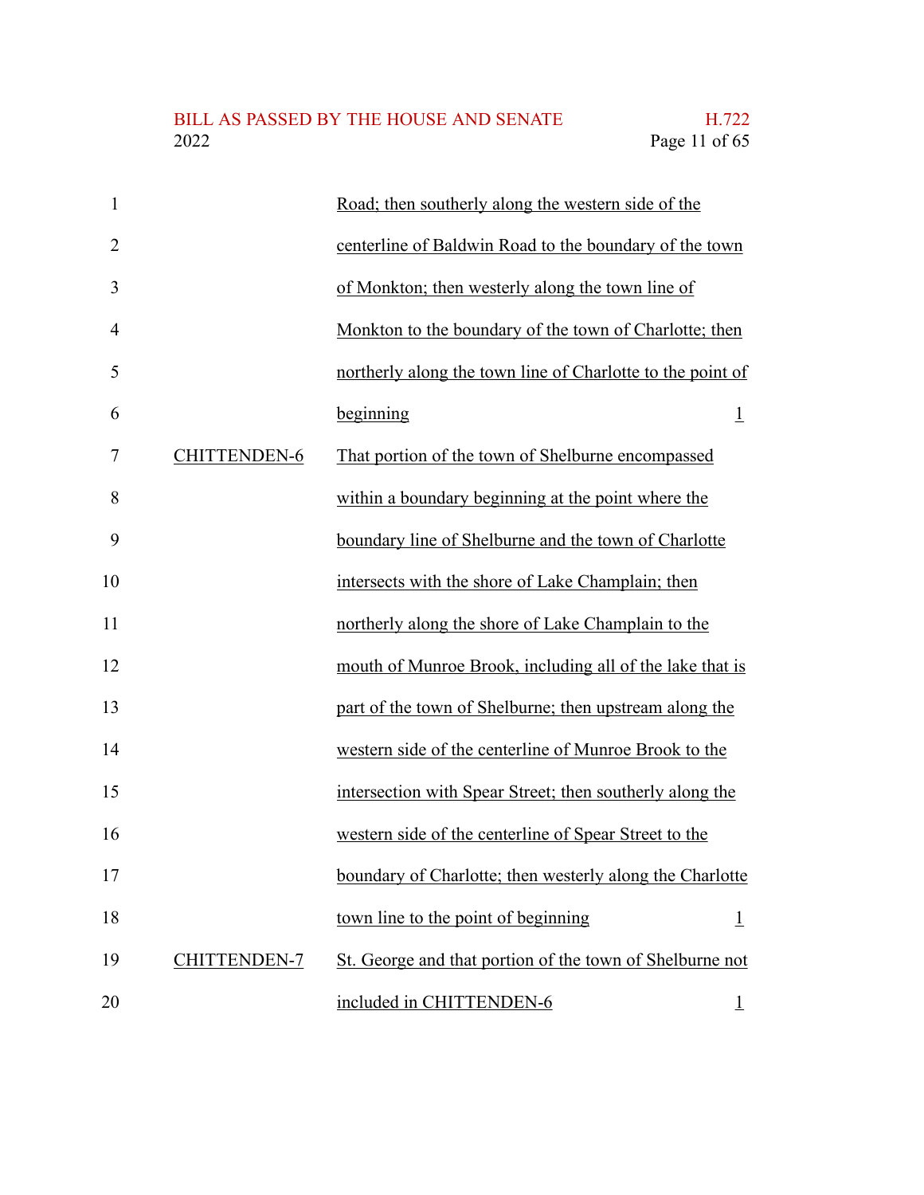| | | |
|---|---|---|
| | Road; then southerly along the western side of the centerline of Baldwin Road to the boundary of the town of Monkton; then westerly along the town line of Monkton to the boundary of the town of Charlotte; then northerly along the town line of Charlotte to the point of beginning | 1 |
| CHITTENDEN-6 | That portion of the town of Shelburne encompassed within a boundary beginning at the point where the boundary line of Shelburne and the town of Charlotte intersects with the shore of Lake Champlain; then northerly along the shore of Lake Champlain to the mouth of Munroe Brook, including all of the lake that is part of the town of Shelburne; then upstream along the western side of the centerline of Munroe Brook to the intersection with Spear Street; then southerly along the western side of the centerline of Spear Street to the boundary of Charlotte; then westerly along the Charlotte town line to the point of beginning | 1 |
| CHITTENDEN-7 | St. George and that portion of the town of Shelburne not included in CHITTENDEN-6 | 1 |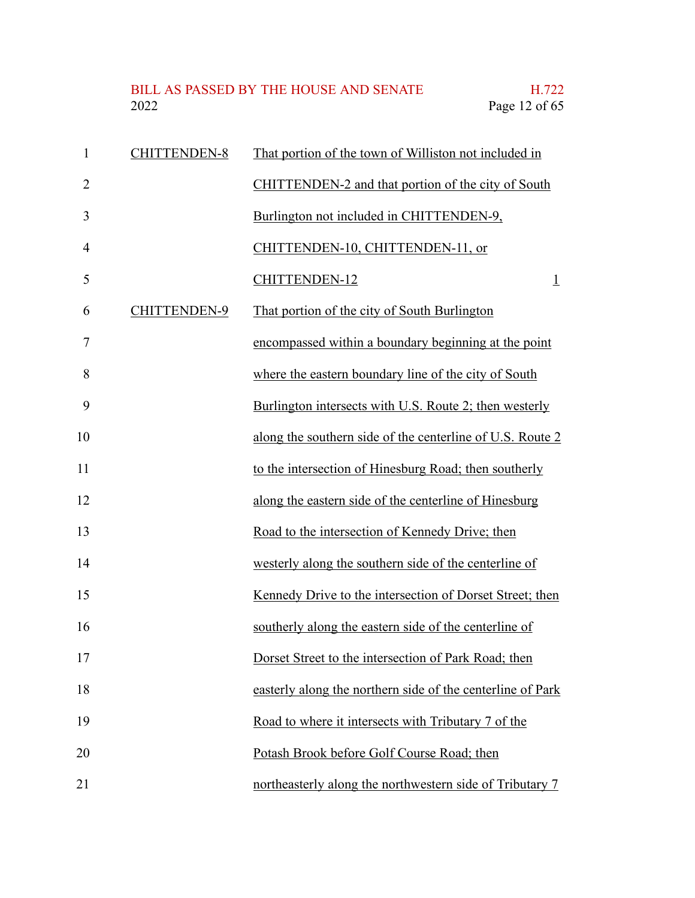| | | |
|---|---|---|
| CHITTENDEN-8 | That portion of the town of Williston not included in CHITTENDEN-2 and that portion of the city of South Burlington not included in CHITTENDEN-9, CHITTENDEN-10, CHITTENDEN-11, or CHITTENDEN-12 | 1 |
| CHITTENDEN-9 | That portion of the city of South Burlington encompassed within a boundary beginning at the point where the eastern boundary line of the city of South Burlington intersects with U.S. Route 2; then westerly along the southern side of the centerline of U.S. Route 2 to the intersection of Hinesburg Road; then southerly along the eastern side of the centerline of Hinesburg Road to the intersection of Kennedy Drive; then westerly along the southern side of the centerline of Kennedy Drive to the intersection of Dorset Street; then southerly along the eastern side of the centerline of Dorset Street to the intersection of Park Road; then easterly along the northern side of the centerline of Park Road to where it intersects with Tributary 7 of the Potash Brook before Golf Course Road; then northeasterly along the northwestern side of Tributary 7 | |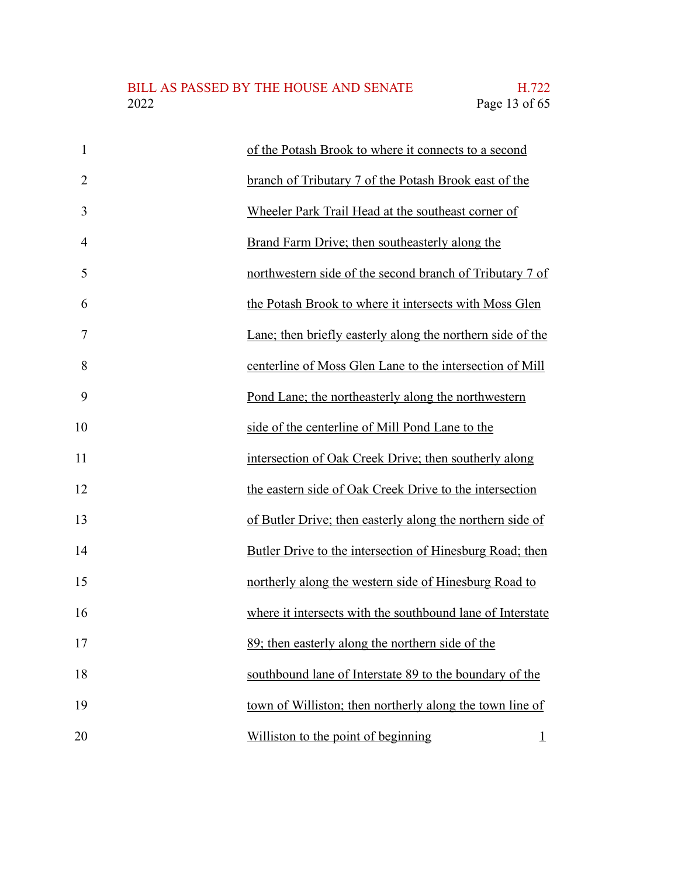of the Potash Brook to where it connects to a second branch of Tributary 7 of the Potash Brook east of the Wheeler Park Trail Head at the southeast corner of Brand Farm Drive; then southeasterly along the northwestern side of the second branch of Tributary 7 of the Potash Brook to where it intersects with Moss Glen Lane; then briefly easterly along the northern side of the centerline of Moss Glen Lane to the intersection of Mill Pond Lane; the northeasterly along the northwestern side of the centerline of Mill Pond Lane to the intersection of Oak Creek Drive; then southerly along the eastern side of Oak Creek Drive to the intersection of Butler Drive; then easterly along the northern side of Butler Drive to the intersection of Hinesburg Road; then northerly along the western side of Hinesburg Road to where it intersects with the southbound lane of Interstate 89; then easterly along the northern side of the southbound lane of Interstate 89 to the boundary of the town of Williston; then northerly along the town line of Williston to the point of beginning 1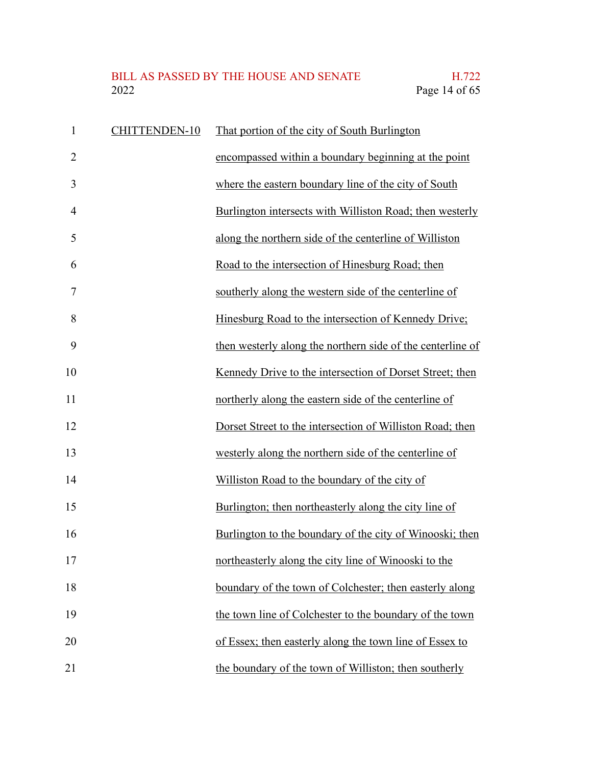CHITTENDEN-10 That portion of the city of South Burlington encompassed within a boundary beginning at the point where the eastern boundary line of the city of South Burlington intersects with Williston Road; then westerly along the northern side of the centerline of Williston Road to the intersection of Hinesburg Road; then southerly along the western side of the centerline of Hinesburg Road to the intersection of Kennedy Drive; then westerly along the northern side of the centerline of Kennedy Drive to the intersection of Dorset Street; then northerly along the eastern side of the centerline of Dorset Street to the intersection of Williston Road; then westerly along the northern side of the centerline of Williston Road to the boundary of the city of Burlington; then northeasterly along the city line of Burlington to the boundary of the city of Winooski; then northeasterly along the city line of Winooski to the boundary of the town of Colchester; then easterly along the town line of Colchester to the boundary of the town of Essex; then easterly along the town line of Essex to the boundary of the town of Williston; then southerly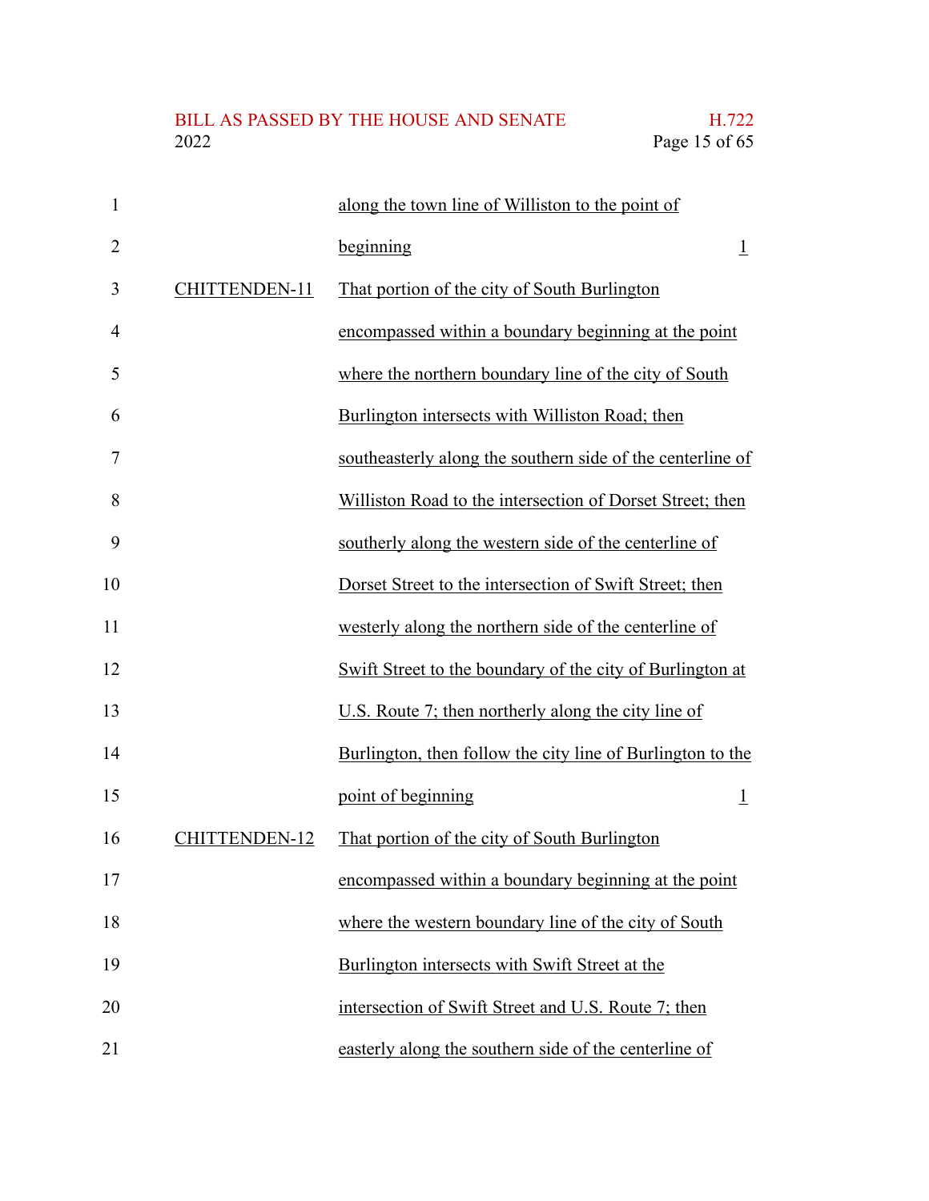| | | |
|---|---|---|
| | along the town line of Williston to the point of beginning | 1 |
| CHITTENDEN-11 | That portion of the city of South Burlington encompassed within a boundary beginning at the point where the northern boundary line of the city of South Burlington intersects with Williston Road; then southeasterly along the southern side of the centerline of Williston Road to the intersection of Dorset Street; then southerly along the western side of the centerline of Dorset Street to the intersection of Swift Street; then westerly along the northern side of the centerline of Swift Street to the boundary of the city of Burlington at U.S. Route 7; then northerly along the city line of Burlington, then follow the city line of Burlington to the point of beginning | 1 |
| CHITTENDEN-12 | That portion of the city of South Burlington encompassed within a boundary beginning at the point where the western boundary line of the city of South Burlington intersects with Swift Street at the intersection of Swift Street and U.S. Route 7; then easterly along the southern side of the centerline of | |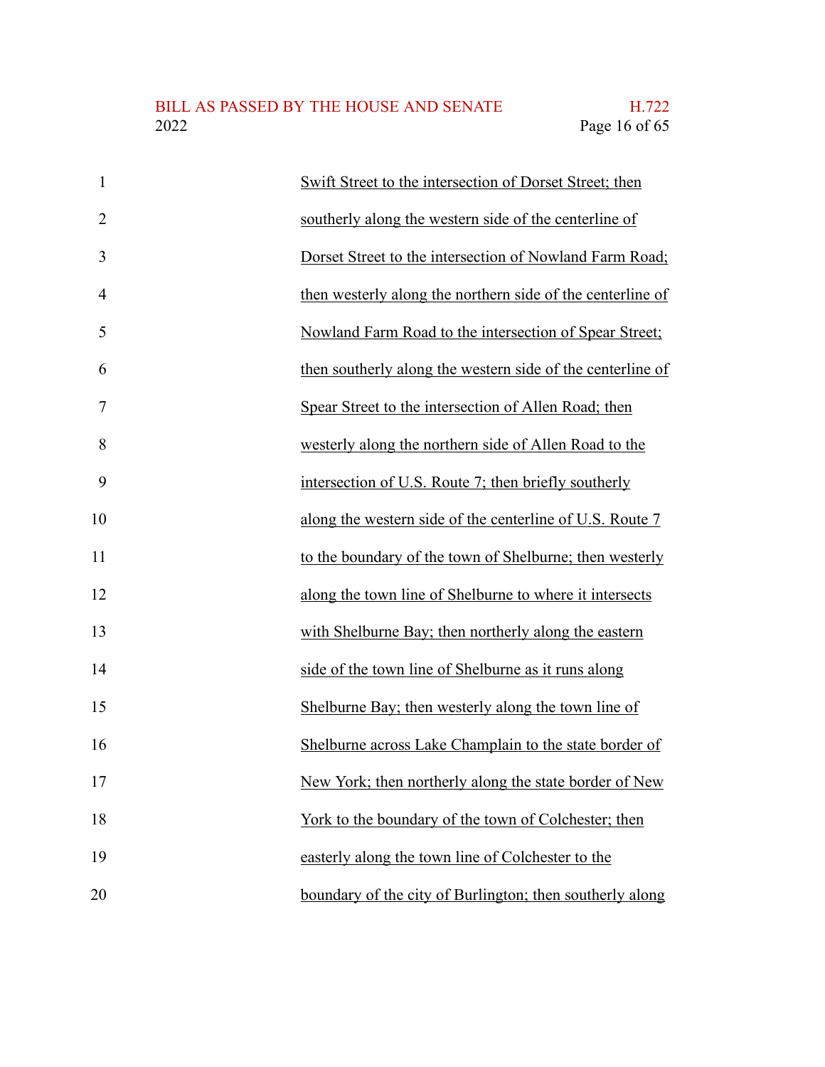Swift Street to the intersection of Dorset Street; then southerly along the western side of the centerline of Dorset Street to the intersection of Nowland Farm Road; then westerly along the northern side of the centerline of Nowland Farm Road to the intersection of Spear Street; then southerly along the western side of the centerline of Spear Street to the intersection of Allen Road; then westerly along the northern side of Allen Road to the intersection of U.S. Route 7; then briefly southerly along the western side of the centerline of U.S. Route 7 to the boundary of the town of Shelburne; then westerly along the town line of Shelburne to where it intersects with Shelburne Bay; then northerly along the eastern side of the town line of Shelburne as it runs along Shelburne Bay; then westerly along the town line of Shelburne across Lake Champlain to the state border of New York; then northerly along the state border of New York to the boundary of the town of Colchester; then easterly along the town line of Colchester to the boundary of the city of Burlington; then southerly along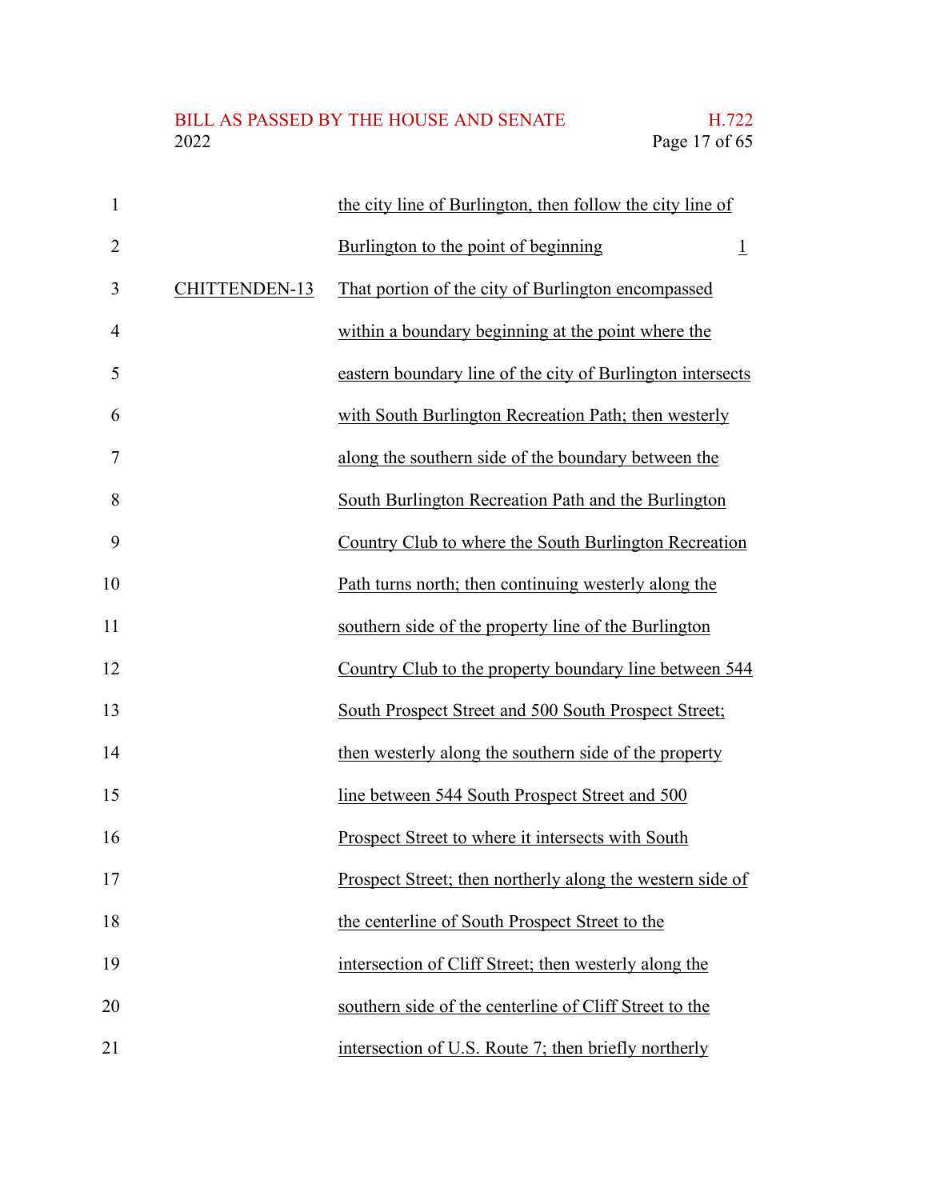the city line of Burlington, then follow the city line of Burlington to the point of beginning 1

CHITTENDEN-13 That portion of the city of Burlington encompassed within a boundary beginning at the point where the eastern boundary line of the city of Burlington intersects with South Burlington Recreation Path; then westerly along the southern side of the boundary between the South Burlington Recreation Path and the Burlington Country Club to where the South Burlington Recreation Path turns north; then continuing westerly along the southern side of the property line of the Burlington Country Club to the property boundary line between 544 South Prospect Street and 500 South Prospect Street; then westerly along the southern side of the property line between 544 South Prospect Street and 500 Prospect Street to where it intersects with South Prospect Street; then northerly along the western side of the centerline of South Prospect Street to the intersection of Cliff Street; then westerly along the southern side of the centerline of Cliff Street to the intersection of U.S. Route 7; then briefly northerly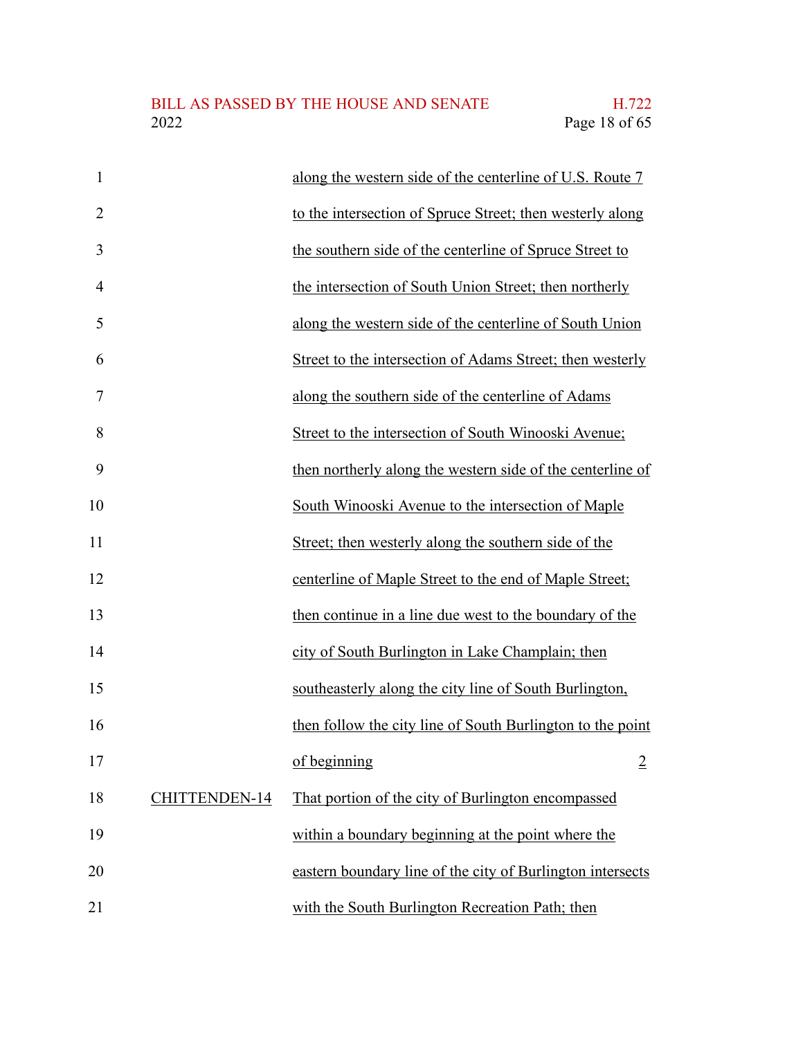| | | |
|---|---|---|
| | along the western side of the centerline of U.S. Route 7 to the intersection of Spruce Street; then westerly along the southern side of the centerline of Spruce Street to the intersection of South Union Street; then northerly along the western side of the centerline of South Union Street to the intersection of Adams Street; then westerly along the southern side of the centerline of Adams Street to the intersection of South Winooski Avenue; then northerly along the western side of the centerline of South Winooski Avenue to the intersection of Maple Street; then westerly along the southern side of the centerline of Maple Street to the end of Maple Street; then continue in a line due west to the boundary of the city of South Burlington in Lake Champlain; then southeasterly along the city line of South Burlington, then follow the city line of South Burlington to the point of beginning | 2 |
| CHITTENDEN-14 | That portion of the city of Burlington encompassed within a boundary beginning at the point where the eastern boundary line of the city of Burlington intersects with the South Burlington Recreation Path; then | |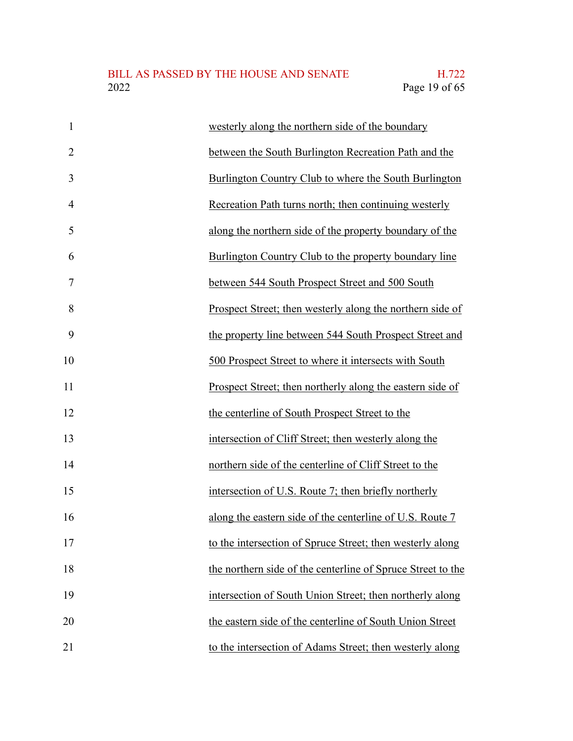westerly along the northern side of the boundary between the South Burlington Recreation Path and the Burlington Country Club to where the South Burlington Recreation Path turns north; then continuing westerly along the northern side of the property boundary of the Burlington Country Club to the property boundary line between 544 South Prospect Street and 500 South Prospect Street; then westerly along the northern side of the property line between 544 South Prospect Street and 500 Prospect Street to where it intersects with South Prospect Street; then northerly along the eastern side of the centerline of South Prospect Street to the intersection of Cliff Street; then westerly along the northern side of the centerline of Cliff Street to the intersection of U.S. Route 7; then briefly northerly along the eastern side of the centerline of U.S. Route 7 to the intersection of Spruce Street; then westerly along the northern side of the centerline of Spruce Street to the intersection of South Union Street; then northerly along the eastern side of the centerline of South Union Street to the intersection of Adams Street; then westerly along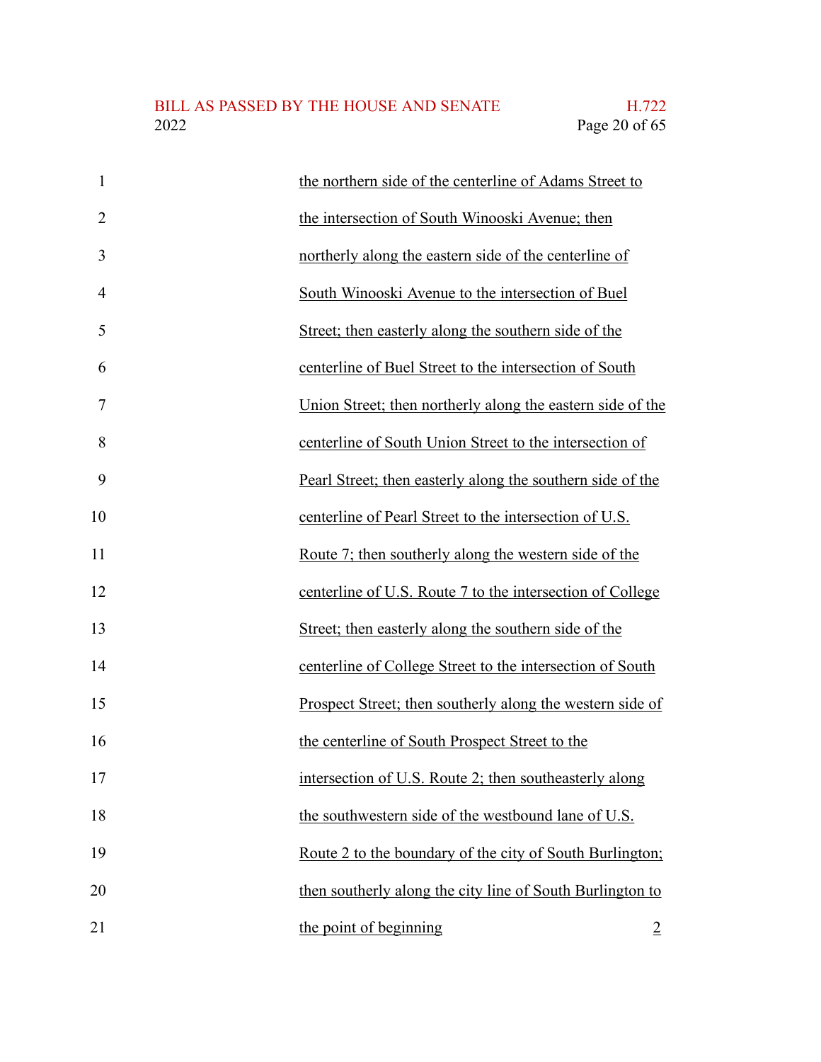the northern side of the centerline of Adams Street to the intersection of South Winooski Avenue; then northerly along the eastern side of the centerline of South Winooski Avenue to the intersection of Buel Street; then easterly along the southern side of the centerline of Buel Street to the intersection of South Union Street; then northerly along the eastern side of the centerline of South Union Street to the intersection of Pearl Street; then easterly along the southern side of the centerline of Pearl Street to the intersection of U.S. Route 7; then southerly along the western side of the centerline of U.S. Route 7 to the intersection of College Street; then easterly along the southern side of the centerline of College Street to the intersection of South Prospect Street; then southerly along the western side of the centerline of South Prospect Street to the intersection of U.S. Route 2; then southeasterly along the southwestern side of the westbound lane of U.S. Route 2 to the boundary of the city of South Burlington; then southerly along the city line of South Burlington to the point of beginning 2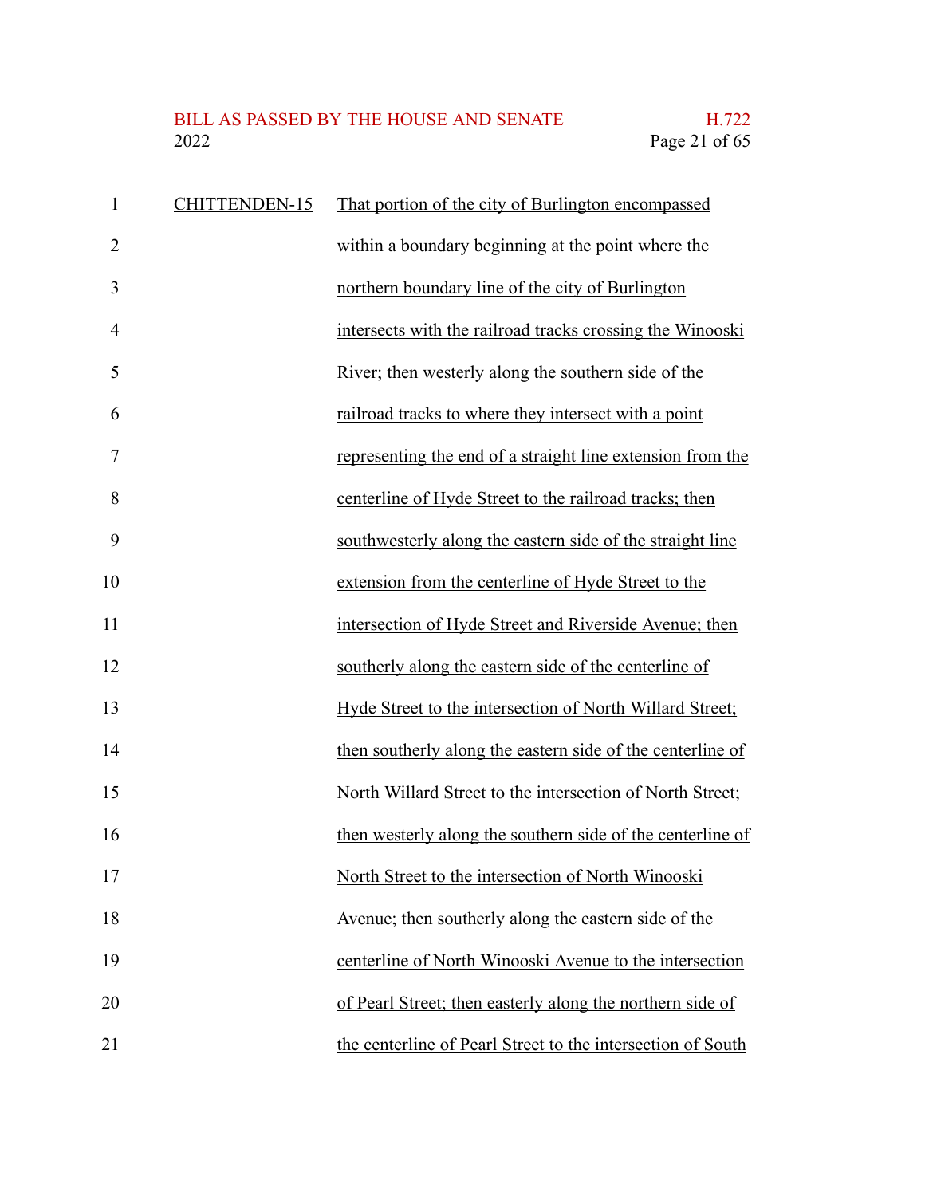CHITTENDEN-15 That portion of the city of Burlington encompassed within a boundary beginning at the point where the northern boundary line of the city of Burlington intersects with the railroad tracks crossing the Winooski River; then westerly along the southern side of the railroad tracks to where they intersect with a point representing the end of a straight line extension from the centerline of Hyde Street to the railroad tracks; then southwesterly along the eastern side of the straight line extension from the centerline of Hyde Street to the intersection of Hyde Street and Riverside Avenue; then southerly along the eastern side of the centerline of Hyde Street to the intersection of North Willard Street; then southerly along the eastern side of the centerline of North Willard Street to the intersection of North Street; then westerly along the southern side of the centerline of North Street to the intersection of North Winooski Avenue; then southerly along the eastern side of the centerline of North Winooski Avenue to the intersection of Pearl Street; then easterly along the northern side of the centerline of Pearl Street to the intersection of South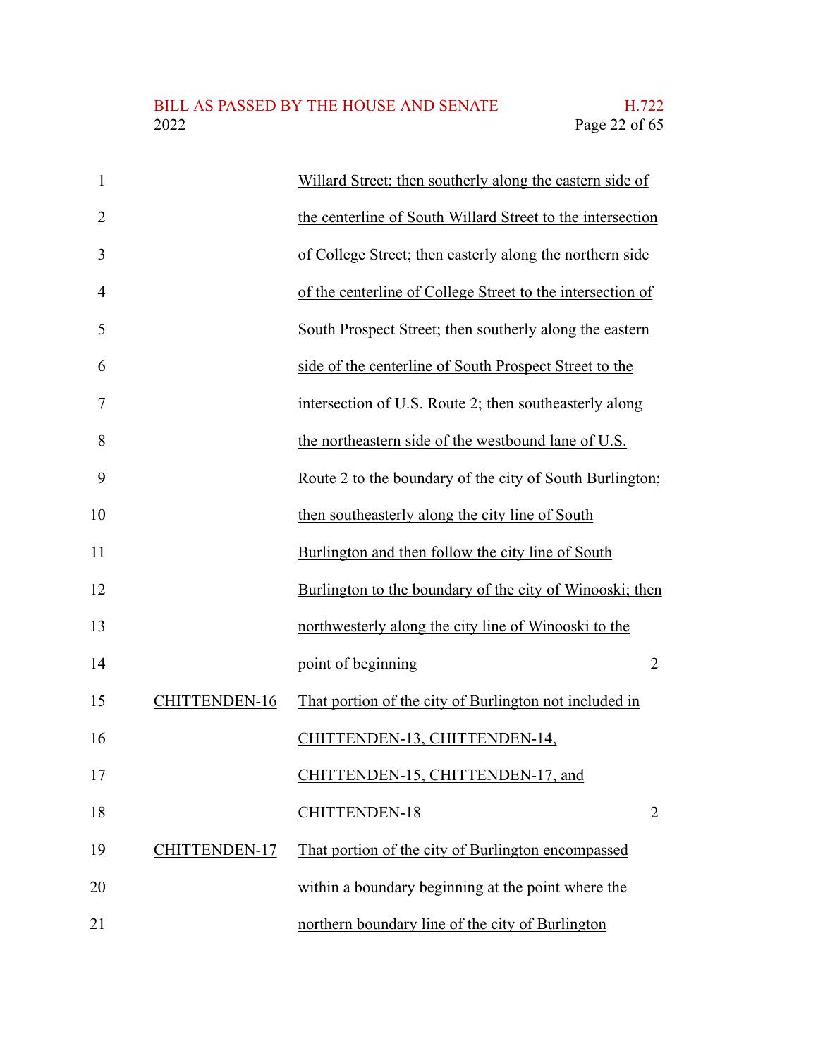| | | |
|---|---|---|
| | Willard Street; then southerly along the eastern side of the centerline of South Willard Street to the intersection of College Street; then easterly along the northern side of the centerline of College Street to the intersection of South Prospect Street; then southerly along the eastern side of the centerline of South Prospect Street to the intersection of U.S. Route 2; then southeasterly along the northeastern side of the westbound lane of U.S. Route 2 to the boundary of the city of South Burlington; then southeasterly along the city line of South Burlington and then follow the city line of South Burlington to the boundary of the city of Winooski; then northwesterly along the city line of Winooski to the point of beginning | 2 |
| CHITTENDEN-16 | That portion of the city of Burlington not included in CHITTENDEN-13, CHITTENDEN-14, CHITTENDEN-15, CHITTENDEN-17, and CHITTENDEN-18 | 2 |
| CHITTENDEN-17 | That portion of the city of Burlington encompassed within a boundary beginning at the point where the northern boundary line of the city of Burlington | |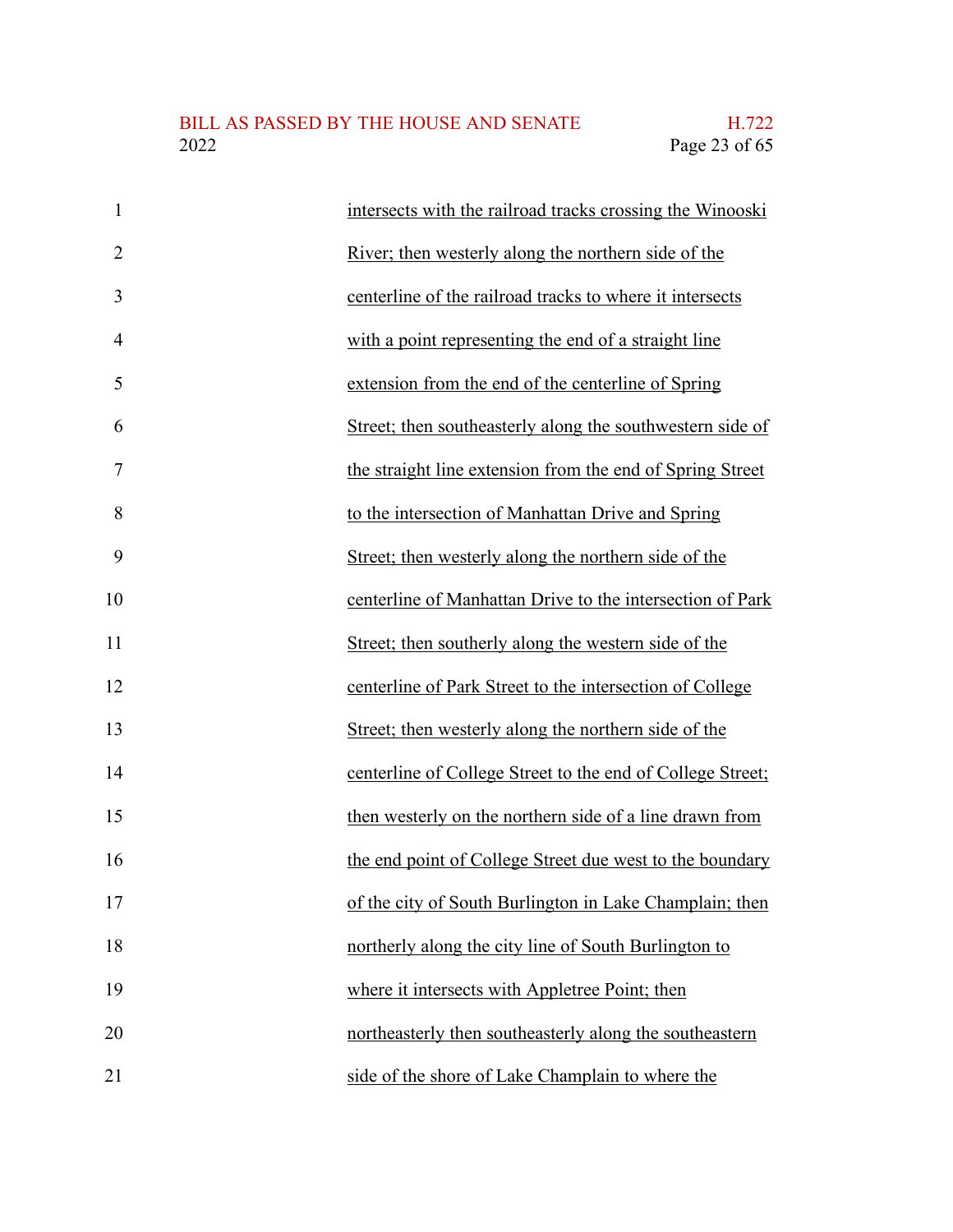intersects with the railroad tracks crossing the Winooski River; then westerly along the northern side of the centerline of the railroad tracks to where it intersects with a point representing the end of a straight line extension from the end of the centerline of Spring Street; then southeasterly along the southwestern side of the straight line extension from the end of Spring Street to the intersection of Manhattan Drive and Spring Street; then westerly along the northern side of the centerline of Manhattan Drive to the intersection of Park Street; then southerly along the western side of the centerline of Park Street to the intersection of College Street; then westerly along the northern side of the centerline of College Street to the end of College Street; then westerly on the northern side of a line drawn from the end point of College Street due west to the boundary of the city of South Burlington in Lake Champlain; then northerly along the city line of South Burlington to where it intersects with Appletree Point; then northeasterly then southeasterly along the southeastern side of the shore of Lake Champlain to where the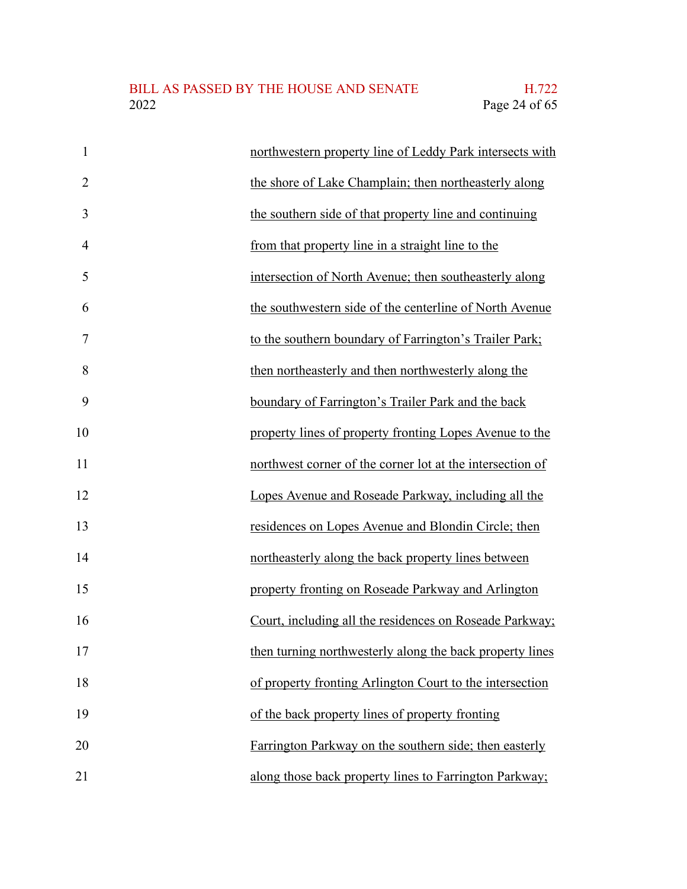northwestern property line of Leddy Park intersects with the shore of Lake Champlain; then northeasterly along the southern side of that property line and continuing from that property line in a straight line to the intersection of North Avenue; then southeasterly along the southwestern side of the centerline of North Avenue to the southern boundary of Farrington's Trailer Park; then northeasterly and then northwesterly along the boundary of Farrington's Trailer Park and the back property lines of property fronting Lopes Avenue to the northwest corner of the corner lot at the intersection of Lopes Avenue and Roseade Parkway, including all the residences on Lopes Avenue and Blondin Circle; then northeasterly along the back property lines between property fronting on Roseade Parkway and Arlington Court, including all the residences on Roseade Parkway; then turning northwesterly along the back property lines of property fronting Arlington Court to the intersection of the back property lines of property fronting Farrington Parkway on the southern side; then easterly along those back property lines to Farrington Parkway;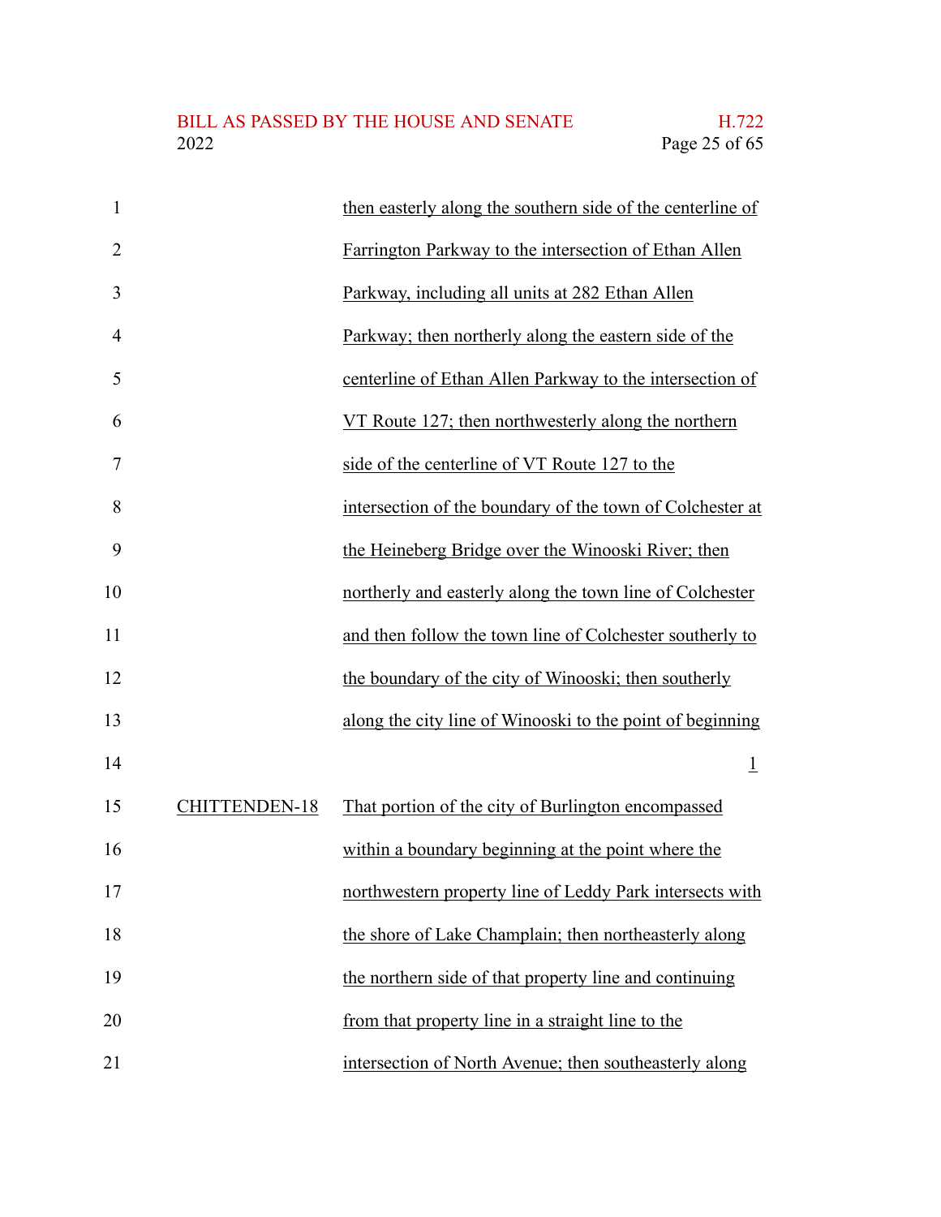then easterly along the southern side of the centerline of Farrington Parkway to the intersection of Ethan Allen Parkway, including all units at 282 Ethan Allen Parkway; then northerly along the eastern side of the centerline of Ethan Allen Parkway to the intersection of VT Route 127; then northwesterly along the northern side of the centerline of VT Route 127 to the intersection of the boundary of the town of Colchester at the Heineberg Bridge over the Winooski River; then northerly and easterly along the town line of Colchester and then follow the town line of Colchester southerly to the boundary of the city of Winooski; then southerly along the city line of Winooski to the point of beginning

1

CHITTENDEN-18 That portion of the city of Burlington encompassed within a boundary beginning at the point where the northwestern property line of Leddy Park intersects with the shore of Lake Champlain; then northeasterly along the northern side of that property line and continuing from that property line in a straight line to the intersection of North Avenue; then southeasterly along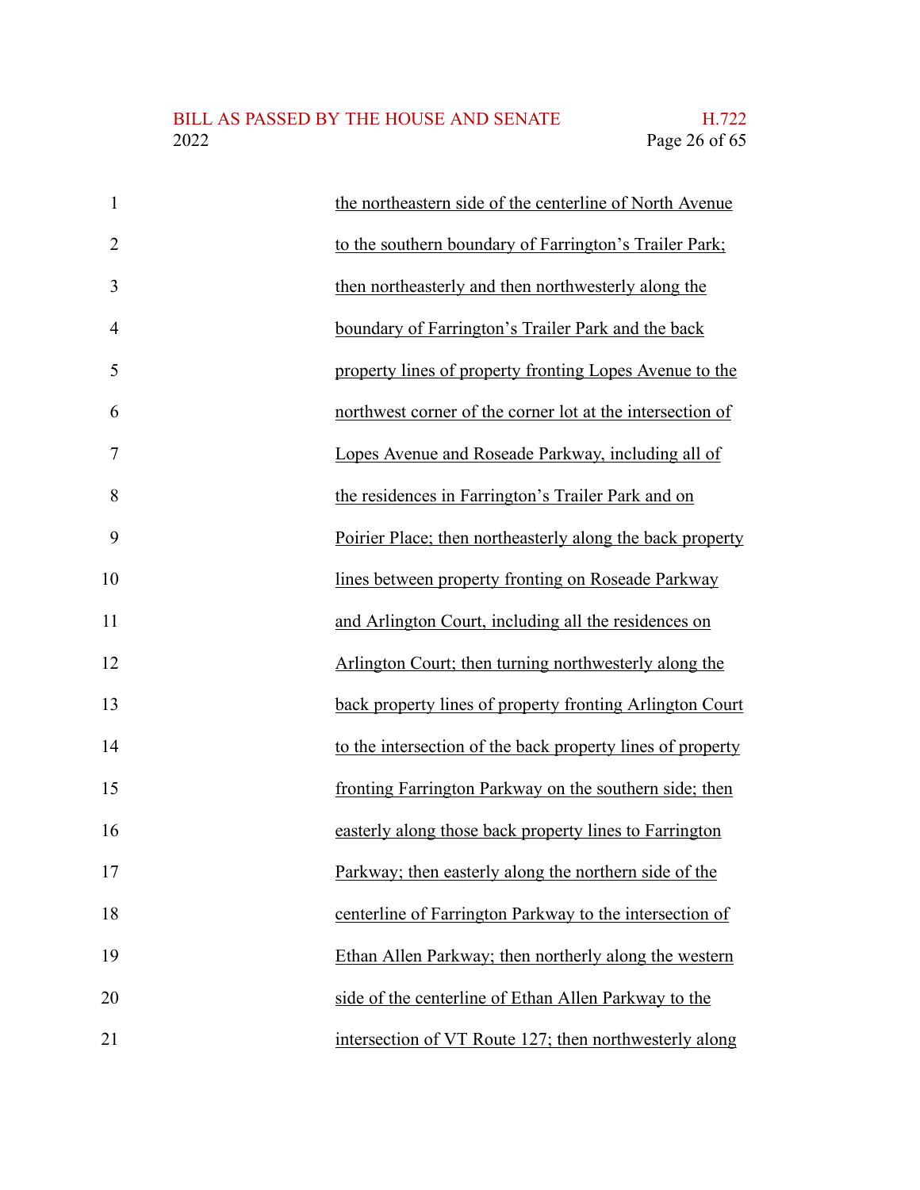<u>the northeastern side of the centerline of North Avenue to the southern boundary of Farrington's Trailer Park; then northeasterly and then northwesterly along the boundary of Farrington's Trailer Park and the back property lines of property fronting Lopes Avenue to the northwest corner of the corner lot at the intersection of Lopes Avenue and Roseade Parkway, including all of the residences in Farrington's Trailer Park and on Poirier Place; then northeasterly along the back property lines between property fronting on Roseade Parkway and Arlington Court, including all the residences on Arlington Court; then turning northwesterly along the back property lines of property fronting Arlington Court to the intersection of the back property lines of property fronting Farrington Parkway on the southern side; then easterly along those back property lines to Farrington Parkway; then easterly along the northern side of the centerline of Farrington Parkway to the intersection of Ethan Allen Parkway; then northerly along the western side of the centerline of Ethan Allen Parkway to the intersection of VT Route 127; then northwesterly along</u>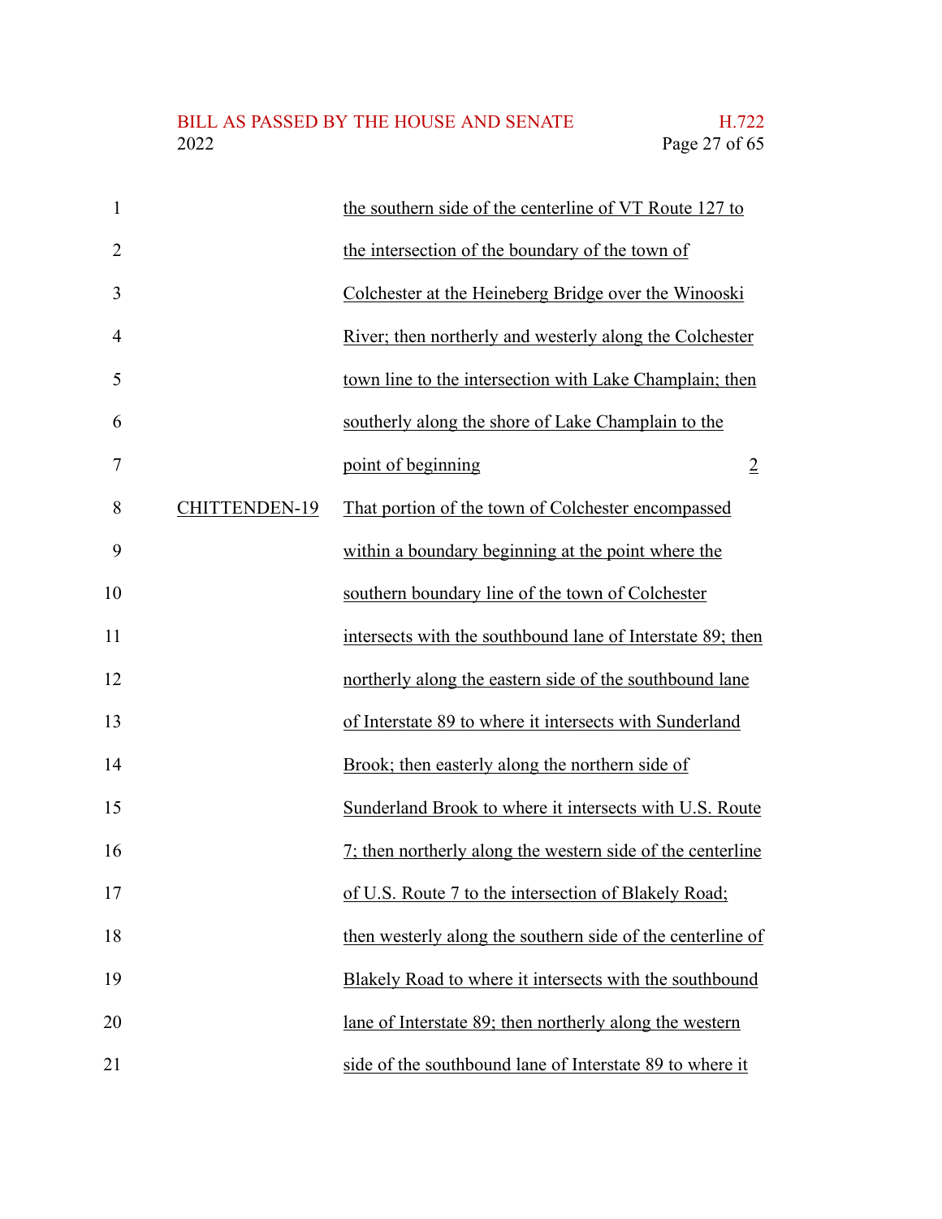| | | |
|---|---|---|
| | the southern side of the centerline of VT Route 127 to the intersection of the boundary of the town of Colchester at the Heineberg Bridge over the Winooski River; then northerly and westerly along the Colchester town line to the intersection with Lake Champlain; then southerly along the shore of Lake Champlain to the point of beginning | 2 |
| CHITTENDEN-19 | That portion of the town of Colchester encompassed within a boundary beginning at the point where the southern boundary line of the town of Colchester intersects with the southbound lane of Interstate 89; then northerly along the eastern side of the southbound lane of Interstate 89 to where it intersects with Sunderland Brook; then easterly along the northern side of Sunderland Brook to where it intersects with U.S. Route 7; then northerly along the western side of the centerline of U.S. Route 7 to the intersection of Blakely Road; then westerly along the southern side of the centerline of Blakely Road to where it intersects with the southbound lane of Interstate 89; then northerly along the western side of the southbound lane of Interstate 89 to where it | |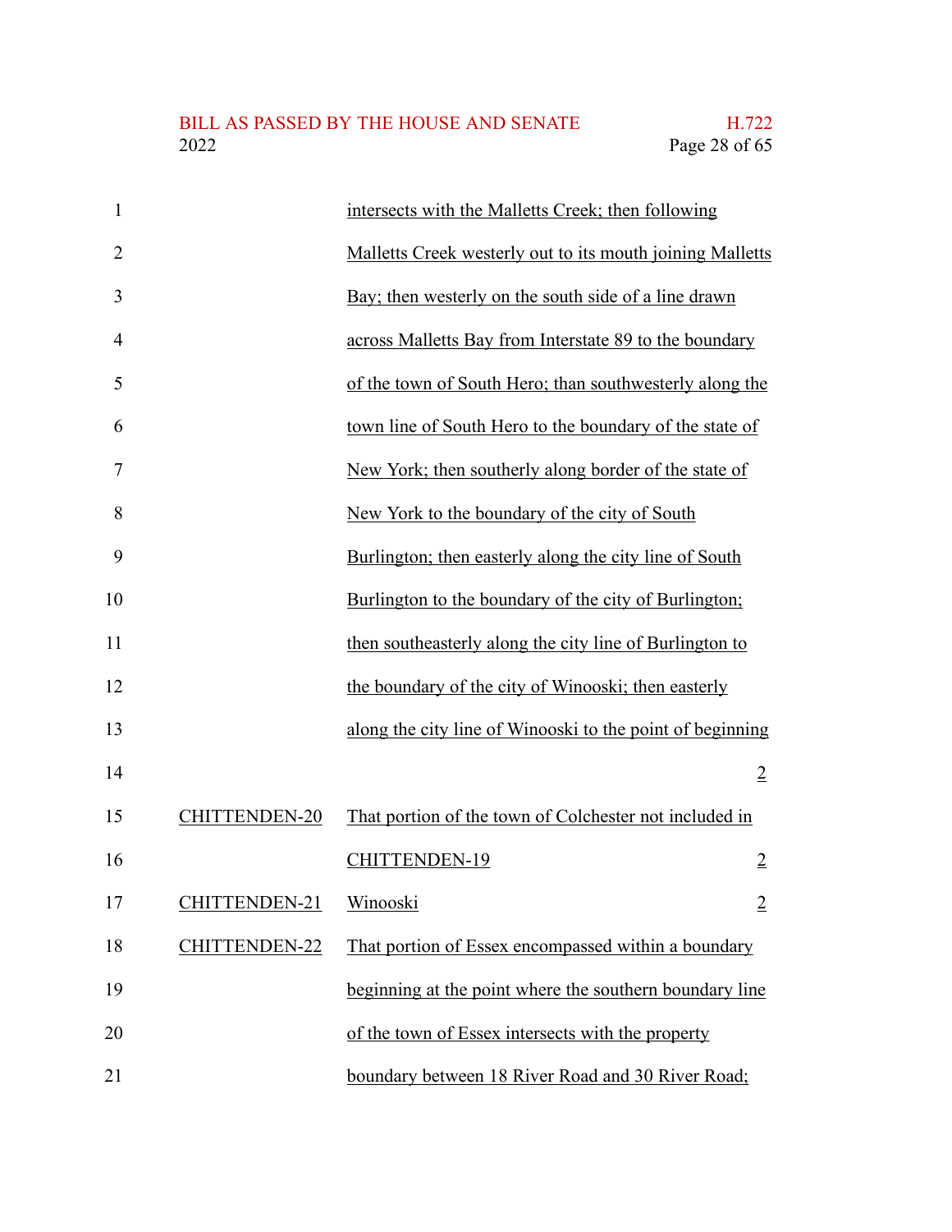| | | |
|---|---|---|
| | intersects with the Malletts Creek; then following Malletts Creek westerly out to its mouth joining Malletts Bay; then westerly on the south side of a line drawn across Malletts Bay from Interstate 89 to the boundary of the town of South Hero; than southwesterly along the town line of South Hero to the boundary of the state of New York; then southerly along border of the state of New York to the boundary of the city of South Burlington; then easterly along the city line of South Burlington to the boundary of the city of Burlington; then southeasterly along the city line of Burlington to the boundary of the city of Winooski; then easterly along the city line of Winooski to the point of beginning | 2 |
| CHITTENDEN-20 | That portion of the town of Colchester not included in CHITTENDEN-19 | 2 |
| CHITTENDEN-21 | Winooski | 2 |
| CHITTENDEN-22 | That portion of Essex encompassed within a boundary beginning at the point where the southern boundary line of the town of Essex intersects with the property boundary between 18 River Road and 30 River Road; | |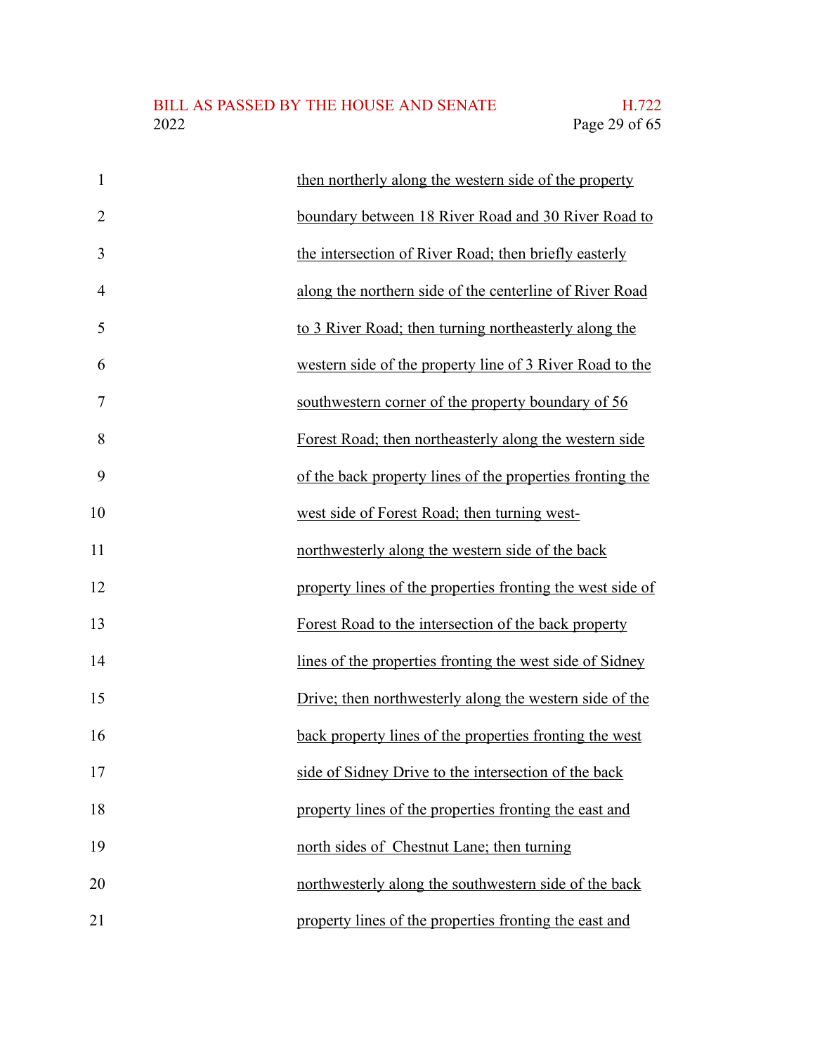then northerly along the western side of the property boundary between 18 River Road and 30 River Road to the intersection of River Road; then briefly easterly along the northern side of the centerline of River Road to 3 River Road; then turning northeasterly along the western side of the property line of 3 River Road to the southwestern corner of the property boundary of 56 Forest Road; then northeasterly along the western side of the back property lines of the properties fronting the west side of Forest Road; then turning west-northwesterly along the western side of the back property lines of the properties fronting the west side of Forest Road to the intersection of the back property lines of the properties fronting the west side of Sidney Drive; then northwesterly along the western side of the back property lines of the properties fronting the west side of Sidney Drive to the intersection of the back property lines of the properties fronting the east and north sides of Chestnut Lane; then turning northwesterly along the southwestern side of the back property lines of the properties fronting the east and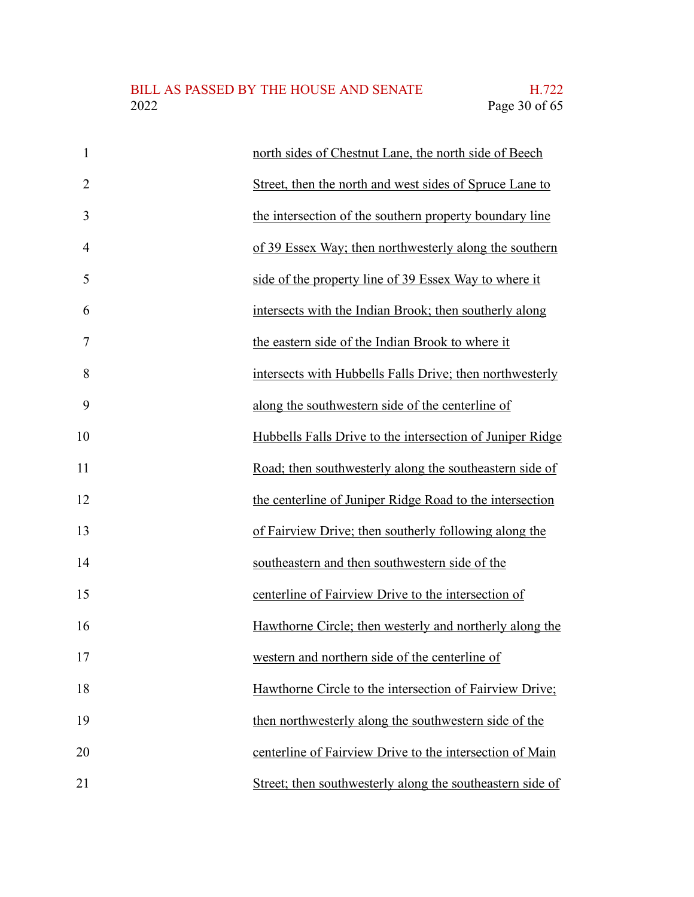north sides of Chestnut Lane, the north side of Beech Street, then the north and west sides of Spruce Lane to the intersection of the southern property boundary line of 39 Essex Way; then northwesterly along the southern side of the property line of 39 Essex Way to where it intersects with the Indian Brook; then southerly along the eastern side of the Indian Brook to where it intersects with Hubbells Falls Drive; then northwesterly along the southwestern side of the centerline of Hubbells Falls Drive to the intersection of Juniper Ridge Road; then southwesterly along the southeastern side of the centerline of Juniper Ridge Road to the intersection of Fairview Drive; then southerly following along the southeastern and then southwestern side of the centerline of Fairview Drive to the intersection of Hawthorne Circle; then westerly and northerly along the western and northern side of the centerline of Hawthorne Circle to the intersection of Fairview Drive; then northwesterly along the southwestern side of the centerline of Fairview Drive to the intersection of Main Street; then southwesterly along the southeastern side of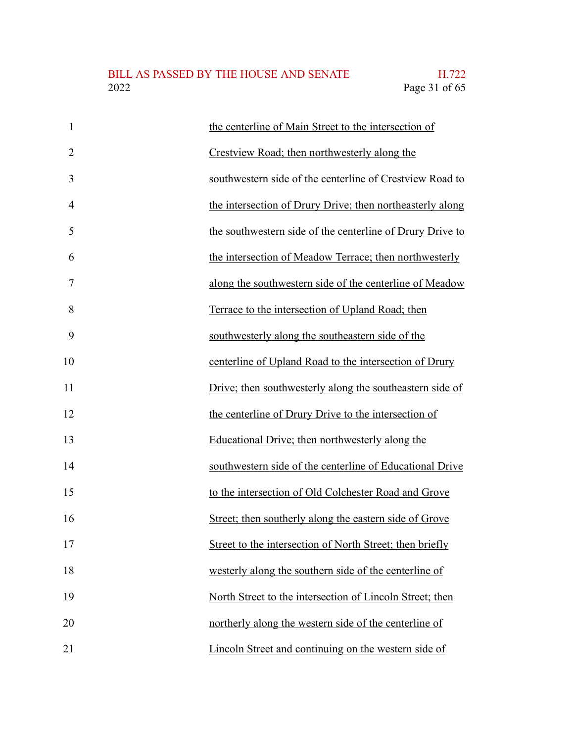the centerline of Main Street to the intersection of Crestview Road; then northwesterly along the southwestern side of the centerline of Crestview Road to the intersection of Drury Drive; then northeasterly along the southwestern side of the centerline of Drury Drive to the intersection of Meadow Terrace; then northwesterly along the southwestern side of the centerline of Meadow Terrace to the intersection of Upland Road; then southwesterly along the southeastern side of the centerline of Upland Road to the intersection of Drury Drive; then southwesterly along the southeastern side of the centerline of Drury Drive to the intersection of Educational Drive; then northwesterly along the southwestern side of the centerline of Educational Drive to the intersection of Old Colchester Road and Grove Street; then southerly along the eastern side of Grove Street to the intersection of North Street; then briefly westerly along the southern side of the centerline of North Street to the intersection of Lincoln Street; then northerly along the western side of the centerline of Lincoln Street and continuing on the western side of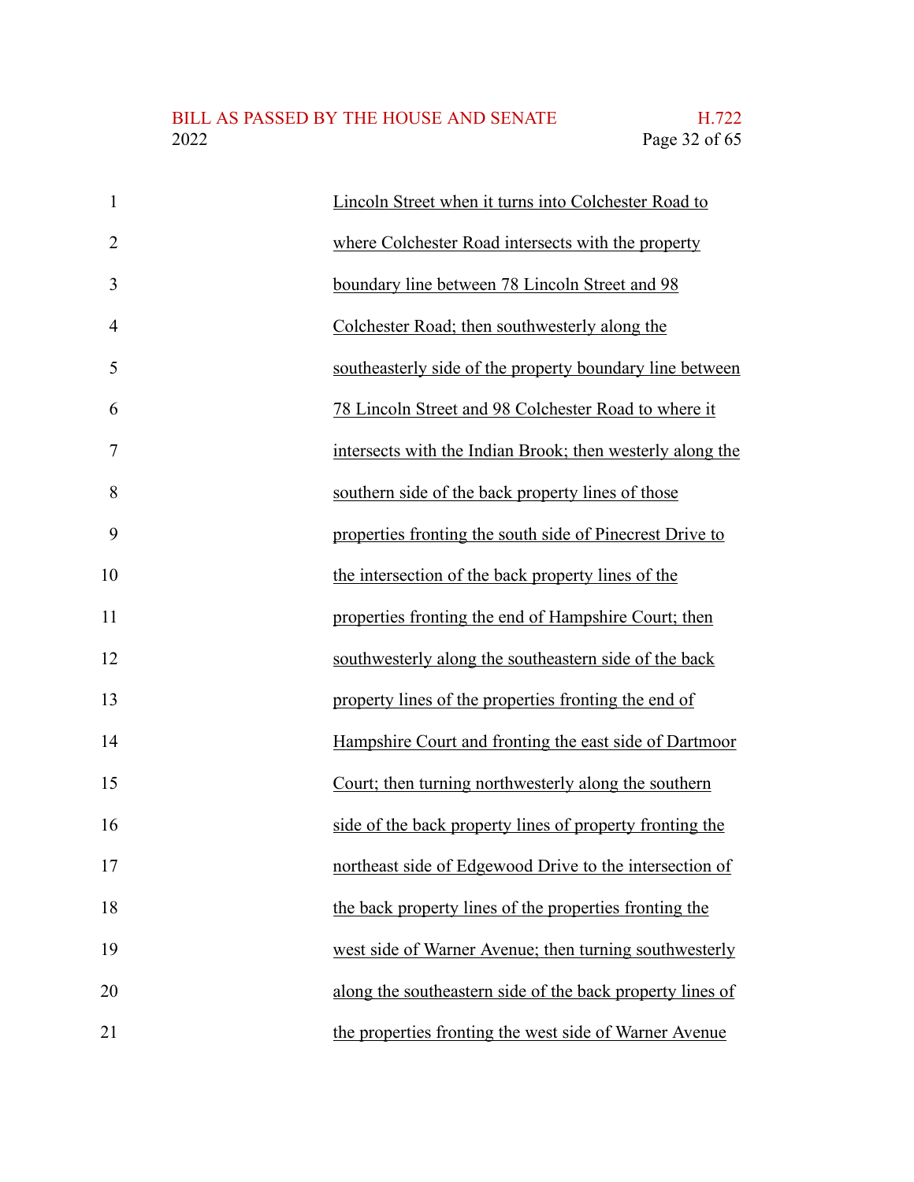Lincoln Street when it turns into Colchester Road to where Colchester Road intersects with the property boundary line between 78 Lincoln Street and 98 Colchester Road; then southwesterly along the southeasterly side of the property boundary line between 78 Lincoln Street and 98 Colchester Road to where it intersects with the Indian Brook; then westerly along the southern side of the back property lines of those properties fronting the south side of Pinecrest Drive to the intersection of the back property lines of the properties fronting the end of Hampshire Court; then southwesterly along the southeastern side of the back property lines of the properties fronting the end of Hampshire Court and fronting the east side of Dartmoor Court; then turning northwesterly along the southern side of the back property lines of property fronting the northeast side of Edgewood Drive to the intersection of the back property lines of the properties fronting the west side of Warner Avenue; then turning southwesterly along the southeastern side of the back property lines of the properties fronting the west side of Warner Avenue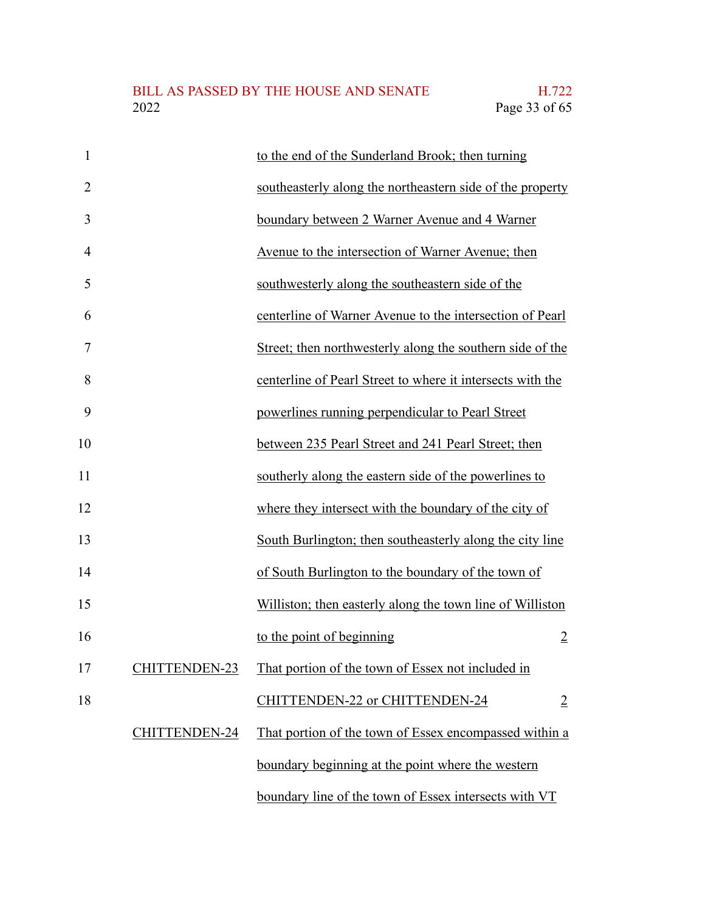| District | Description | Members |
|---|---|---|
| | to the end of the Sunderland Brook; then turning southeasterly along the northeastern side of the property boundary between 2 Warner Avenue and 4 Warner Avenue to the intersection of Warner Avenue; then southwesterly along the southeastern side of the centerline of Warner Avenue to the intersection of Pearl Street; then northwesterly along the southern side of the centerline of Pearl Street to where it intersects with the powerlines running perpendicular to Pearl Street between 235 Pearl Street and 241 Pearl Street; then southerly along the eastern side of the powerlines to where they intersect with the boundary of the city of South Burlington; then southeasterly along the city line of South Burlington to the boundary of the town of Williston; then easterly along the town line of Williston to the point of beginning | 2 |
| CHITTENDEN-23 | That portion of the town of Essex not included in CHITTENDEN-22 or CHITTENDEN-24 | 2 |
| CHITTENDEN-24 | That portion of the town of Essex encompassed within a boundary beginning at the point where the western boundary line of the town of Essex intersects with VT | |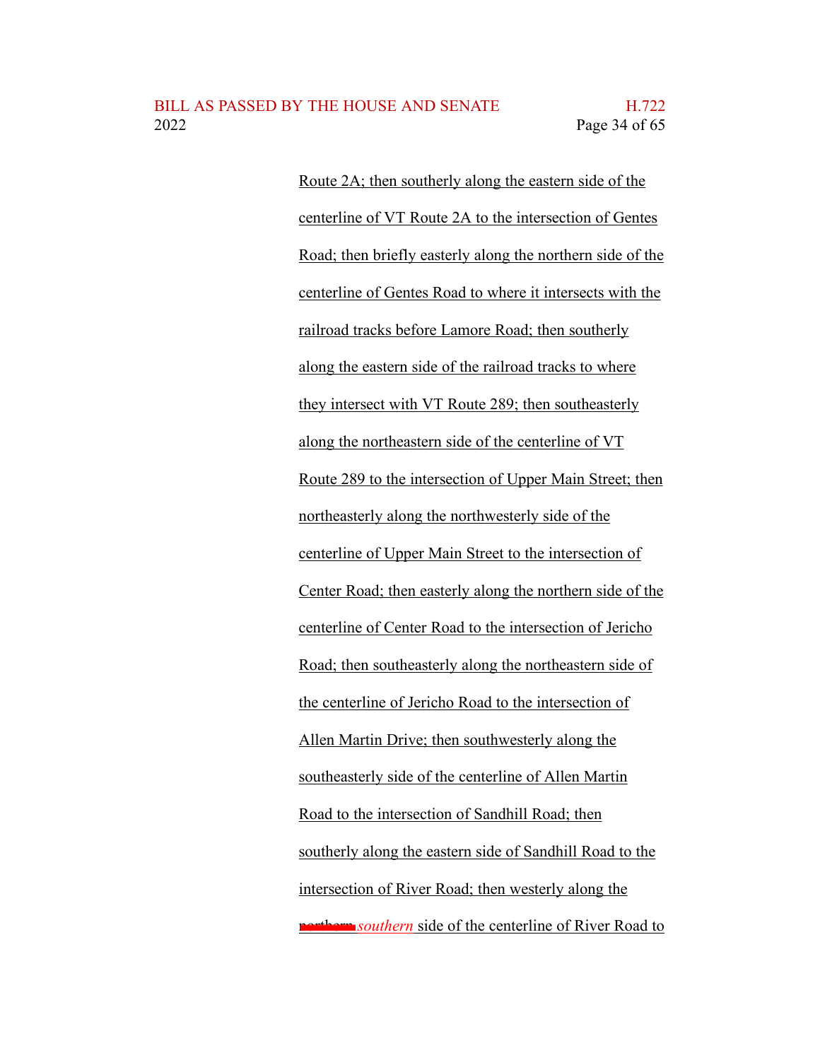Route 2A; then southerly along the eastern side of the centerline of VT Route 2A to the intersection of Gentes Road; then briefly easterly along the northern side of the centerline of Gentes Road to where it intersects with the railroad tracks before Lamore Road; then southerly along the eastern side of the railroad tracks to where they intersect with VT Route 289; then southeasterly along the northeastern side of the centerline of VT Route 289 to the intersection of Upper Main Street; then northeasterly along the northwesterly side of the centerline of Upper Main Street to the intersection of Center Road; then easterly along the northern side of the centerline of Center Road to the intersection of Jericho Road; then southeasterly along the northeastern side of the centerline of Jericho Road to the intersection of Allen Martin Drive; then southwesterly along the southeasterly side of the centerline of Allen Martin Road to the intersection of Sandhill Road; then southerly along the eastern side of Sandhill Road to the intersection of River Road; then westerly along the ~~northern~~ *southern* side of the centerline of River Road to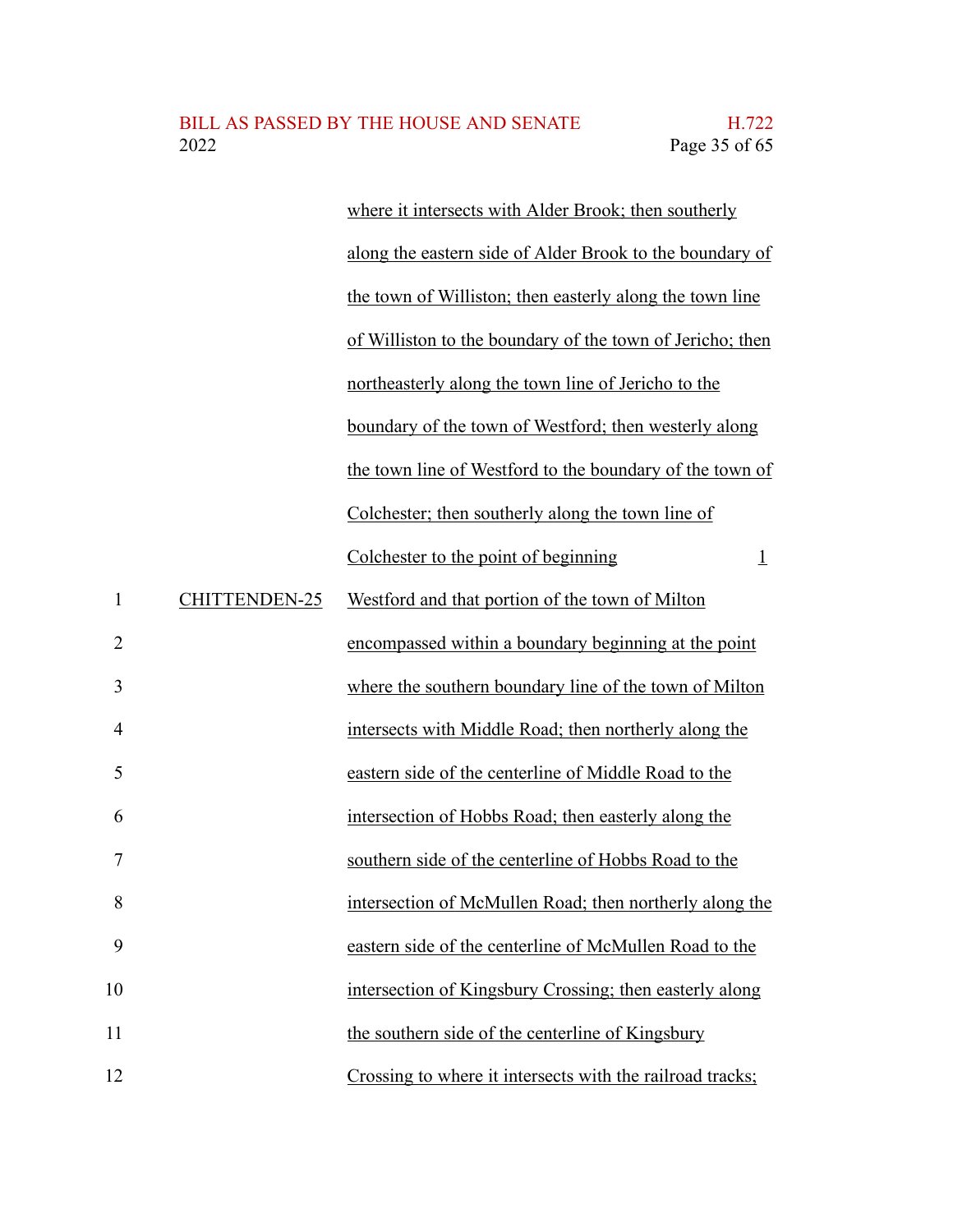where it intersects with Alder Brook; then southerly along the eastern side of Alder Brook to the boundary of the town of Williston; then easterly along the town line of Williston to the boundary of the town of Jericho; then northeasterly along the town line of Jericho to the boundary of the town of Westford; then westerly along the town line of Westford to the boundary of the town of Colchester; then southerly along the town line of Colchester to the point of beginning 1

CHITTENDEN-25 Westford and that portion of the town of Milton encompassed within a boundary beginning at the point where the southern boundary line of the town of Milton intersects with Middle Road; then northerly along the eastern side of the centerline of Middle Road to the intersection of Hobbs Road; then easterly along the southern side of the centerline of Hobbs Road to the intersection of McMullen Road; then northerly along the eastern side of the centerline of McMullen Road to the intersection of Kingsbury Crossing; then easterly along the southern side of the centerline of Kingsbury Crossing to where it intersects with the railroad tracks;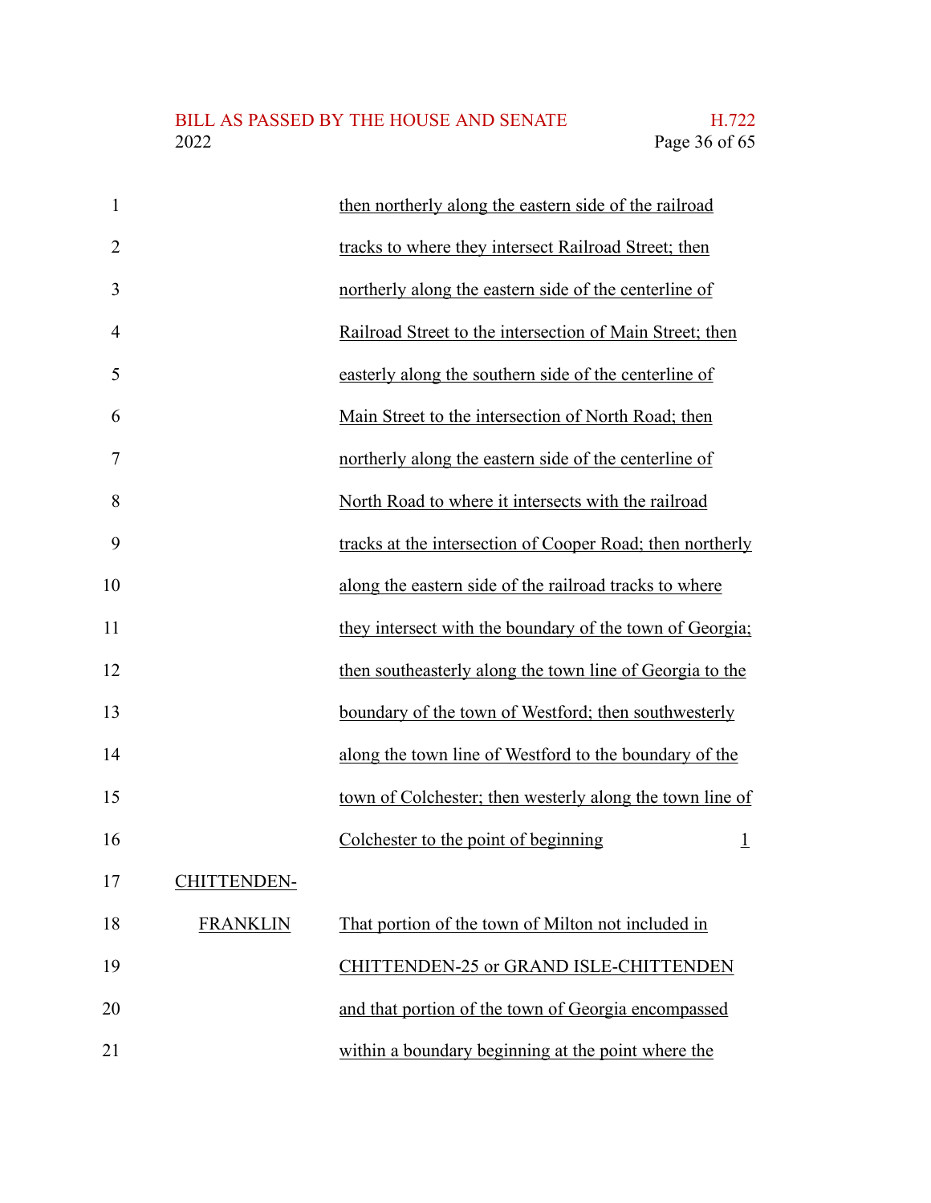| | | |
|---|---|---|
| | then northerly along the eastern side of the railroad tracks to where they intersect Railroad Street; then northerly along the eastern side of the centerline of Railroad Street to the intersection of Main Street; then easterly along the southern side of the centerline of Main Street to the intersection of North Road; then northerly along the eastern side of the centerline of North Road to where it intersects with the railroad tracks at the intersection of Cooper Road; then northerly along the eastern side of the railroad tracks to where they intersect with the boundary of the town of Georgia; then southeasterly along the town line of Georgia to the boundary of the town of Westford; then southwesterly along the town line of Westford to the boundary of the town of Colchester; then westerly along the town line of Colchester to the point of beginning | 1 |
| CHITTENDEN-FRANKLIN | That portion of the town of Milton not included in CHITTENDEN-25 or GRAND ISLE-CHITTENDEN and that portion of the town of Georgia encompassed within a boundary beginning at the point where the | |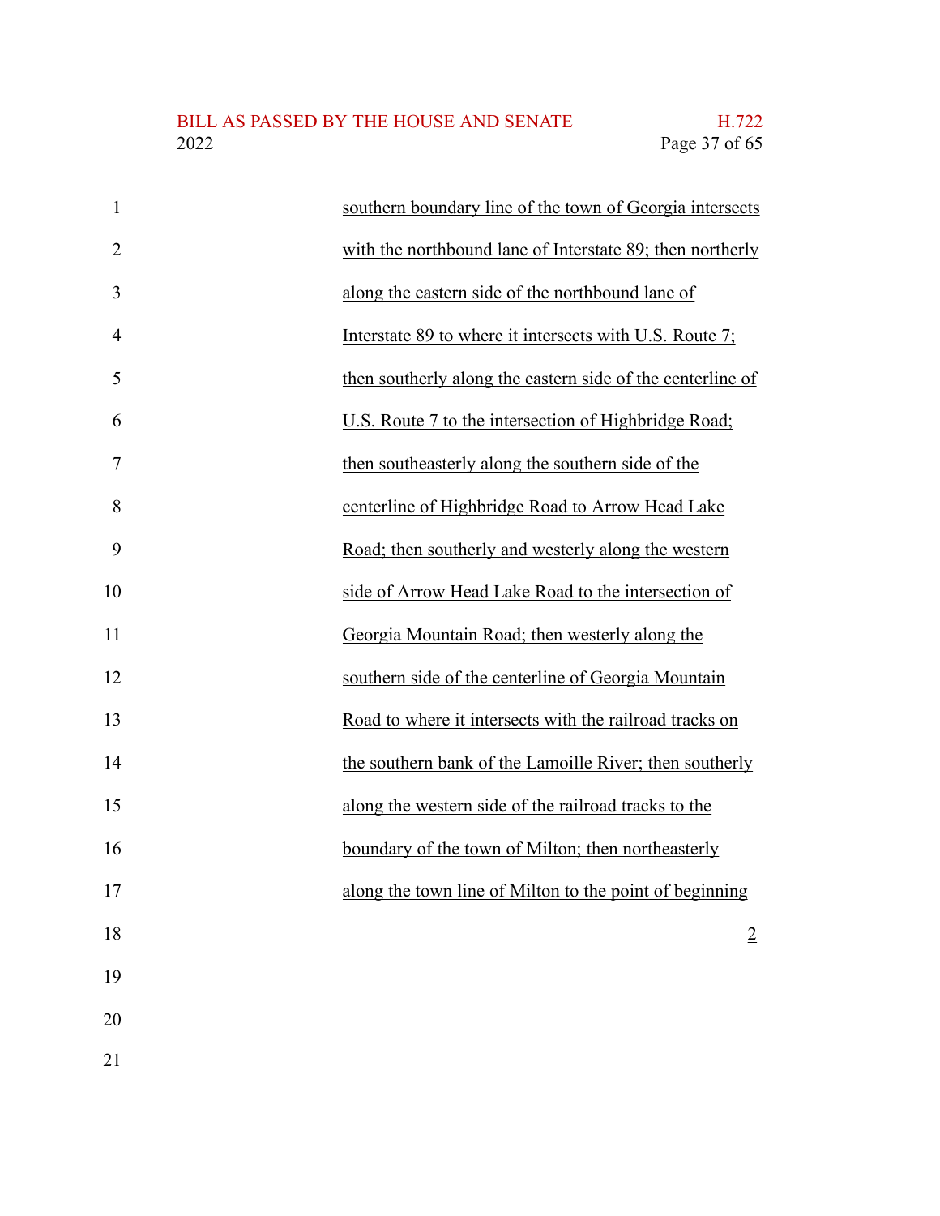southern boundary line of the town of Georgia intersects with the northbound lane of Interstate 89; then northerly along the eastern side of the northbound lane of Interstate 89 to where it intersects with U.S. Route 7; then southerly along the eastern side of the centerline of U.S. Route 7 to the intersection of Highbridge Road; then southeasterly along the southern side of the centerline of Highbridge Road to Arrow Head Lake Road; then southerly and westerly along the western side of Arrow Head Lake Road to the intersection of Georgia Mountain Road; then westerly along the southern side of the centerline of Georgia Mountain Road to where it intersects with the railroad tracks on the southern bank of the Lamoille River; then southerly along the western side of the railroad tracks to the boundary of the town of Milton; then northeasterly along the town line of Milton to the point of beginning

2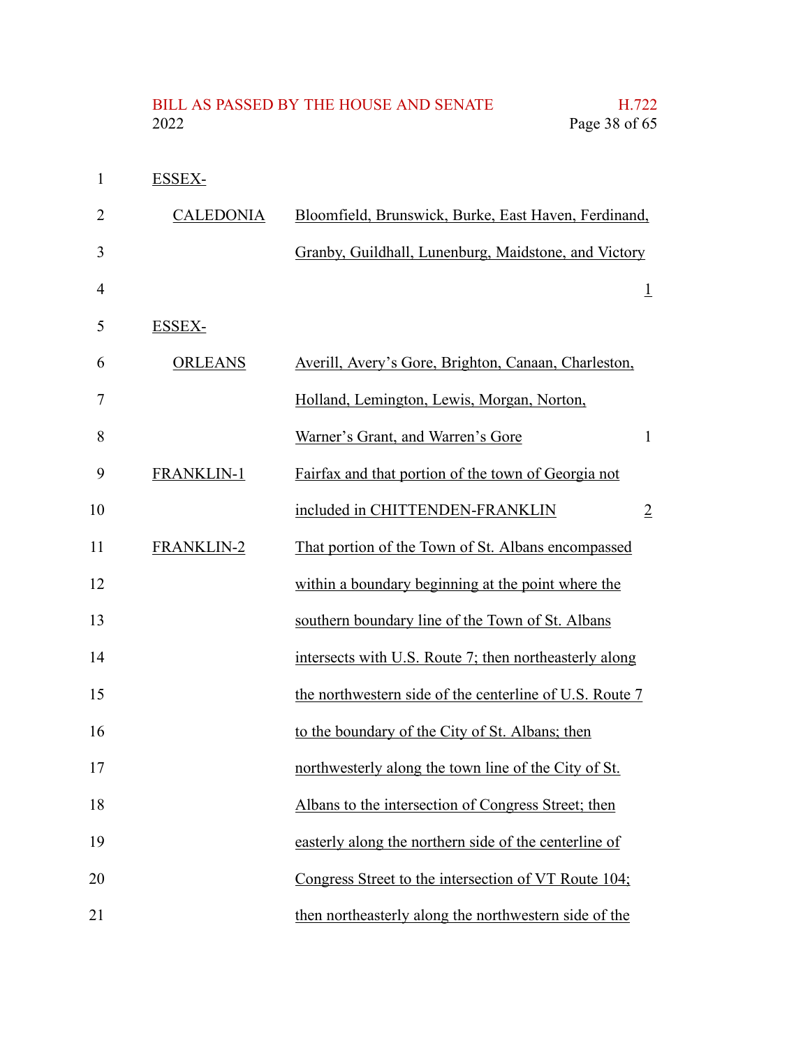| District | Towns | Representatives |
|---|---|---|
| ESSEX-CALEDONIA | Bloomfield, Brunswick, Burke, East Haven, Ferdinand, Granby, Guildhall, Lunenburg, Maidstone, and Victory | 1 |
| ESSEX-ORLEANS | Averill, Avery's Gore, Brighton, Canaan, Charleston, Holland, Lemington, Lewis, Morgan, Norton, Warner's Grant, and Warren's Gore | 1 |
| FRANKLIN-1 | Fairfax and that portion of the town of Georgia not included in CHITTENDEN-FRANKLIN | 2 |
| FRANKLIN-2 | That portion of the Town of St. Albans encompassed within a boundary beginning at the point where the southern boundary line of the Town of St. Albans intersects with U.S. Route 7; then northeasterly along the northwestern side of the centerline of U.S. Route 7 to the boundary of the City of St. Albans; then northwesterly along the town line of the City of St. Albans to the intersection of Congress Street; then easterly along the northern side of the centerline of Congress Street to the intersection of VT Route 104; then northeasterly along the northwestern side of the | |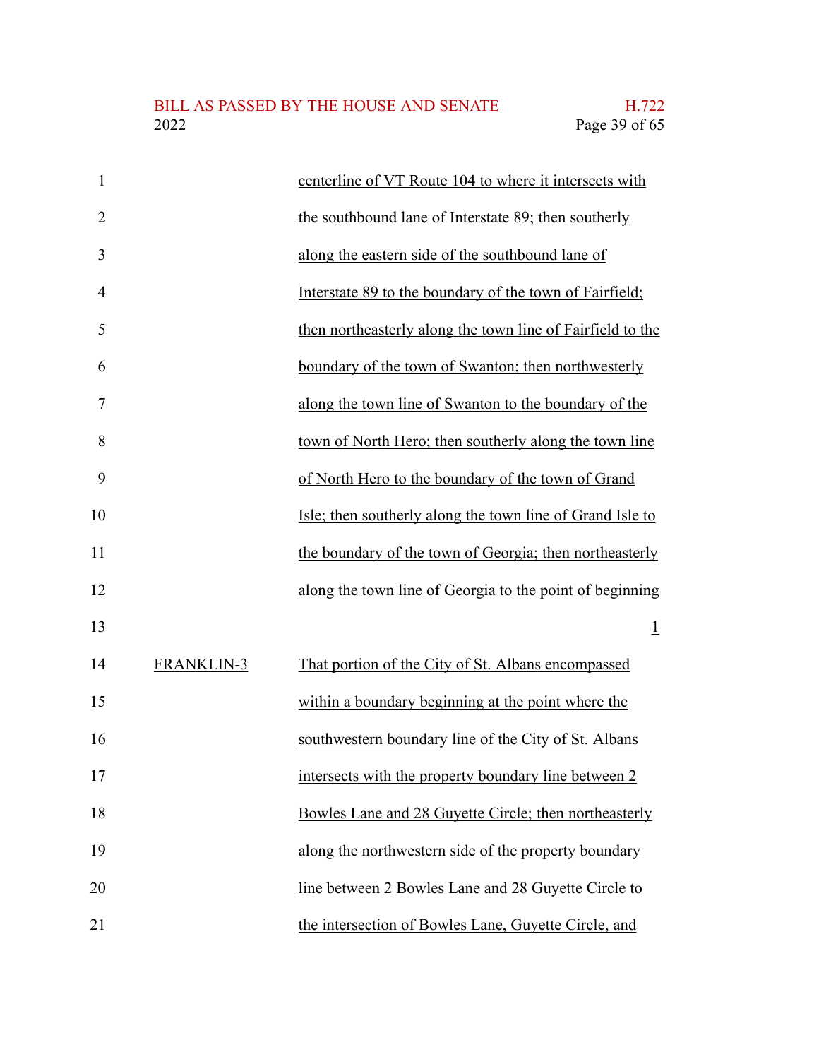centerline of VT Route 104 to where it intersects with the southbound lane of Interstate 89; then southerly along the eastern side of the southbound lane of Interstate 89 to the boundary of the town of Fairfield; then northeasterly along the town line of Fairfield to the boundary of the town of Swanton; then northwesterly along the town line of Swanton to the boundary of the town of North Hero; then southerly along the town line of North Hero to the boundary of the town of Grand Isle; then southerly along the town line of Grand Isle to the boundary of the town of Georgia; then northeasterly along the town line of Georgia to the point of beginning

1

FRANKLIN-3 That portion of the City of St. Albans encompassed within a boundary beginning at the point where the southwestern boundary line of the City of St. Albans intersects with the property boundary line between 2 Bowles Lane and 28 Guyette Circle; then northeasterly along the northwestern side of the property boundary line between 2 Bowles Lane and 28 Guyette Circle to the intersection of Bowles Lane, Guyette Circle, and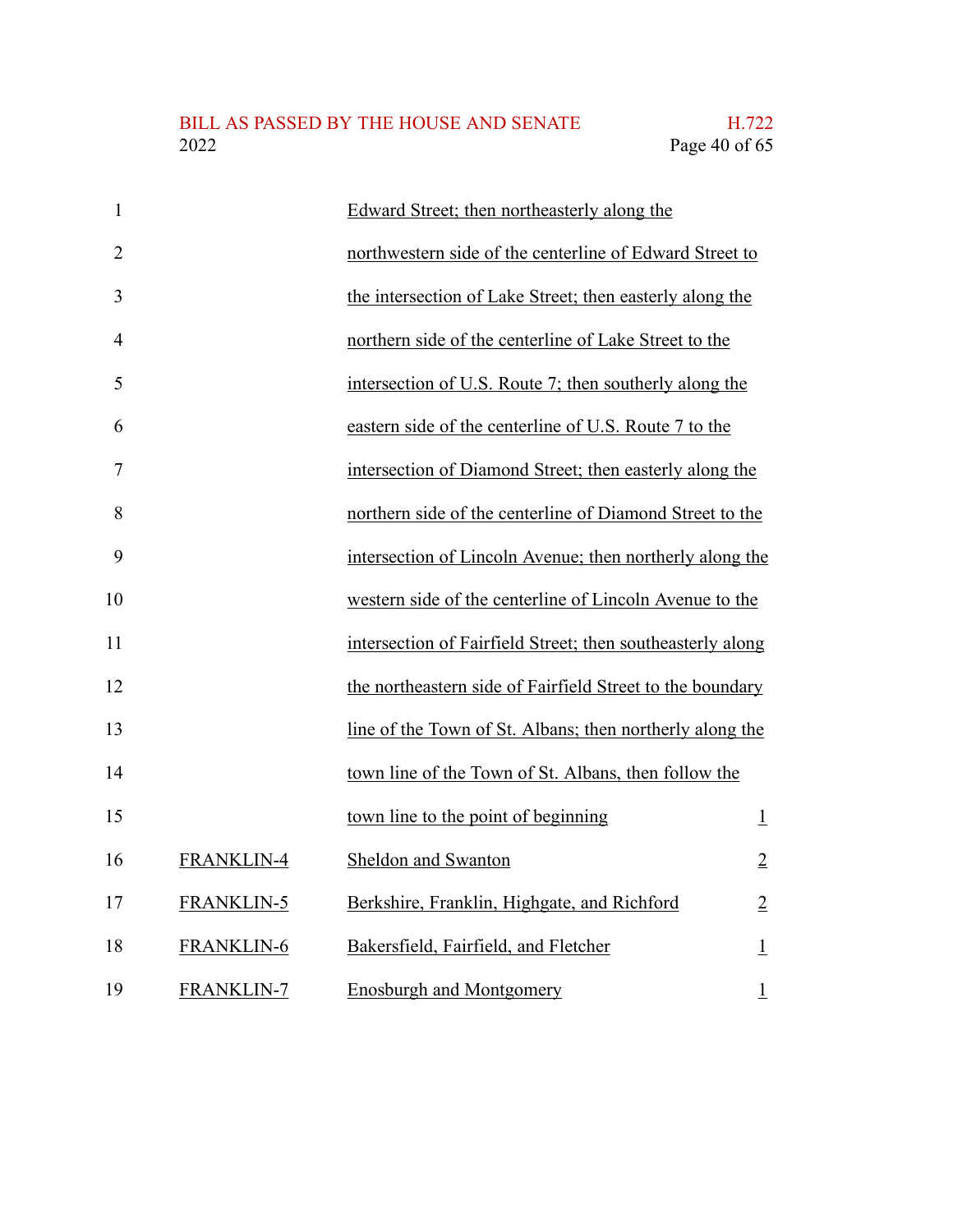| | | |
|---|---|---|
| | Edward Street; then northeasterly along the northwestern side of the centerline of Edward Street to the intersection of Lake Street; then easterly along the northern side of the centerline of Lake Street to the intersection of U.S. Route 7; then southerly along the eastern side of the centerline of U.S. Route 7 to the intersection of Diamond Street; then easterly along the northern side of the centerline of Diamond Street to the intersection of Lincoln Avenue; then northerly along the western side of the centerline of Lincoln Avenue to the intersection of Fairfield Street; then southeasterly along the northeastern side of Fairfield Street to the boundary line of the Town of St. Albans; then northerly along the town line of the Town of St. Albans, then follow the town line to the point of beginning | 1 |
| FRANKLIN-4 | Sheldon and Swanton | 2 |
| FRANKLIN-5 | Berkshire, Franklin, Highgate, and Richford | 2 |
| FRANKLIN-6 | Bakersfield, Fairfield, and Fletcher | 1 |
| FRANKLIN-7 | Enosburgh and Montgomery | 1 |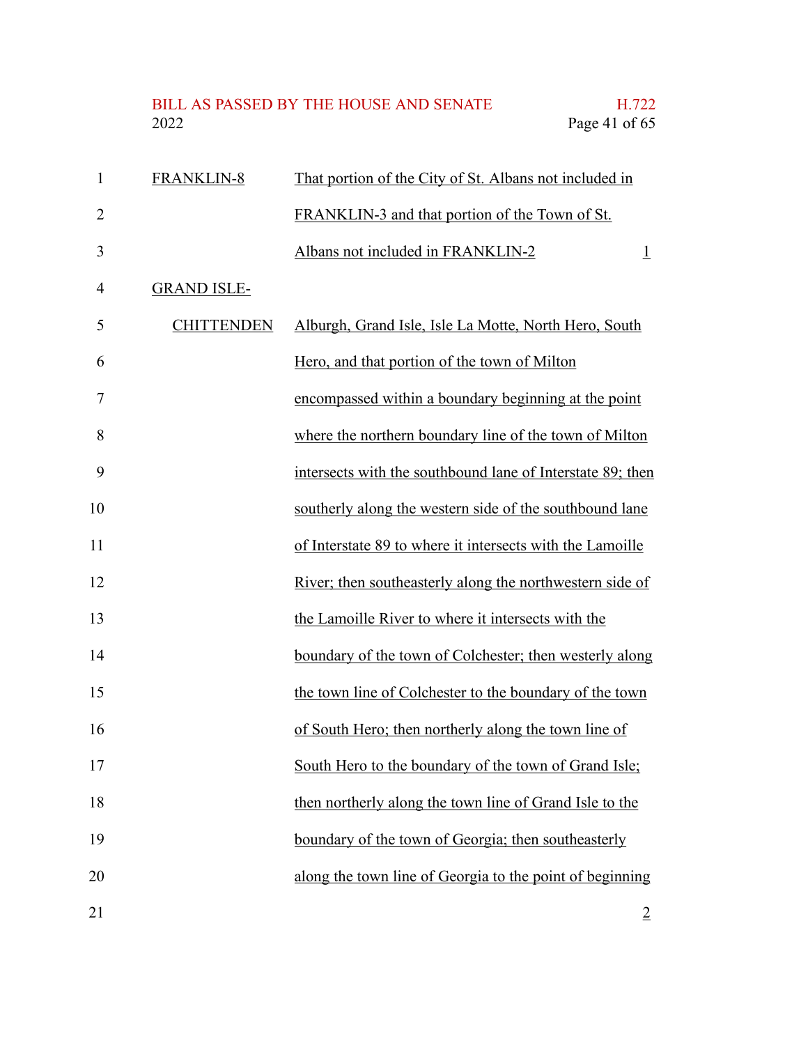| | | |
|---|---|---|
| FRANKLIN-8 | That portion of the City of St. Albans not included in FRANKLIN-3 and that portion of the Town of St. Albans not included in FRANKLIN-2 | 1 |
| GRAND ISLE-CHITTENDEN | Alburgh, Grand Isle, Isle La Motte, North Hero, South Hero, and that portion of the town of Milton encompassed within a boundary beginning at the point where the northern boundary line of the town of Milton intersects with the southbound lane of Interstate 89; then southerly along the western side of the southbound lane of Interstate 89 to where it intersects with the Lamoille River; then southeasterly along the northwestern side of the Lamoille River to where it intersects with the boundary of the town of Colchester; then westerly along the town line of Colchester to the boundary of the town of South Hero; then northerly along the town line of South Hero to the boundary of the town of Grand Isle; then northerly along the town line of Grand Isle to the boundary of the town of Georgia; then southeasterly along the town line of Georgia to the point of beginning | 2 |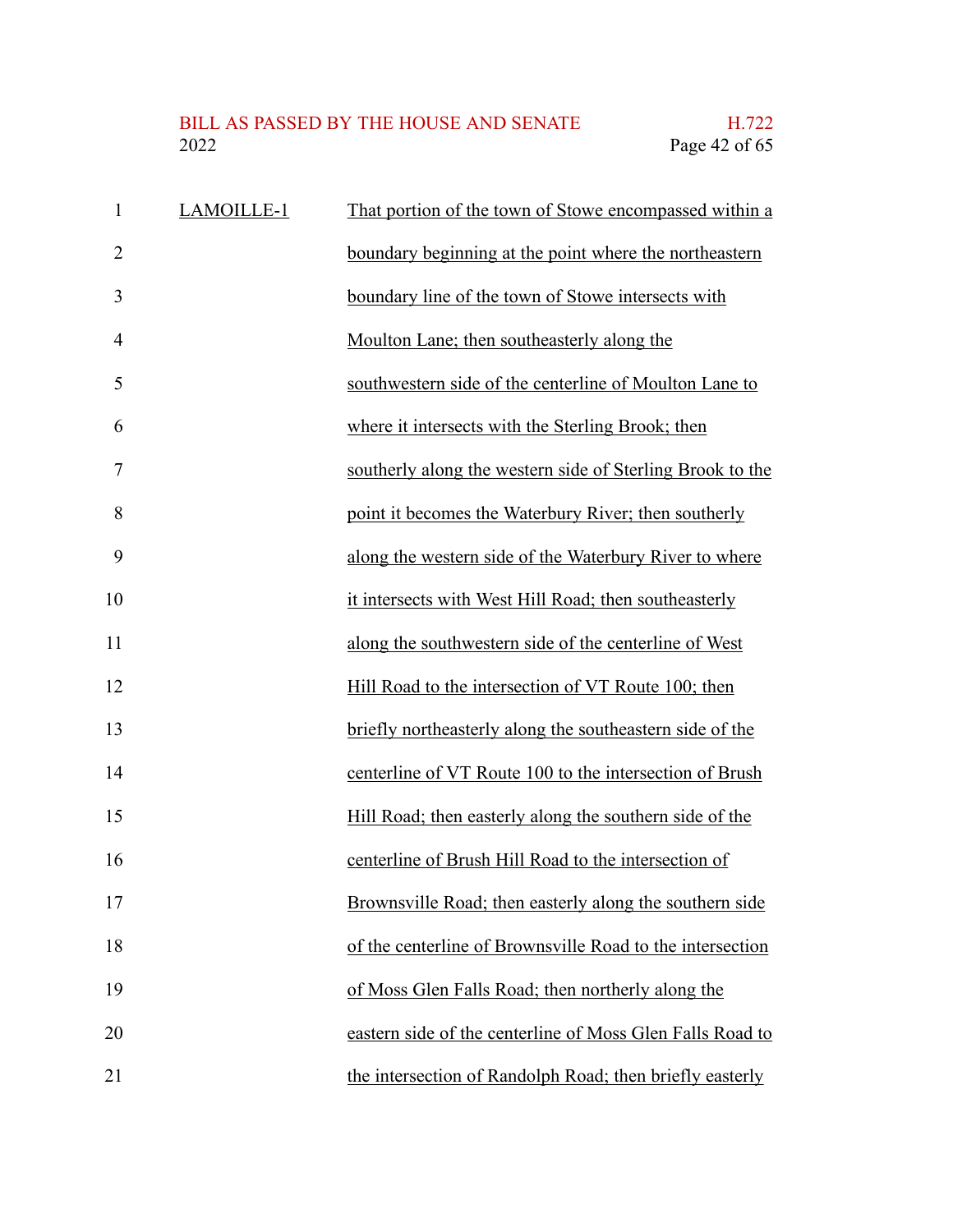LAMOILLE-1 That portion of the town of Stowe encompassed within a boundary beginning at the point where the northeastern boundary line of the town of Stowe intersects with Moulton Lane; then southeasterly along the southwestern side of the centerline of Moulton Lane to where it intersects with the Sterling Brook; then southerly along the western side of Sterling Brook to the point it becomes the Waterbury River; then southerly along the western side of the Waterbury River to where it intersects with West Hill Road; then southeasterly along the southwestern side of the centerline of West Hill Road to the intersection of VT Route 100; then briefly northeasterly along the southeastern side of the centerline of VT Route 100 to the intersection of Brush Hill Road; then easterly along the southern side of the centerline of Brush Hill Road to the intersection of Brownsville Road; then easterly along the southern side of the centerline of Brownsville Road to the intersection of Moss Glen Falls Road; then northerly along the eastern side of the centerline of Moss Glen Falls Road to the intersection of Randolph Road; then briefly easterly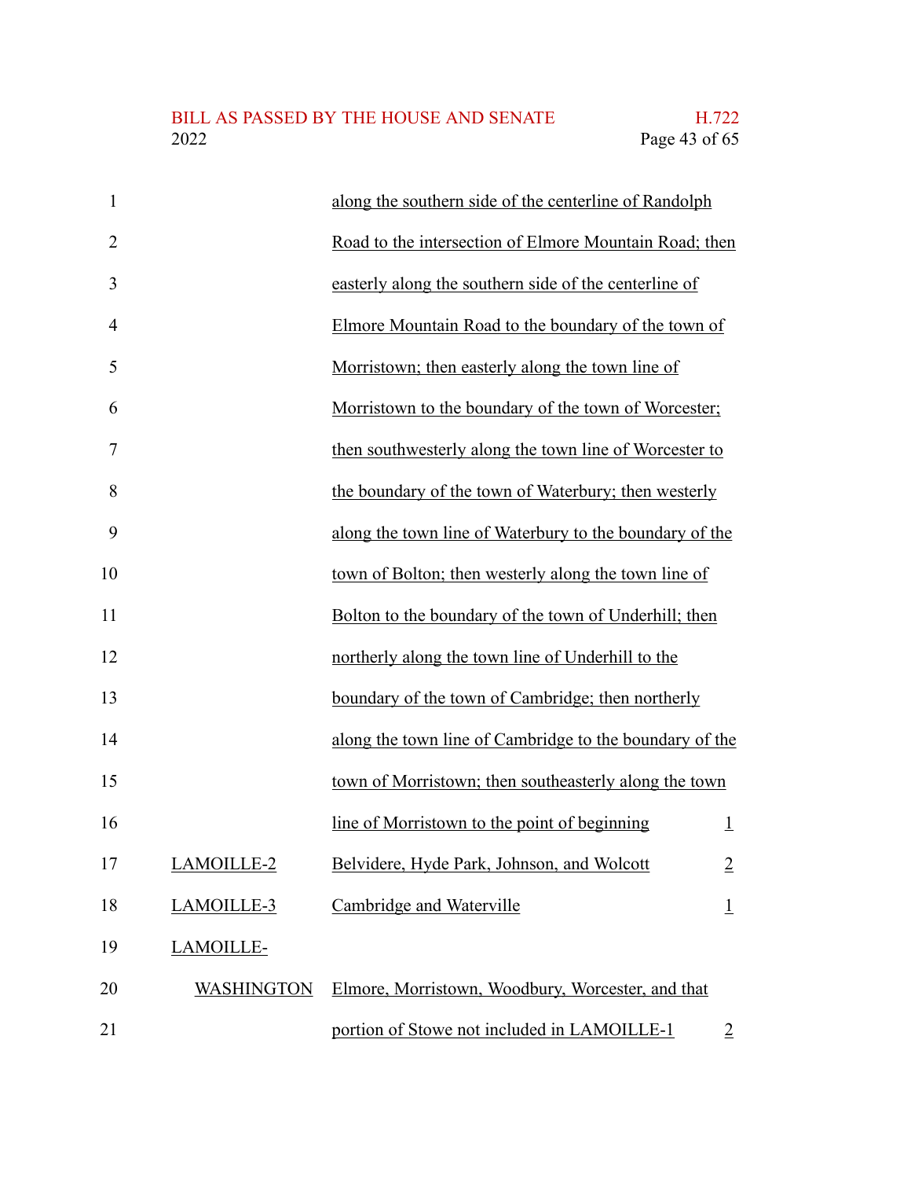| | | |
|---|---|---|
| | along the southern side of the centerline of Randolph Road to the intersection of Elmore Mountain Road; then easterly along the southern side of the centerline of Elmore Mountain Road to the boundary of the town of Morristown; then easterly along the town line of Morristown to the boundary of the town of Worcester; then southwesterly along the town line of Worcester to the boundary of the town of Waterbury; then westerly along the town line of Waterbury to the boundary of the town of Bolton; then westerly along the town line of Bolton to the boundary of the town of Underhill; then northerly along the town line of Underhill to the boundary of the town of Cambridge; then northerly along the town line of Cambridge to the boundary of the town of Morristown; then southeasterly along the town line of Morristown to the point of beginning | 1 |
| LAMOILLE-2 | Belvidere, Hyde Park, Johnson, and Wolcott | 2 |
| LAMOILLE-3 | Cambridge and Waterville | 1 |
| LAMOILLE-WASHINGTON | Elmore, Morristown, Woodbury, Worcester, and that portion of Stowe not included in LAMOILLE-1 | 2 |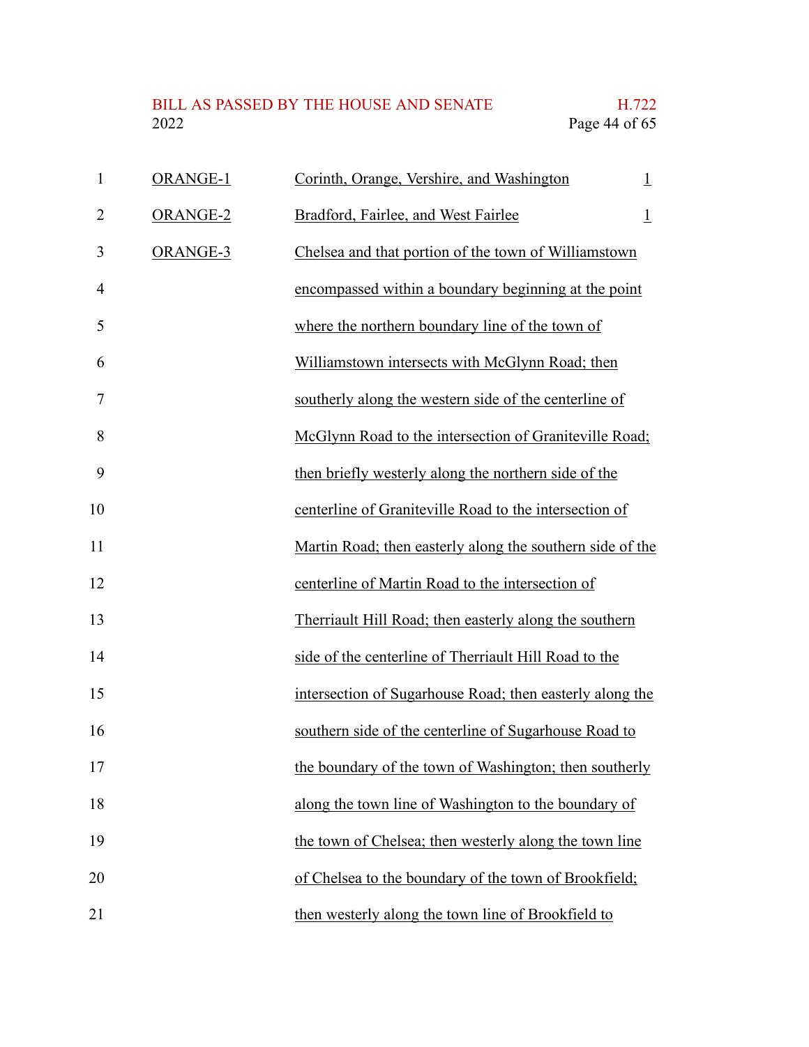| | | |
|---|---|---|
| ORANGE-1 | Corinth, Orange, Vershire, and Washington | 1 |
| ORANGE-2 | Bradford, Fairlee, and West Fairlee | 1 |
| ORANGE-3 | Chelsea and that portion of the town of Williamstown encompassed within a boundary beginning at the point where the northern boundary line of the town of Williamstown intersects with McGlynn Road; then southerly along the western side of the centerline of McGlynn Road to the intersection of Graniteville Road; then briefly westerly along the northern side of the centerline of Graniteville Road to the intersection of Martin Road; then easterly along the southern side of the centerline of Martin Road to the intersection of Therriault Hill Road; then easterly along the southern side of the centerline of Therriault Hill Road to the intersection of Sugarhouse Road; then easterly along the southern side of the centerline of Sugarhouse Road to the boundary of the town of Washington; then southerly along the town line of Washington to the boundary of the town of Chelsea; then westerly along the town line of Chelsea to the boundary of the town of Brookfield; then westerly along the town line of Brookfield to | |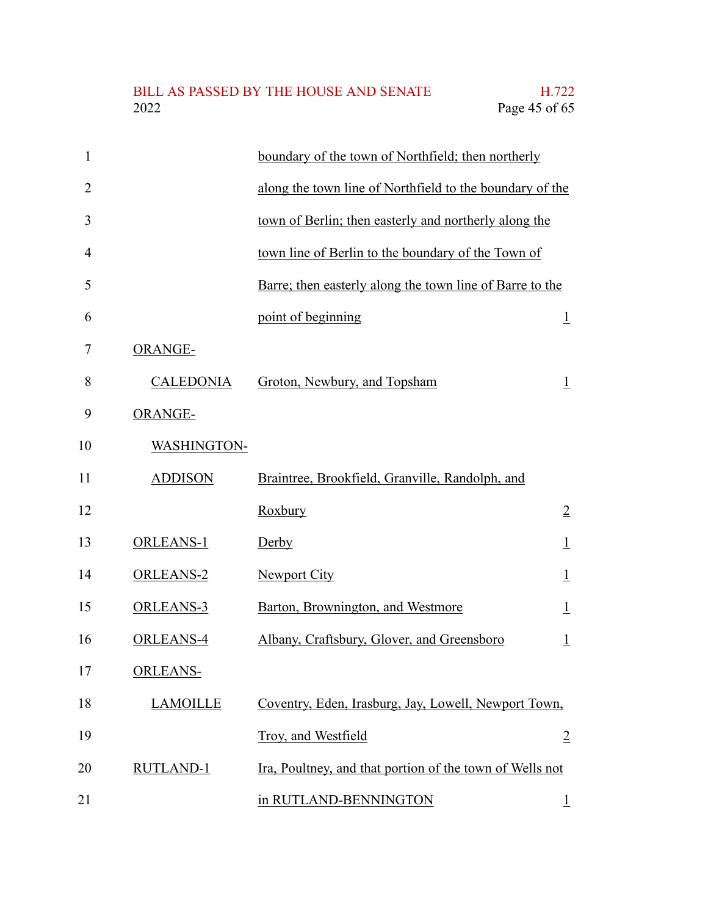| | | |
|---|---|---|
| | boundary of the town of Northfield; then northerly along the town line of Northfield to the boundary of the town of Berlin; then easterly and northerly along the town line of Berlin to the boundary of the Town of Barre; then easterly along the town line of Barre to the point of beginning | 1 |
| ORANGE-CALEDONIA | Groton, Newbury, and Topsham | 1 |
| ORANGE-WASHINGTON-ADDISON | Braintree, Brookfield, Granville, Randolph, and Roxbury | 2 |
| ORLEANS-1 | Derby | 1 |
| ORLEANS-2 | Newport City | 1 |
| ORLEANS-3 | Barton, Brownington, and Westmore | 1 |
| ORLEANS-4 | Albany, Craftsbury, Glover, and Greensboro | 1 |
| ORLEANS-LAMOILLE | Coventry, Eden, Irasburg, Jay, Lowell, Newport Town, Troy, and Westfield | 2 |
| RUTLAND-1 | Ira, Poultney, and that portion of the town of Wells not in RUTLAND-BENNINGTON | 1 |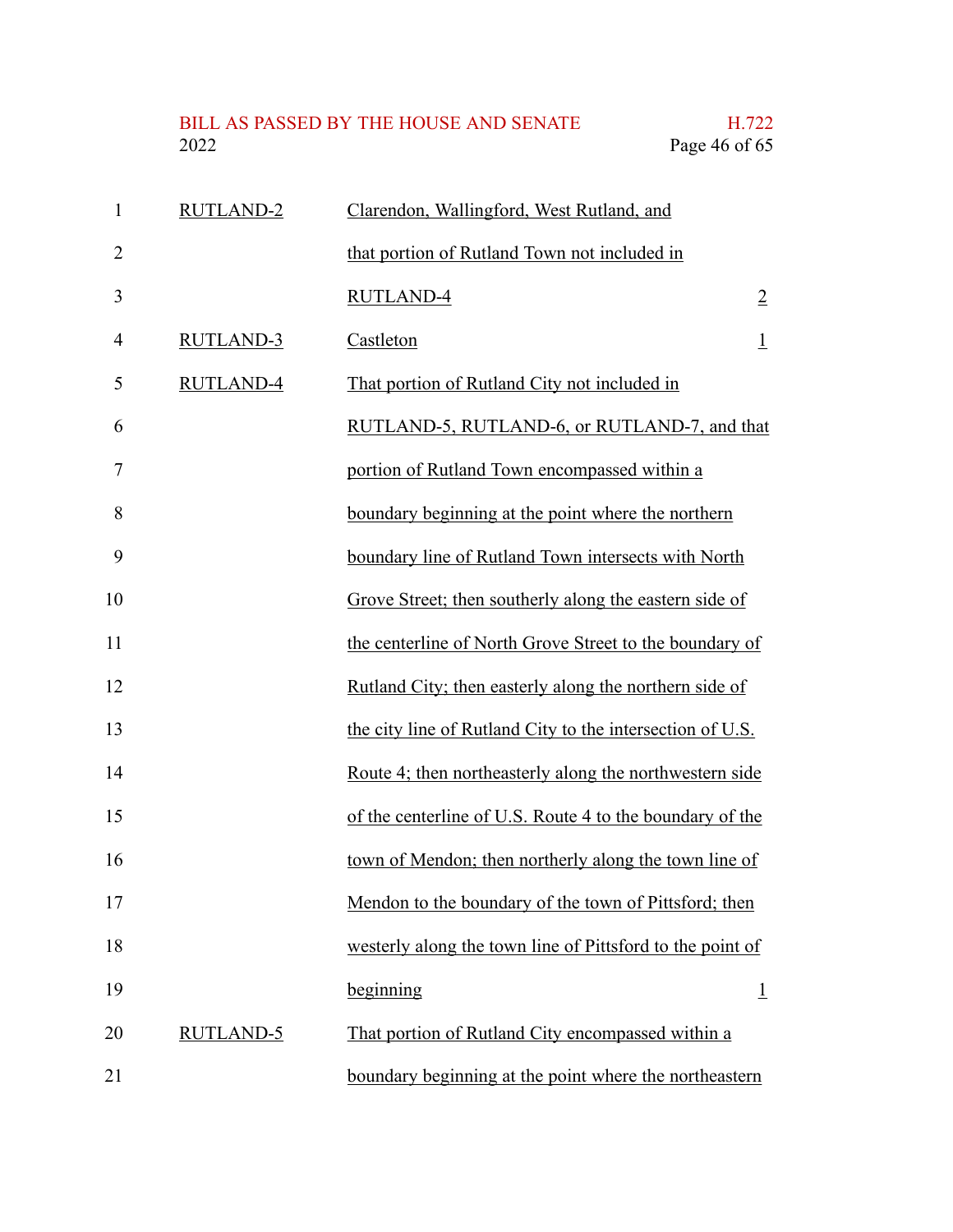| | | |
|---|---|---|
| RUTLAND-2 | Clarendon, Wallingford, West Rutland, and that portion of Rutland Town not included in RUTLAND-4 | 2 |
| RUTLAND-3 | Castleton | 1 |
| RUTLAND-4 | That portion of Rutland City not included in RUTLAND-5, RUTLAND-6, or RUTLAND-7, and that portion of Rutland Town encompassed within a boundary beginning at the point where the northern boundary line of Rutland Town intersects with North Grove Street; then southerly along the eastern side of the centerline of North Grove Street to the boundary of Rutland City; then easterly along the northern side of the city line of Rutland City to the intersection of U.S. Route 4; then northeasterly along the northwestern side of the centerline of U.S. Route 4 to the boundary of the town of Mendon; then northerly along the town line of Mendon to the boundary of the town of Pittsford; then westerly along the town line of Pittsford to the point of beginning | 1 |
| RUTLAND-5 | That portion of Rutland City encompassed within a boundary beginning at the point where the northeastern | |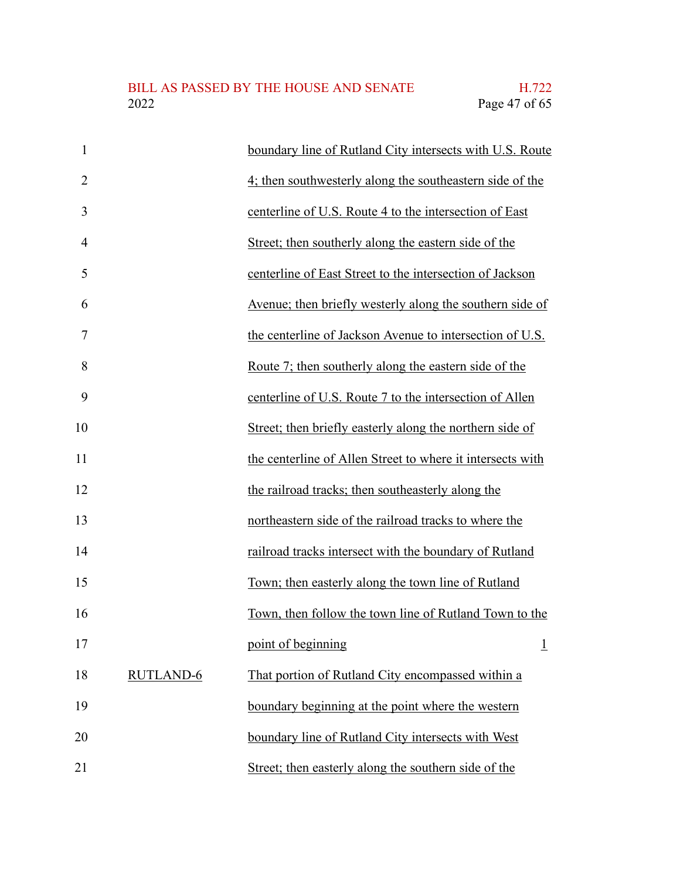| | | |
|---|---|---|
| | boundary line of Rutland City intersects with U.S. Route 4; then southwesterly along the southeastern side of the centerline of U.S. Route 4 to the intersection of East Street; then southerly along the eastern side of the centerline of East Street to the intersection of Jackson Avenue; then briefly westerly along the southern side of the centerline of Jackson Avenue to intersection of U.S. Route 7; then southerly along the eastern side of the centerline of U.S. Route 7 to the intersection of Allen Street; then briefly easterly along the northern side of the centerline of Allen Street to where it intersects with the railroad tracks; then southeasterly along the northeastern side of the railroad tracks to where the railroad tracks intersect with the boundary of Rutland Town; then easterly along the town line of Rutland Town, then follow the town line of Rutland Town to the point of beginning | 1 |
| RUTLAND-6 | That portion of Rutland City encompassed within a boundary beginning at the point where the western boundary line of Rutland City intersects with West Street; then easterly along the southern side of the | |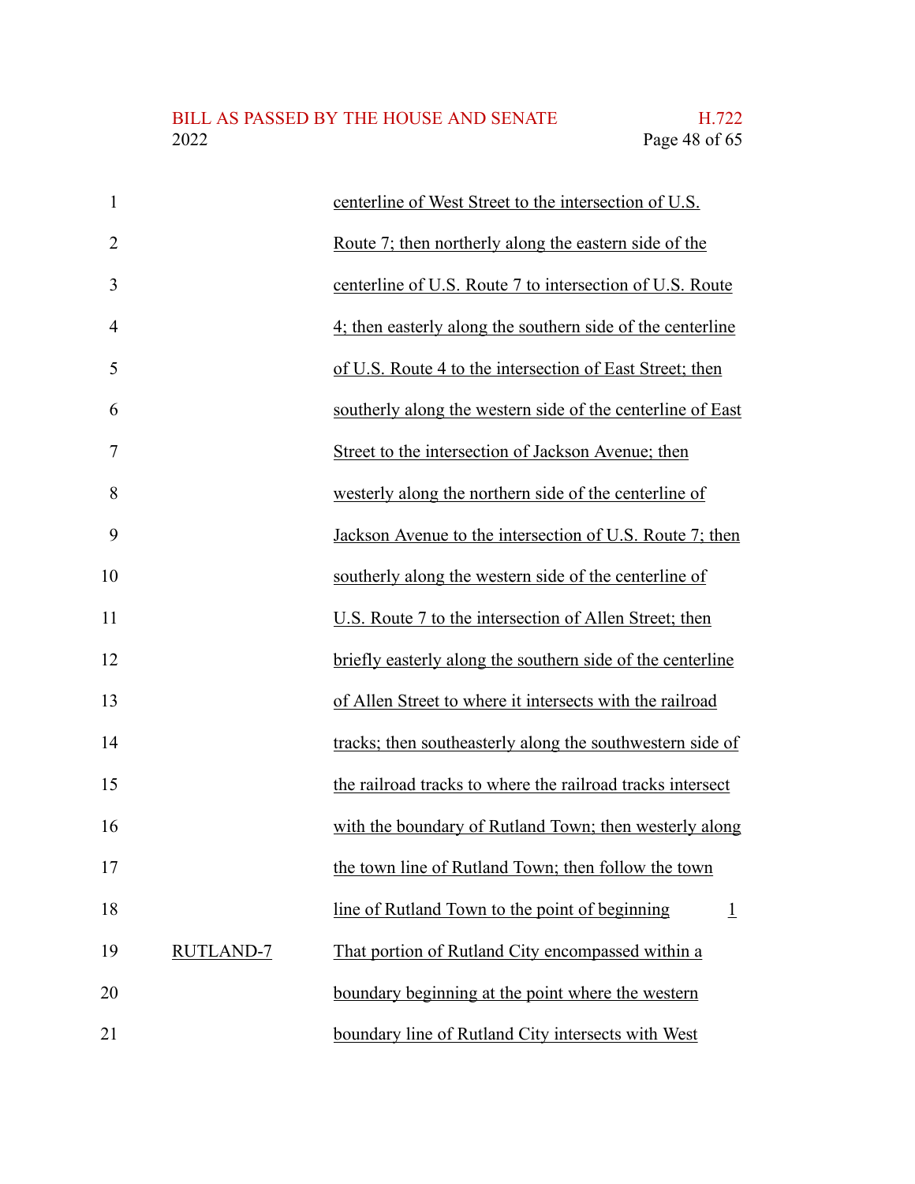| | | |
|---|---|---|
| | centerline of West Street to the intersection of U.S. Route 7; then northerly along the eastern side of the centerline of U.S. Route 7 to intersection of U.S. Route 4; then easterly along the southern side of the centerline of U.S. Route 4 to the intersection of East Street; then southerly along the western side of the centerline of East Street to the intersection of Jackson Avenue; then westerly along the northern side of the centerline of Jackson Avenue to the intersection of U.S. Route 7; then southerly along the western side of the centerline of U.S. Route 7 to the intersection of Allen Street; then briefly easterly along the southern side of the centerline of Allen Street to where it intersects with the railroad tracks; then southeasterly along the southwestern side of the railroad tracks to where the railroad tracks intersect with the boundary of Rutland Town; then westerly along the town line of Rutland Town; then follow the town line of Rutland Town to the point of beginning | 1 |
| RUTLAND-7 | That portion of Rutland City encompassed within a boundary beginning at the point where the western boundary line of Rutland City intersects with West | |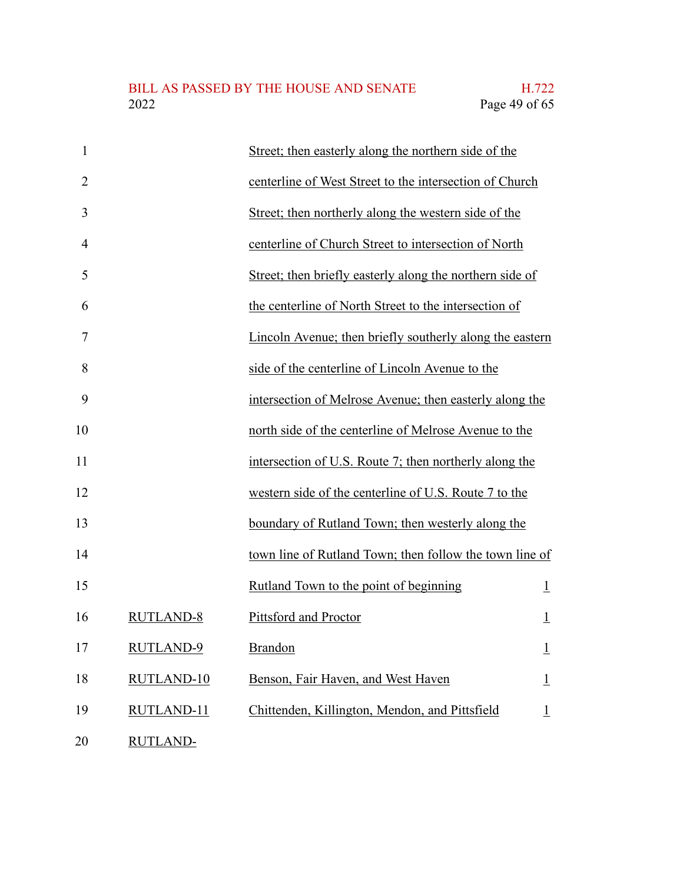| | | |
|---|---|---|
| | Street; then easterly along the northern side of the centerline of West Street to the intersection of Church Street; then northerly along the western side of the centerline of Church Street to intersection of North Street; then briefly easterly along the northern side of the centerline of North Street to the intersection of Lincoln Avenue; then briefly southerly along the eastern side of the centerline of Lincoln Avenue to the intersection of Melrose Avenue; then easterly along the north side of the centerline of Melrose Avenue to the intersection of U.S. Route 7; then northerly along the western side of the centerline of U.S. Route 7 to the boundary of Rutland Town; then westerly along the town line of Rutland Town; then follow the town line of Rutland Town to the point of beginning | 1 |
| RUTLAND-8 | Pittsford and Proctor | 1 |
| RUTLAND-9 | Brandon | 1 |
| RUTLAND-10 | Benson, Fair Haven, and West Haven | 1 |
| RUTLAND-11 | Chittenden, Killington, Mendon, and Pittsfield | 1 |
| RUTLAND- | | |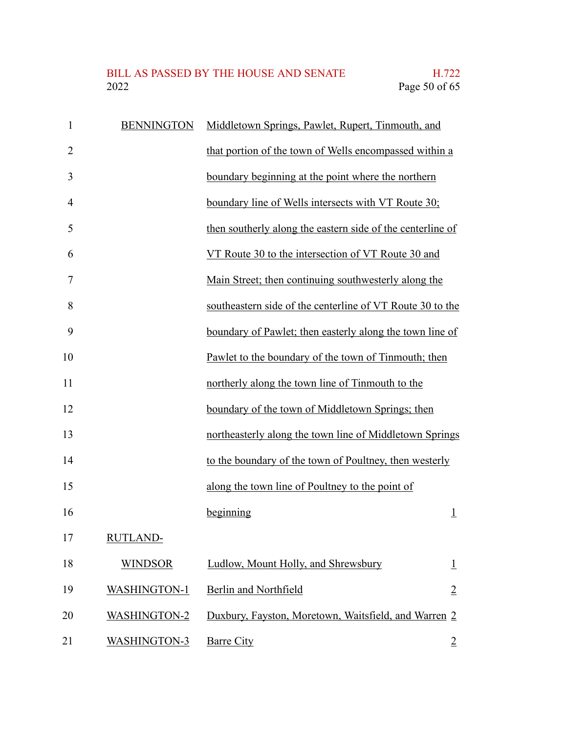| | | |
|---|---|---|
| BENNINGTON | Middletown Springs, Pawlet, Rupert, Tinmouth, and that portion of the town of Wells encompassed within a boundary beginning at the point where the northern boundary line of Wells intersects with VT Route 30; then southerly along the eastern side of the centerline of VT Route 30 to the intersection of VT Route 30 and Main Street; then continuing southwesterly along the southeastern side of the centerline of VT Route 30 to the boundary of Pawlet; then easterly along the town line of Pawlet to the boundary of the town of Tinmouth; then northerly along the town line of Tinmouth to the boundary of the town of Middletown Springs; then northeasterly along the town line of Middletown Springs to the boundary of the town of Poultney, then westerly along the town line of Poultney to the point of beginning | 1 |
| RUTLAND-WINDSOR | Ludlow, Mount Holly, and Shrewsbury | 1 |
| WASHINGTON-1 | Berlin and Northfield | 2 |
| WASHINGTON-2 | Duxbury, Fayston, Moretown, Waitsfield, and Warren | 2 |
| WASHINGTON-3 | Barre City | 2 |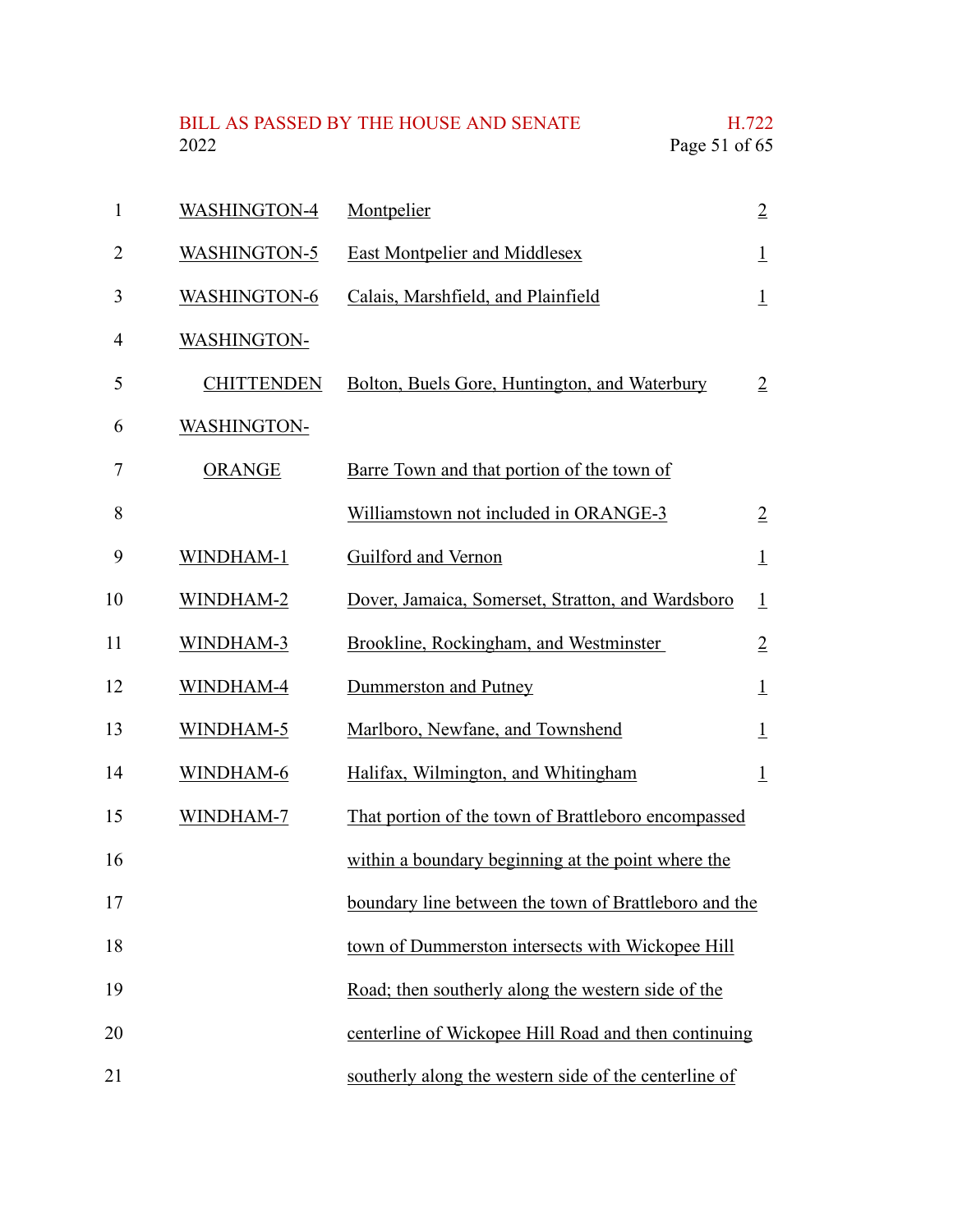| | | |
|---|---|---|
| WASHINGTON-4 | Montpelier | 2 |
| WASHINGTON-5 | East Montpelier and Middlesex | 1 |
| WASHINGTON-6 | Calais, Marshfield, and Plainfield | 1 |
| WASHINGTON-CHITTENDEN | Bolton, Buels Gore, Huntington, and Waterbury | 2 |
| WASHINGTON-ORANGE | Barre Town and that portion of the town of Williamstown not included in ORANGE-3 | 2 |
| WINDHAM-1 | Guilford and Vernon | 1 |
| WINDHAM-2 | Dover, Jamaica, Somerset, Stratton, and Wardsboro | 1 |
| WINDHAM-3 | Brookline, Rockingham, and Westminster | 2 |
| WINDHAM-4 | Dummerston and Putney | 1 |
| WINDHAM-5 | Marlboro, Newfane, and Townshend | 1 |
| WINDHAM-6 | Halifax, Wilmington, and Whitingham | 1 |
| WINDHAM-7 | That portion of the town of Brattleboro encompassed within a boundary beginning at the point where the boundary line between the town of Brattleboro and the town of Dummerston intersects with Wickopee Hill Road; then southerly along the western side of the centerline of Wickopee Hill Road and then continuing southerly along the western side of the centerline of | |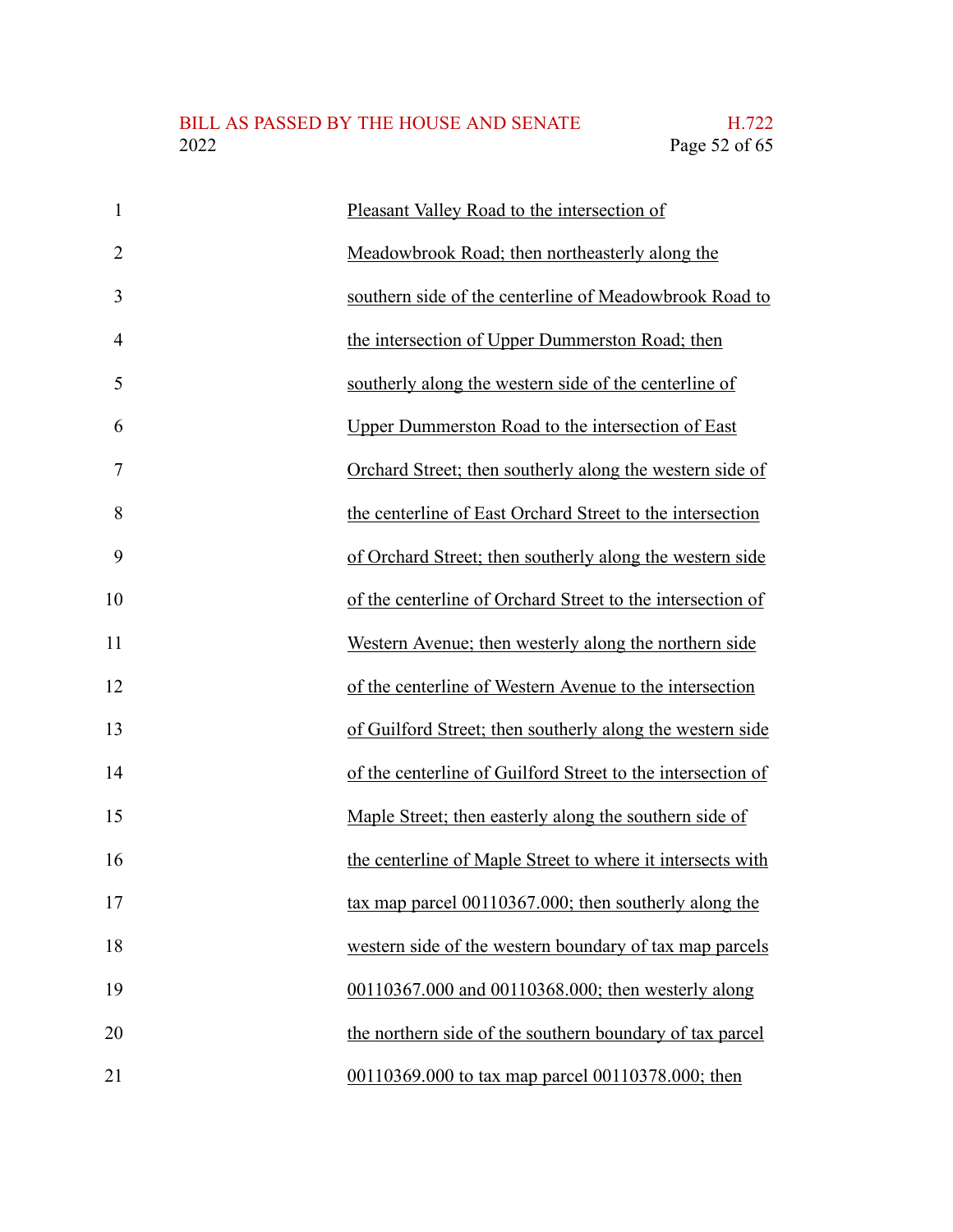Pleasant Valley Road to the intersection of Meadowbrook Road; then northeasterly along the southern side of the centerline of Meadowbrook Road to the intersection of Upper Dummerston Road; then southerly along the western side of the centerline of Upper Dummerston Road to the intersection of East Orchard Street; then southerly along the western side of the centerline of East Orchard Street to the intersection of Orchard Street; then southerly along the western side of the centerline of Orchard Street to the intersection of Western Avenue; then westerly along the northern side of the centerline of Western Avenue to the intersection of Guilford Street; then southerly along the western side of the centerline of Guilford Street to the intersection of Maple Street; then easterly along the southern side of the centerline of Maple Street to where it intersects with tax map parcel 00110367.000; then southerly along the western side of the western boundary of tax map parcels 00110367.000 and 00110368.000; then westerly along the northern side of the southern boundary of tax parcel 00110369.000 to tax map parcel 00110378.000; then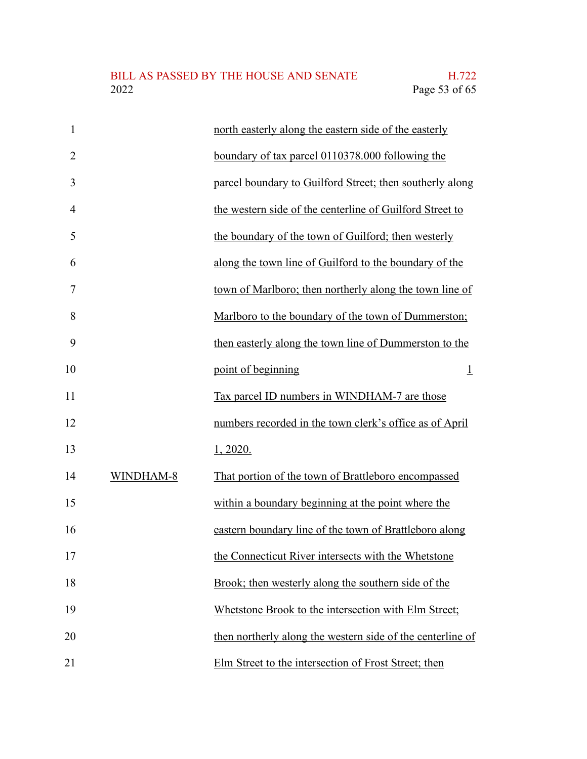| | | |
|---|---|---|
| | north easterly along the eastern side of the easterly boundary of tax parcel 0110378.000 following the parcel boundary to Guilford Street; then southerly along the western side of the centerline of Guilford Street to the boundary of the town of Guilford; then westerly along the town line of Guilford to the boundary of the town of Marlboro; then northerly along the town line of Marlboro to the boundary of the town of Dummerston; then easterly along the town line of Dummerston to the point of beginning | 1 |
| | Tax parcel ID numbers in WINDHAM-7 are those numbers recorded in the town clerk's office as of April 1, 2020. | |
| WINDHAM-8 | That portion of the town of Brattleboro encompassed within a boundary beginning at the point where the eastern boundary line of the town of Brattleboro along the Connecticut River intersects with the Whetstone Brook; then westerly along the southern side of the Whetstone Brook to the intersection with Elm Street; then northerly along the western side of the centerline of Elm Street to the intersection of Frost Street; then | |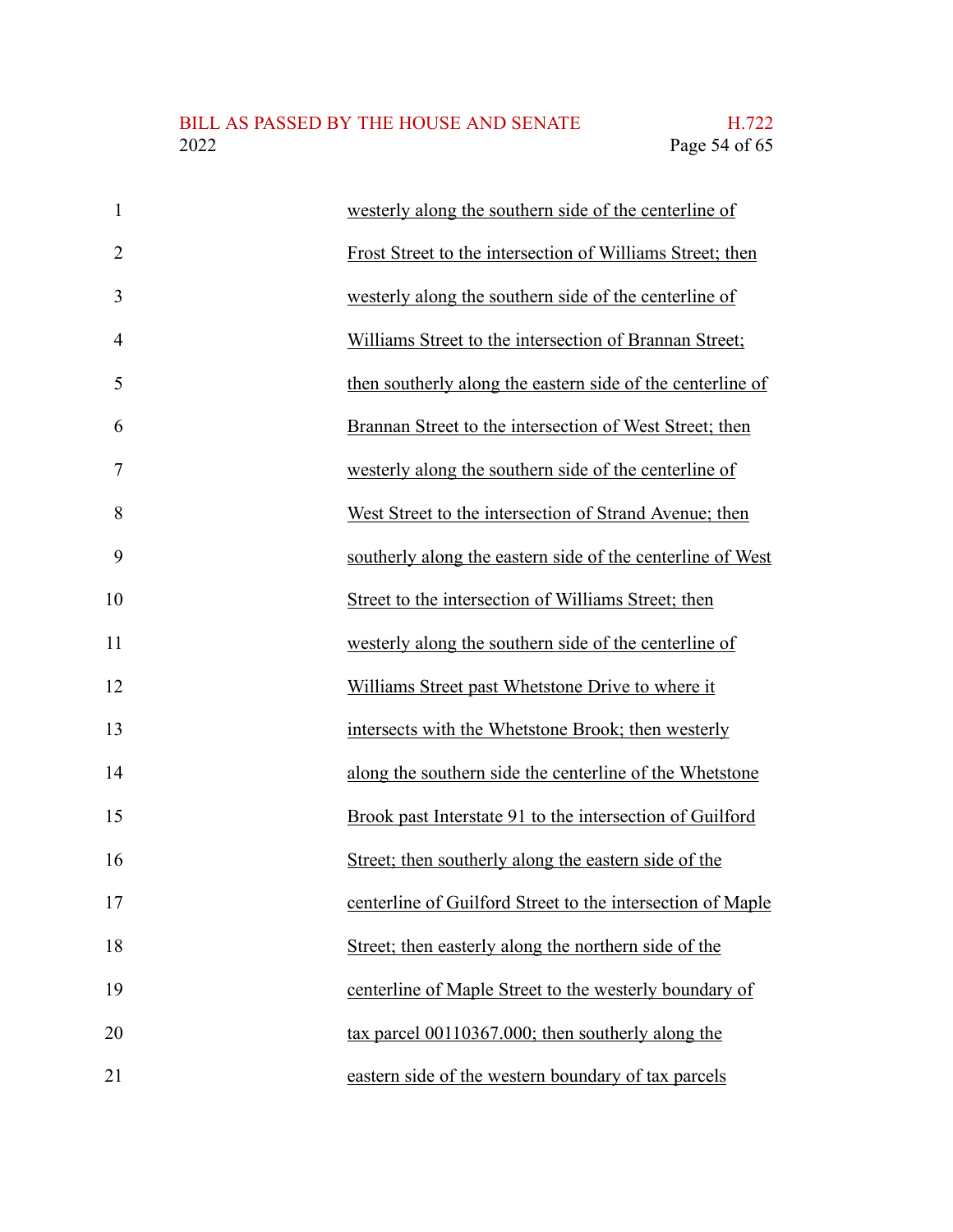westerly along the southern side of the centerline of Frost Street to the intersection of Williams Street; then westerly along the southern side of the centerline of Williams Street to the intersection of Brannan Street; then southerly along the eastern side of the centerline of Brannan Street to the intersection of West Street; then westerly along the southern side of the centerline of West Street to the intersection of Strand Avenue; then southerly along the eastern side of the centerline of West Street to the intersection of Williams Street; then westerly along the southern side of the centerline of Williams Street past Whetstone Drive to where it intersects with the Whetstone Brook; then westerly along the southern side the centerline of the Whetstone Brook past Interstate 91 to the intersection of Guilford Street; then southerly along the eastern side of the centerline of Guilford Street to the intersection of Maple Street; then easterly along the northern side of the centerline of Maple Street to the westerly boundary of tax parcel 00110367.000; then southerly along the eastern side of the western boundary of tax parcels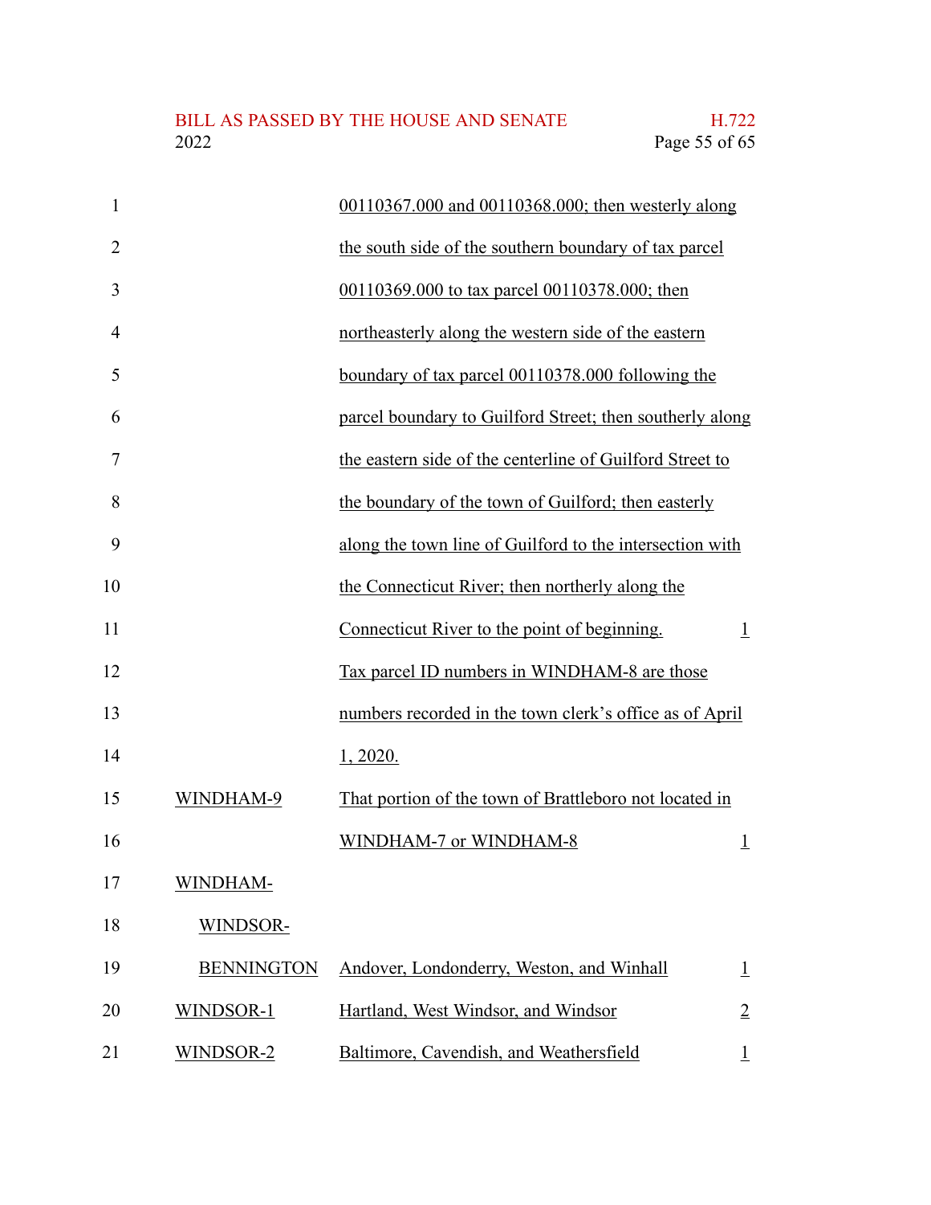| | | |
|---|---|---|
| | 00110367.000 and 00110368.000; then westerly along the south side of the southern boundary of tax parcel 00110369.000 to tax parcel 00110378.000; then northeasterly along the western side of the eastern boundary of tax parcel 00110378.000 following the parcel boundary to Guilford Street; then southerly along the eastern side of the centerline of Guilford Street to the boundary of the town of Guilford; then easterly along the town line of Guilford to the intersection with the Connecticut River; then northerly along the Connecticut River to the point of beginning. | 1 |
| | Tax parcel ID numbers in WINDHAM-8 are those numbers recorded in the town clerk's office as of April 1, 2020. | |
| WINDHAM-9 | That portion of the town of Brattleboro not located in WINDHAM-7 or WINDHAM-8 | 1 |
| WINDHAM-WINDSOR-BENNINGTON | Andover, Londonderry, Weston, and Winhall | 1 |
| WINDSOR-1 | Hartland, West Windsor, and Windsor | 2 |
| WINDSOR-2 | Baltimore, Cavendish, and Weathersfield | 1 |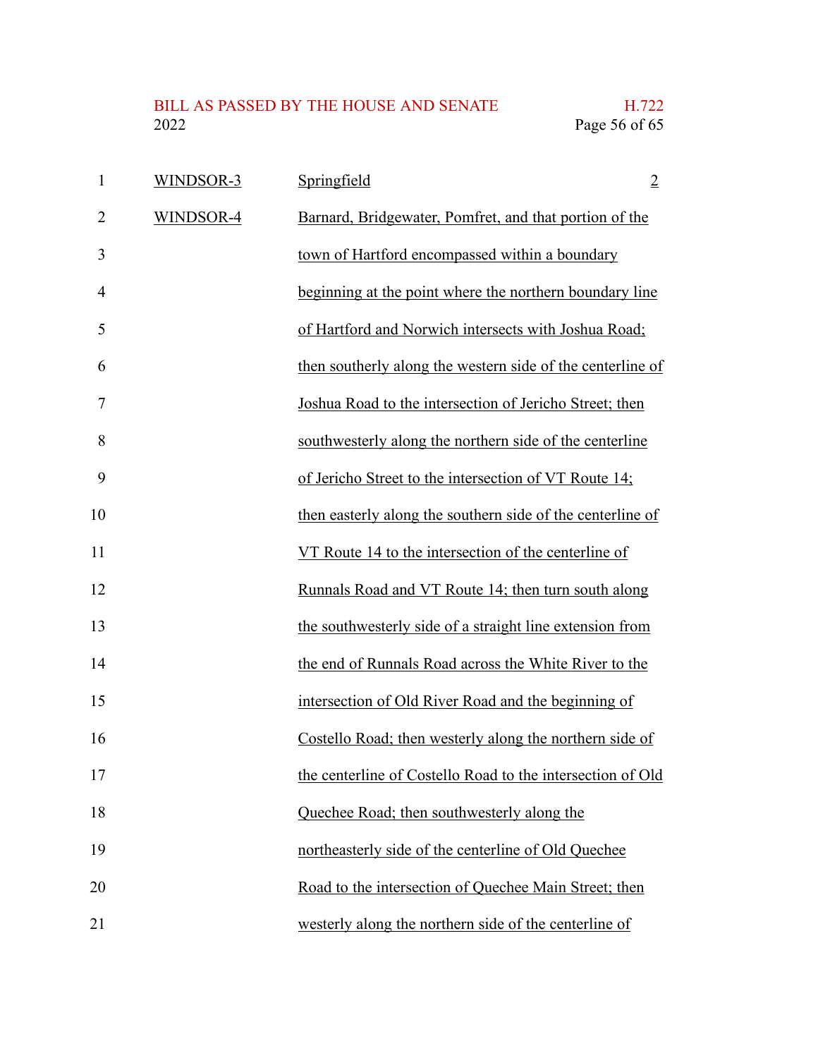| | | |
|---|---|---|
| WINDSOR-3 | Springfield | 2 |
| WINDSOR-4 | Barnard, Bridgewater, Pomfret, and that portion of the town of Hartford encompassed within a boundary beginning at the point where the northern boundary line of Hartford and Norwich intersects with Joshua Road; then southerly along the western side of the centerline of Joshua Road to the intersection of Jericho Street; then southwesterly along the northern side of the centerline of Jericho Street to the intersection of VT Route 14; then easterly along the southern side of the centerline of VT Route 14 to the intersection of the centerline of Runnals Road and VT Route 14; then turn south along the southwesterly side of a straight line extension from the end of Runnals Road across the White River to the intersection of Old River Road and the beginning of Costello Road; then westerly along the northern side of the centerline of Costello Road to the intersection of Old Quechee Road; then southwesterly along the northeasterly side of the centerline of Old Quechee Road to the intersection of Quechee Main Street; then westerly along the northern side of the centerline of | |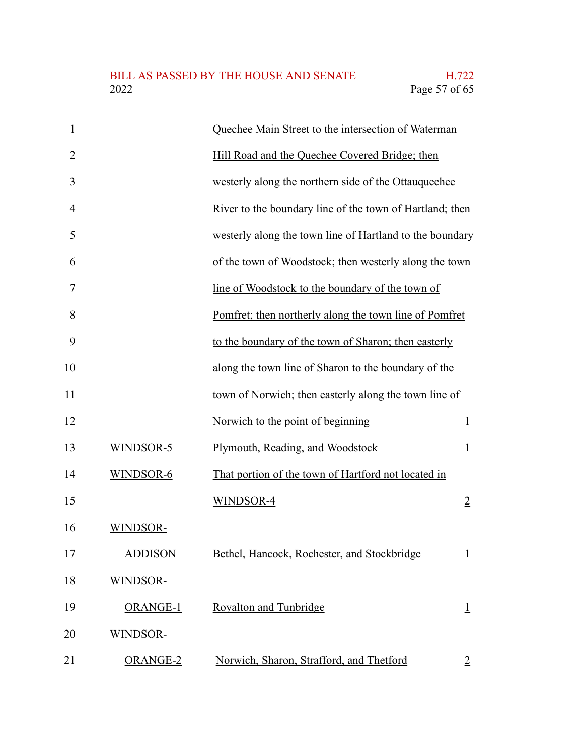| | | |
|---|---|---|
| | Quechee Main Street to the intersection of Waterman Hill Road and the Quechee Covered Bridge; then westerly along the northern side of the Ottauquechee River to the boundary line of the town of Hartland; then westerly along the town line of Hartland to the boundary of the town of Woodstock; then westerly along the town line of Woodstock to the boundary of the town of Pomfret; then northerly along the town line of Pomfret to the boundary of the town of Sharon; then easterly along the town line of Sharon to the boundary of the town of Norwich; then easterly along the town line of Norwich to the point of beginning | 1 |
| WINDSOR-5 | Plymouth, Reading, and Woodstock | 1 |
| WINDSOR-6 | That portion of the town of Hartford not located in WINDSOR-4 | 2 |
| WINDSOR-ADDISON | Bethel, Hancock, Rochester, and Stockbridge | 1 |
| WINDSOR-ORANGE-1 | Royalton and Tunbridge | 1 |
| WINDSOR-ORANGE-2 | Norwich, Sharon, Strafford, and Thetford | 2 |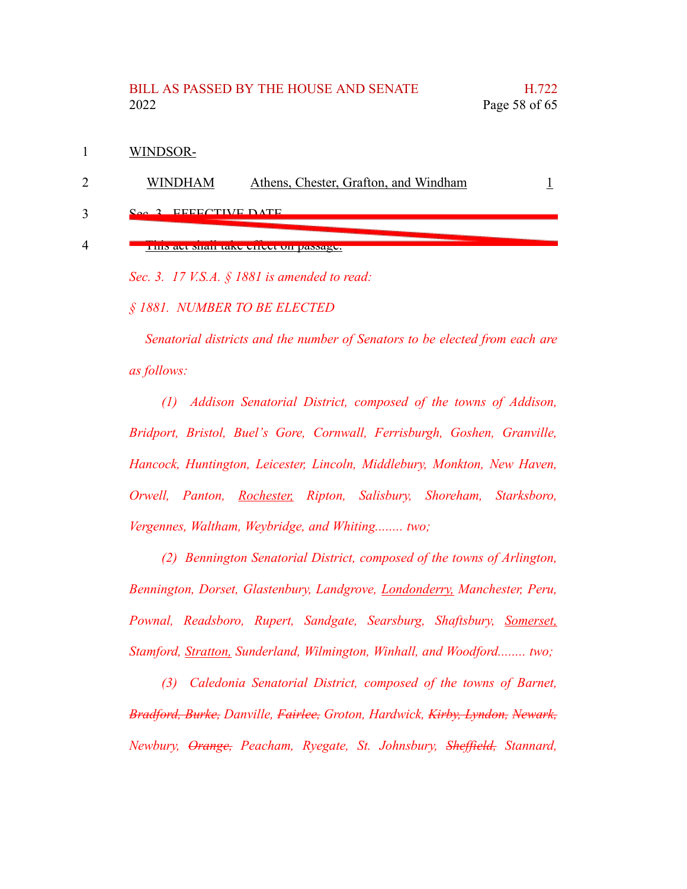WINDSOR-

WINDHAM Athens, Chester, Grafton, and Windham 1

~~Sec. 3. EFFECTIVE DATE~~

~~This act shall take effect on passage.~~

*Sec. 3. 17 V.S.A. § 1881 is amended to read:*

*§ 1881. NUMBER TO BE ELECTED*

*Senatorial districts and the number of Senators to be elected from each are as follows:*

*(1) Addison Senatorial District, composed of the towns of Addison, Bridport, Bristol, Buel's Gore, Cornwall, Ferrisburgh, Goshen, Granville, Hancock, Huntington, Leicester, Lincoln, Middlebury, Monkton, New Haven, Orwell, Panton, <u>Rochester,</u> Ripton, Salisbury, Shoreham, Starksboro, Vergennes, Waltham, Weybridge, and Whiting........ two;*

*(2) Bennington Senatorial District, composed of the towns of Arlington, Bennington, Dorset, Glastenbury, Landgrove, <u>Londonderry,</u> Manchester, Peru, Pownal, Readsboro, Rupert, Sandgate, Searsburg, Shaftsbury, <u>Somerset,</u> Stamford, <u>Stratton,</u> Sunderland, Wilmington, Winhall, and Woodford........ two;*

*(3) Caledonia Senatorial District, composed of the towns of Barnet, ~~Bradford, Burke,~~ Danville, ~~Fairlee,~~ Groton, Hardwick, ~~Kirby, Lyndon, Newark,~~ Newbury, ~~Orange,~~ Peacham, Ryegate, St. Johnsbury, ~~Sheffield,~~ Stannard,*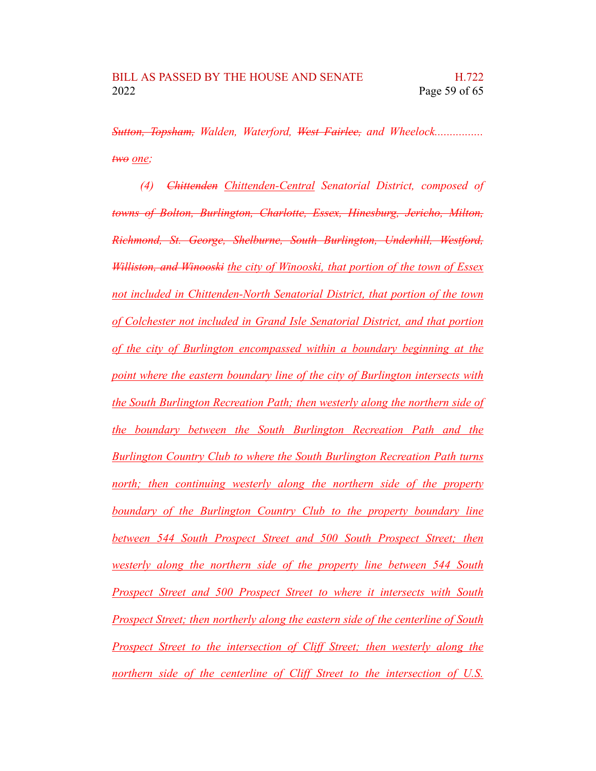~~*Sutton, Topsham,*~~ *Walden, Waterford,* ~~*West Fairlee,*~~ *and Wheelock................* ~~*two*~~ <u>*one*</u>*;*

*(4)* ~~*Chittenden*~~ <u>*Chittenden-Central*</u> *Senatorial District, composed of* ~~*towns of Bolton, Burlington, Charlotte, Essex, Hinesburg, Jericho, Milton, Richmond, St. George, Shelburne, South Burlington, Underhill, Westford, Williston, and Winooski*~~ <u>*the city of Winooski, that portion of the town of Essex not included in Chittenden-North Senatorial District, that portion of the town of Colchester not included in Grand Isle Senatorial District, and that portion of the city of Burlington encompassed within a boundary beginning at the point where the eastern boundary line of the city of Burlington intersects with the South Burlington Recreation Path; then westerly along the northern side of the boundary between the South Burlington Recreation Path and the Burlington Country Club to where the South Burlington Recreation Path turns north; then continuing westerly along the northern side of the property boundary of the Burlington Country Club to the property boundary line between 544 South Prospect Street and 500 South Prospect Street; then westerly along the northern side of the property line between 544 South Prospect Street and 500 Prospect Street to where it intersects with South Prospect Street; then northerly along the eastern side of the centerline of South Prospect Street to the intersection of Cliff Street; then westerly along the northern side of the centerline of Cliff Street to the intersection of U.S.*</u>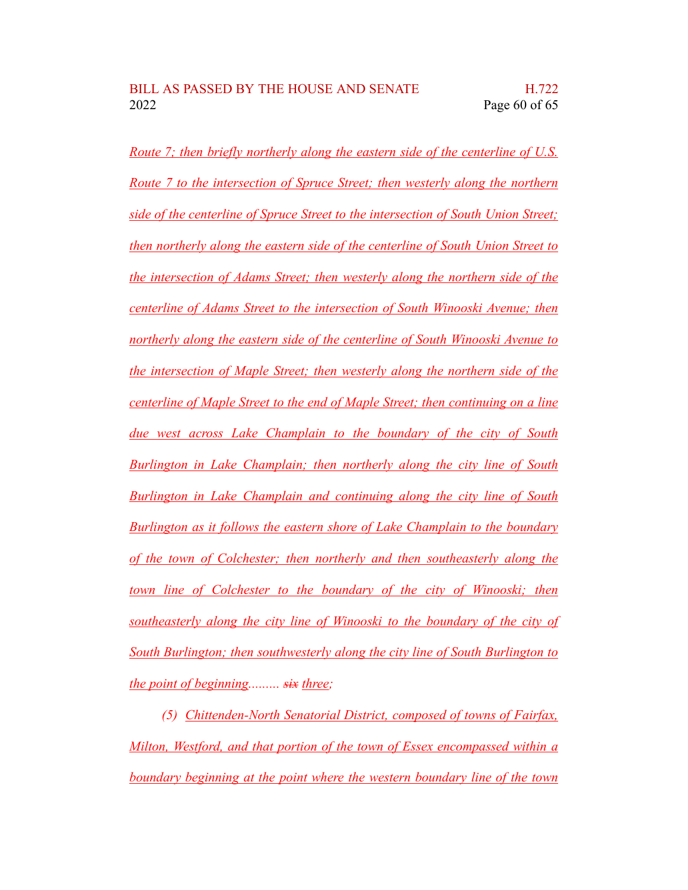Route 7; then briefly northerly along the eastern side of the centerline of U.S. Route 7 to the intersection of Spruce Street; then westerly along the northern side of the centerline of Spruce Street to the intersection of South Union Street; then northerly along the eastern side of the centerline of South Union Street to the intersection of Adams Street; then westerly along the northern side of the centerline of Adams Street to the intersection of South Winooski Avenue; then northerly along the eastern side of the centerline of South Winooski Avenue to the intersection of Maple Street; then westerly along the northern side of the centerline of Maple Street to the end of Maple Street; then continuing on a line due west across Lake Champlain to the boundary of the city of South Burlington in Lake Champlain; then northerly along the city line of South Burlington in Lake Champlain and continuing along the city line of South Burlington as it follows the eastern shore of Lake Champlain to the boundary of the town of Colchester; then northerly and then southeasterly along the town line of Colchester to the boundary of the city of Winooski; then southeasterly along the city line of Winooski to the boundary of the city of South Burlington; then southwesterly along the city line of South Burlington to the point of beginning......... ~~six~~ three;

(5) Chittenden-North Senatorial District, composed of towns of Fairfax, Milton, Westford, and that portion of the town of Essex encompassed within a boundary beginning at the point where the western boundary line of the town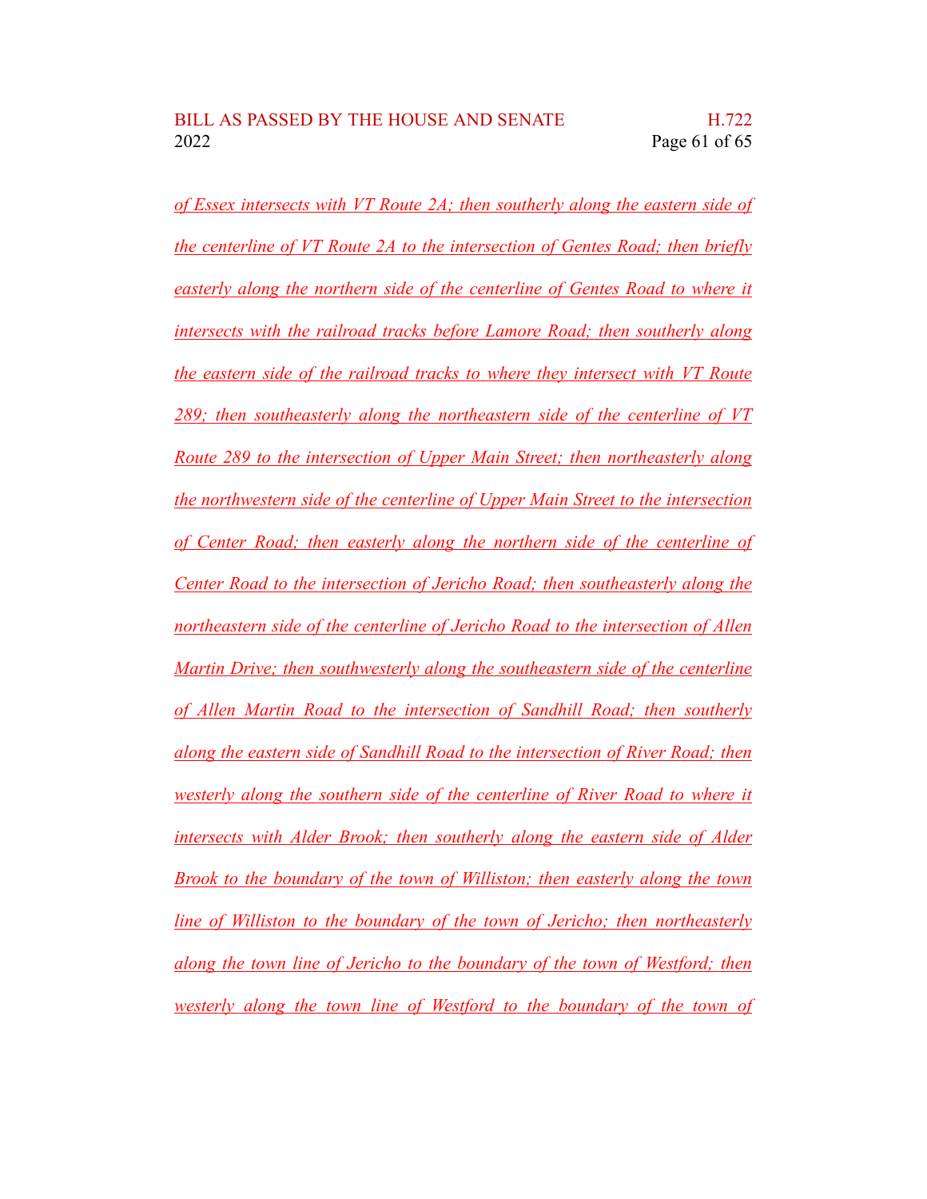*of Essex intersects with VT Route 2A; then southerly along the eastern side of the centerline of VT Route 2A to the intersection of Gentes Road; then briefly easterly along the northern side of the centerline of Gentes Road to where it intersects with the railroad tracks before Lamore Road; then southerly along the eastern side of the railroad tracks to where they intersect with VT Route 289; then southeasterly along the northeastern side of the centerline of VT Route 289 to the intersection of Upper Main Street; then northeasterly along the northwestern side of the centerline of Upper Main Street to the intersection of Center Road; then easterly along the northern side of the centerline of Center Road to the intersection of Jericho Road; then southeasterly along the northeastern side of the centerline of Jericho Road to the intersection of Allen Martin Drive; then southwesterly along the southeastern side of the centerline of Allen Martin Road to the intersection of Sandhill Road; then southerly along the eastern side of Sandhill Road to the intersection of River Road; then westerly along the southern side of the centerline of River Road to where it intersects with Alder Brook; then southerly along the eastern side of Alder Brook to the boundary of the town of Williston; then easterly along the town line of Williston to the boundary of the town of Jericho; then northeasterly along the town line of Jericho to the boundary of the town of Westford; then westerly along the town line of Westford to the boundary of the town of*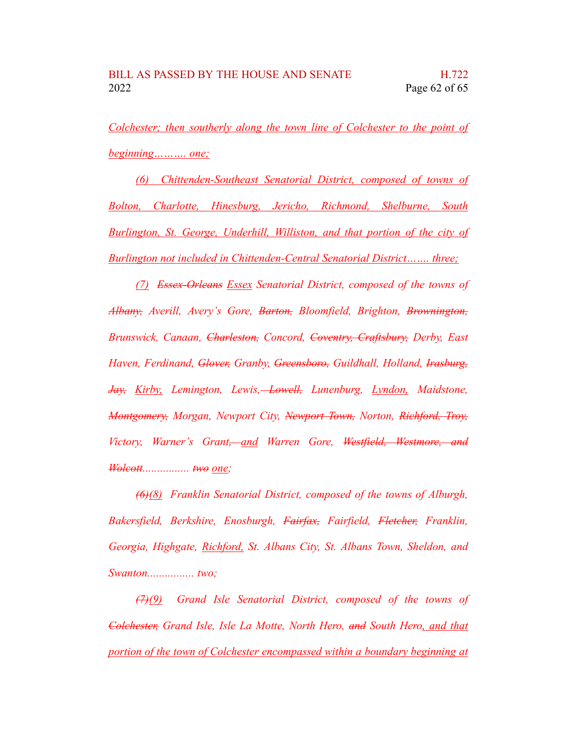Colchester; then southerly along the town line of Colchester to the point of beginning………. one;

(6) Chittenden-Southeast Senatorial District, composed of towns of Bolton, Charlotte, Hinesburg, Jericho, Richmond, Shelburne, South Burlington, St. George, Underhill, Williston, and that portion of the city of Burlington not included in Chittenden-Central Senatorial District……. three;

(7) ~~Essex-Orleans~~ Essex Senatorial District, composed of the towns of ~~Albany,~~ Averill, Avery's Gore, ~~Barton,~~ Bloomfield, Brighton, ~~Brownington,~~ Brunswick, Canaan, ~~Charleston,~~ Concord, ~~Coventry, Craftsbury,~~ Derby, East Haven, Ferdinand, ~~Glover,~~ Granby, ~~Greensboro,~~ Guildhall, Holland, ~~Irasburg, Jay,~~ Kirby, Lemington, Lewis, ~~Lowell,~~ Lunenburg, Lyndon, Maidstone, ~~Montgomery,~~ Morgan, Newport City, ~~Newport Town,~~ Norton, ~~Richford, Troy,~~ Victory, Warner's Grant, and Warren Gore, ~~Westfield, Westmore, and Wolcott~~................ ~~two~~ one;

~~(6)~~(8) Franklin Senatorial District, composed of the towns of Alburgh, Bakersfield, Berkshire, Enosburgh, ~~Fairfax,~~ Fairfield, ~~Fletcher,~~ Franklin, Georgia, Highgate, Richford, St. Albans City, St. Albans Town, Sheldon, and Swanton................ two;

~~(7)~~(9) Grand Isle Senatorial District, composed of the towns of ~~Colchester,~~ Grand Isle, Isle La Motte, North Hero, ~~and~~ South Hero, and that portion of the town of Colchester encompassed within a boundary beginning at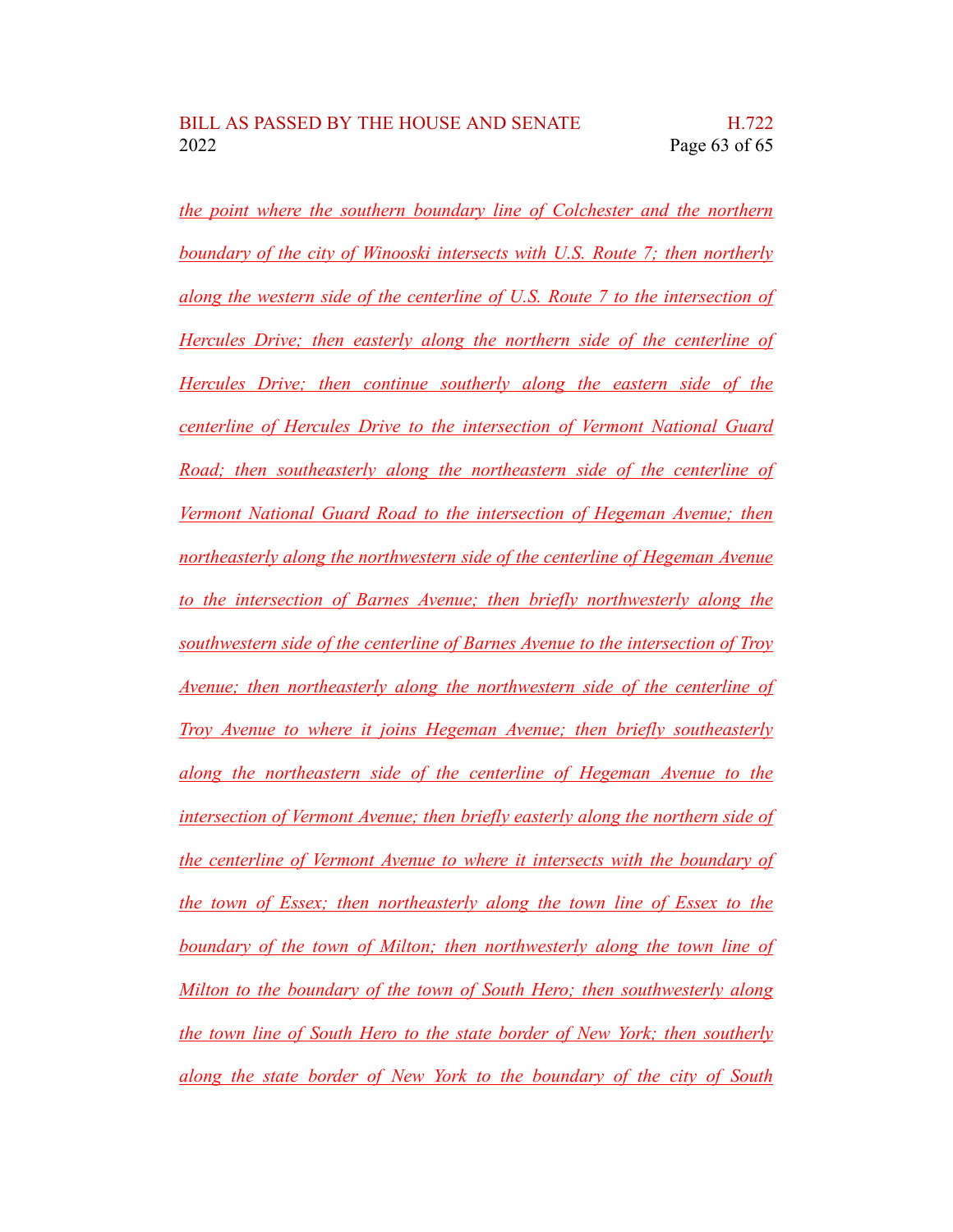*the point where the southern boundary line of Colchester and the northern boundary of the city of Winooski intersects with U.S. Route 7; then northerly along the western side of the centerline of U.S. Route 7 to the intersection of Hercules Drive; then easterly along the northern side of the centerline of Hercules Drive; then continue southerly along the eastern side of the centerline of Hercules Drive to the intersection of Vermont National Guard Road; then southeasterly along the northeastern side of the centerline of Vermont National Guard Road to the intersection of Hegeman Avenue; then northeasterly along the northwestern side of the centerline of Hegeman Avenue to the intersection of Barnes Avenue; then briefly northwesterly along the southwestern side of the centerline of Barnes Avenue to the intersection of Troy Avenue; then northeasterly along the northwestern side of the centerline of Troy Avenue to where it joins Hegeman Avenue; then briefly southeasterly along the northeastern side of the centerline of Hegeman Avenue to the intersection of Vermont Avenue; then briefly easterly along the northern side of the centerline of Vermont Avenue to where it intersects with the boundary of the town of Essex; then northeasterly along the town line of Essex to the boundary of the town of Milton; then northwesterly along the town line of Milton to the boundary of the town of South Hero; then southwesterly along the town line of South Hero to the state border of New York; then southerly along the state border of New York to the boundary of the city of South*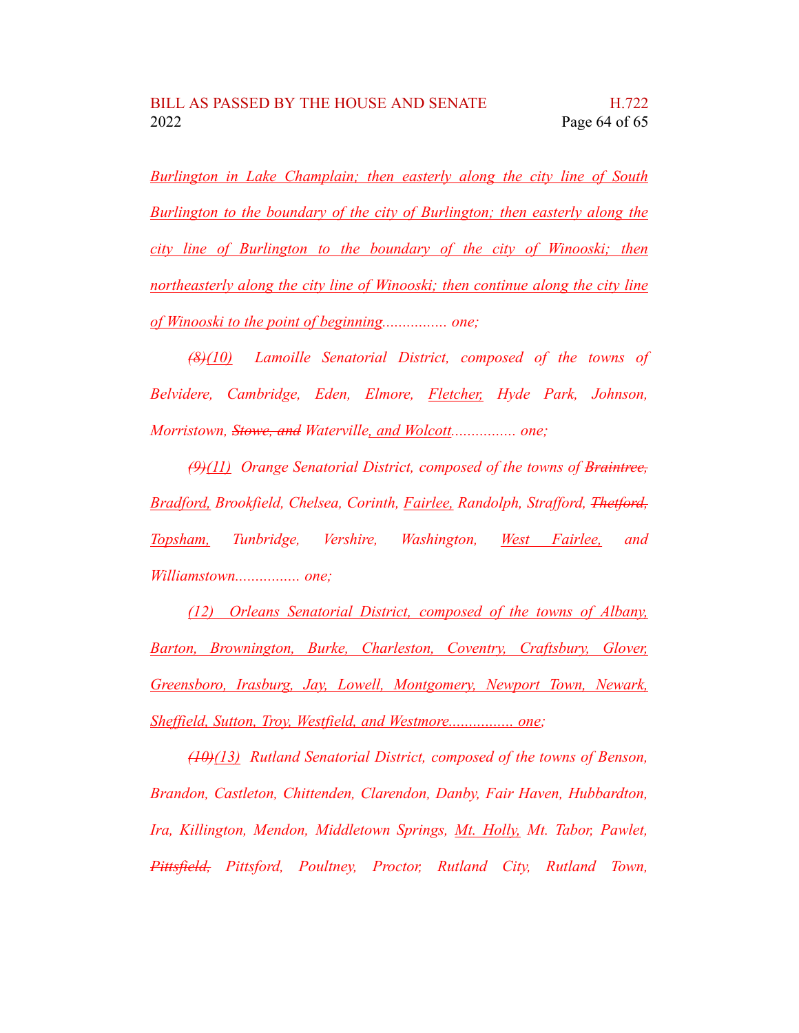*Burlington in Lake Champlain; then easterly along the city line of South Burlington to the boundary of the city of Burlington; then easterly along the city line of Burlington to the boundary of the city of Winooski; then northeasterly along the city line of Winooski; then continue along the city line of Winooski to the point of beginning................ one;*

*~~(8)~~(10) Lamoille Senatorial District, composed of the towns of Belvidere, Cambridge, Eden, Elmore, Fletcher, Hyde Park, Johnson, Morristown, ~~Stowe, and~~ Waterville, and Wolcott................ one;*

*~~(9)~~(11) Orange Senatorial District, composed of the towns of ~~Braintree,~~ Bradford, Brookfield, Chelsea, Corinth, Fairlee, Randolph, Strafford, ~~Thetford,~~ Topsham, Tunbridge, Vershire, Washington, West Fairlee, and Williamstown................ one;*

*(12) Orleans Senatorial District, composed of the towns of Albany, Barton, Brownington, Burke, Charleston, Coventry, Craftsbury, Glover, Greensboro, Irasburg, Jay, Lowell, Montgomery, Newport Town, Newark, Sheffield, Sutton, Troy, Westfield, and Westmore................ one;*

*~~(10)~~(13) Rutland Senatorial District, composed of the towns of Benson, Brandon, Castleton, Chittenden, Clarendon, Danby, Fair Haven, Hubbardton, Ira, Killington, Mendon, Middletown Springs, Mt. Holly, Mt. Tabor, Pawlet, ~~Pittsfield,~~ Pittsford, Poultney, Proctor, Rutland City, Rutland Town,*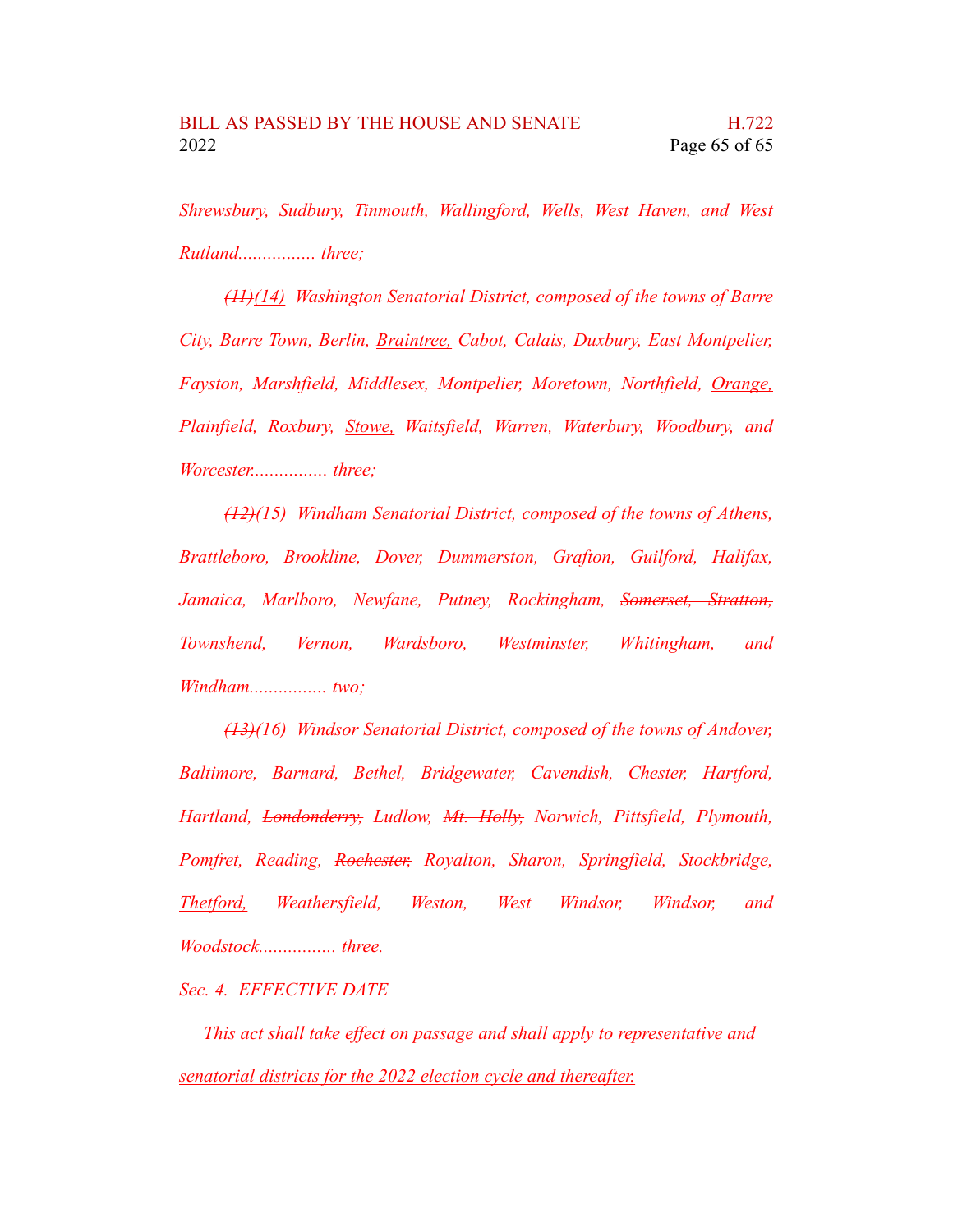*Shrewsbury, Sudbury, Tinmouth, Wallingford, Wells, West Haven, and West Rutland................ three;*

*~~(11)~~<u>(14)</u> Washington Senatorial District, composed of the towns of Barre City, Barre Town, Berlin, <u>Braintree,</u> Cabot, Calais, Duxbury, East Montpelier, Fayston, Marshfield, Middlesex, Montpelier, Moretown, Northfield, <u>Orange,</u> Plainfield, Roxbury, <u>Stowe,</u> Waitsfield, Warren, Waterbury, Woodbury, and Worcester................ three;*

*~~(12)~~<u>(15)</u> Windham Senatorial District, composed of the towns of Athens, Brattleboro, Brookline, Dover, Dummerston, Grafton, Guilford, Halifax, Jamaica, Marlboro, Newfane, Putney, Rockingham, ~~Somerset, Stratton,~~ Townshend, Vernon, Wardsboro, Westminster, Whitingham, and Windham................ two;*

*~~(13)~~<u>(16)</u> Windsor Senatorial District, composed of the towns of Andover, Baltimore, Barnard, Bethel, Bridgewater, Cavendish, Chester, Hartford, Hartland, ~~Londonderry,~~ Ludlow, ~~Mt. Holly,~~ Norwich, <u>Pittsfield,</u> Plymouth, Pomfret, Reading, ~~Rochester,~~ Royalton, Sharon, Springfield, Stockbridge, <u>Thetford,</u> Weathersfield, Weston, West Windsor, Windsor, and Woodstock................ three.*

*Sec. 4. EFFECTIVE DATE*

*<u>This act shall take effect on passage and shall apply to representative and senatorial districts for the 2022 election cycle and thereafter.</u>*